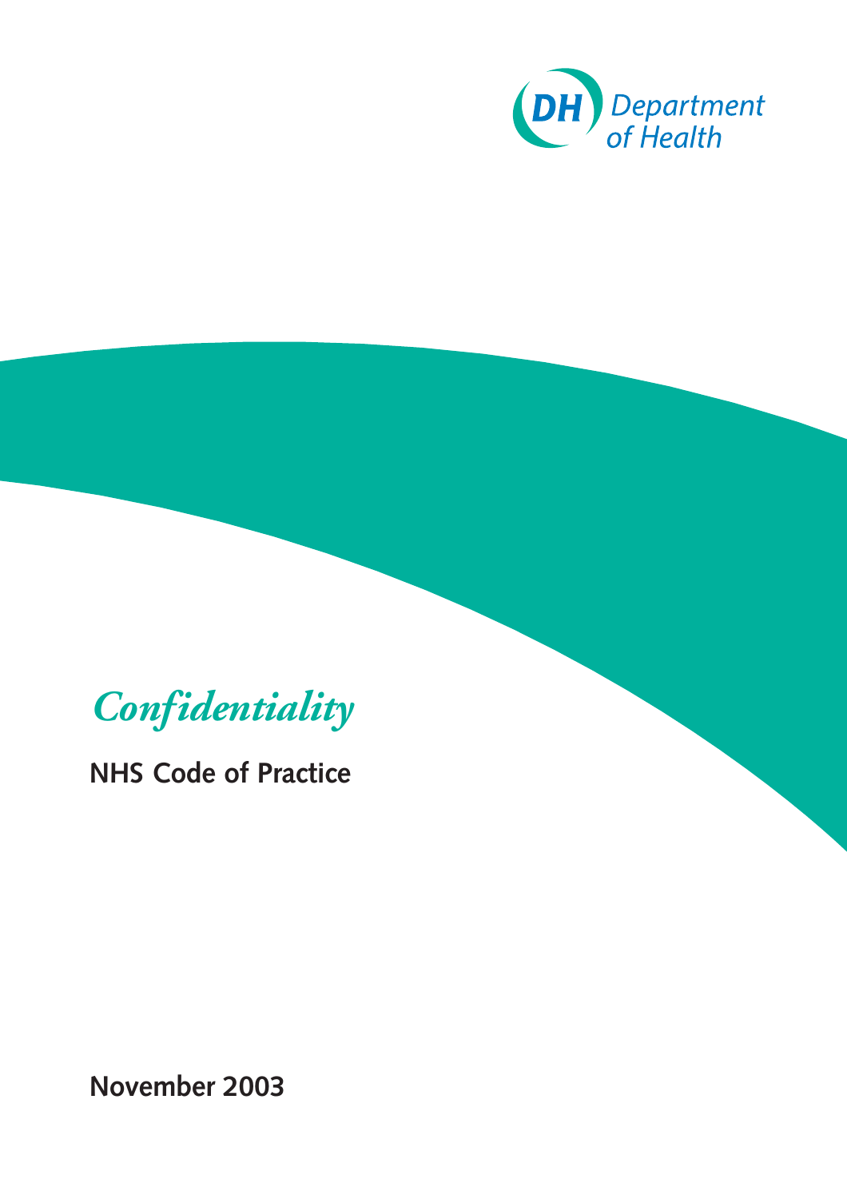Department of Health

# *Confidentiality*

## NHS Code of Practice

**November 2003**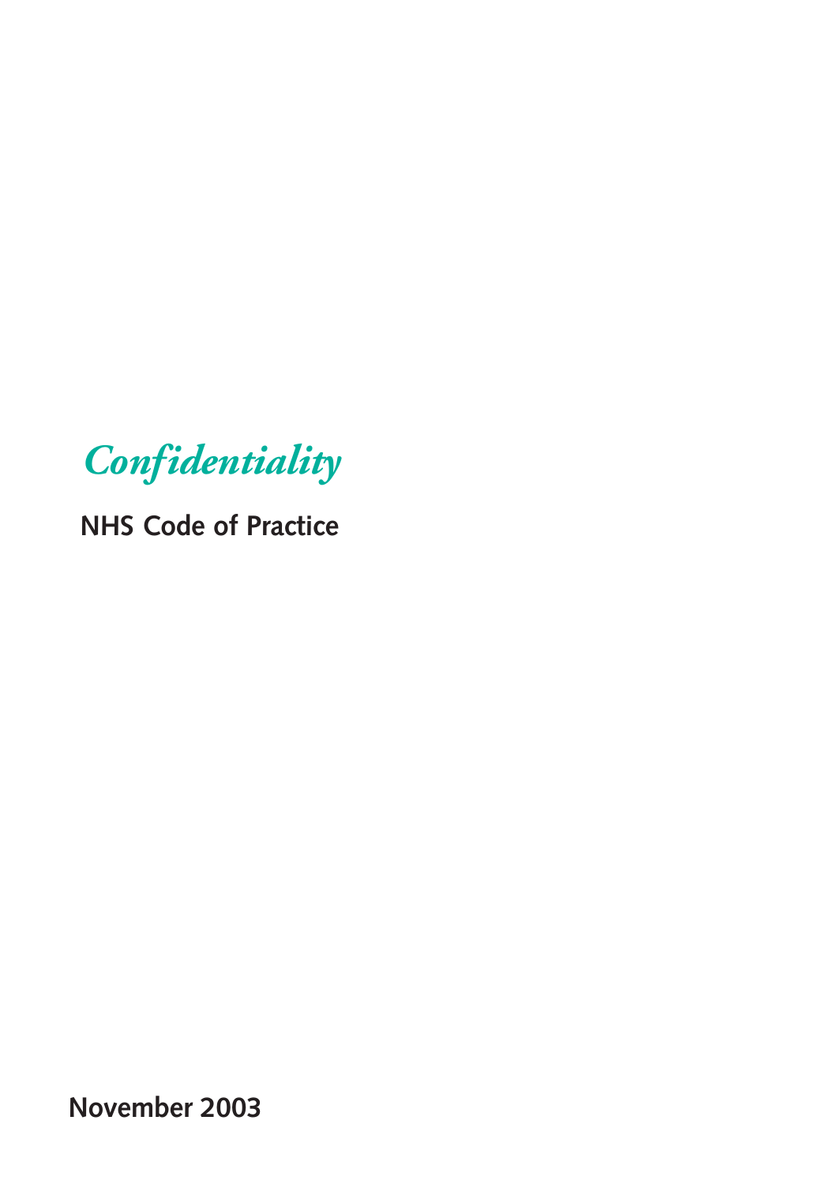# *Confidentiality*

## NHS Code of Practice

**November 2003**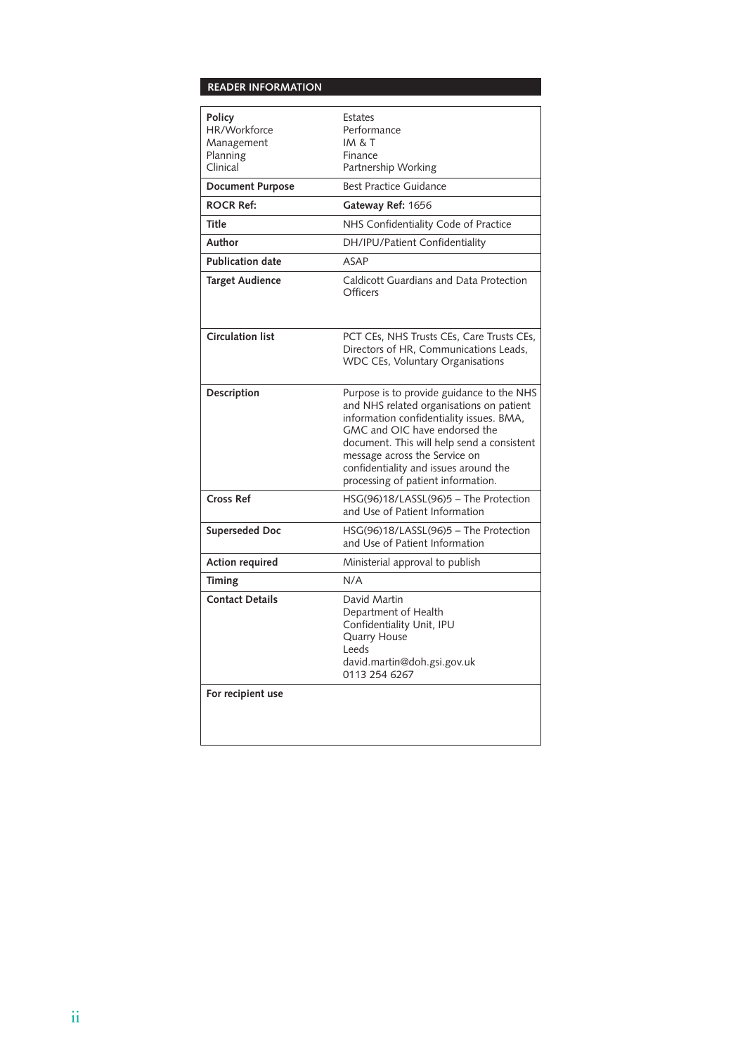## READER INFORMATION

| | |
|---|---|
| **Policy**<br>HR/Workforce<br>Management<br>Planning<br>Clinical | Estates<br>Performance<br>IM & T<br>Finance<br>Partnership Working |
| **Document Purpose** | Best Practice Guidance |
| **ROCR Ref:** | **Gateway Ref:** 1656 |
| **Title** | NHS Confidentiality Code of Practice |
| **Author** | DH/IPU/Patient Confidentiality |
| **Publication date** | ASAP |
| **Target Audience** | Caldicott Guardians and Data Protection Officers |
| **Circulation list** | PCT CEs, NHS Trusts CEs, Care Trusts CEs, Directors of HR, Communications Leads, WDC CEs, Voluntary Organisations |
| **Description** | Purpose is to provide guidance to the NHS and NHS related organisations on patient information confidentiality issues. BMA, GMC and OIC have endorsed the document. This will help send a consistent message across the Service on confidentiality and issues around the processing of patient information. |
| **Cross Ref** | HSG(96)18/LASSL(96)5 – The Protection and Use of Patient Information |
| **Superseded Doc** | HSG(96)18/LASSL(96)5 – The Protection and Use of Patient Information |
| **Action required** | Ministerial approval to publish |
| **Timing** | N/A |
| **Contact Details** | David Martin<br>Department of Health<br>Confidentiality Unit, IPU<br>Quarry House<br>Leeds<br>david.martin@doh.gsi.gov.uk<br>0113 254 6267 |
| **For recipient use** | |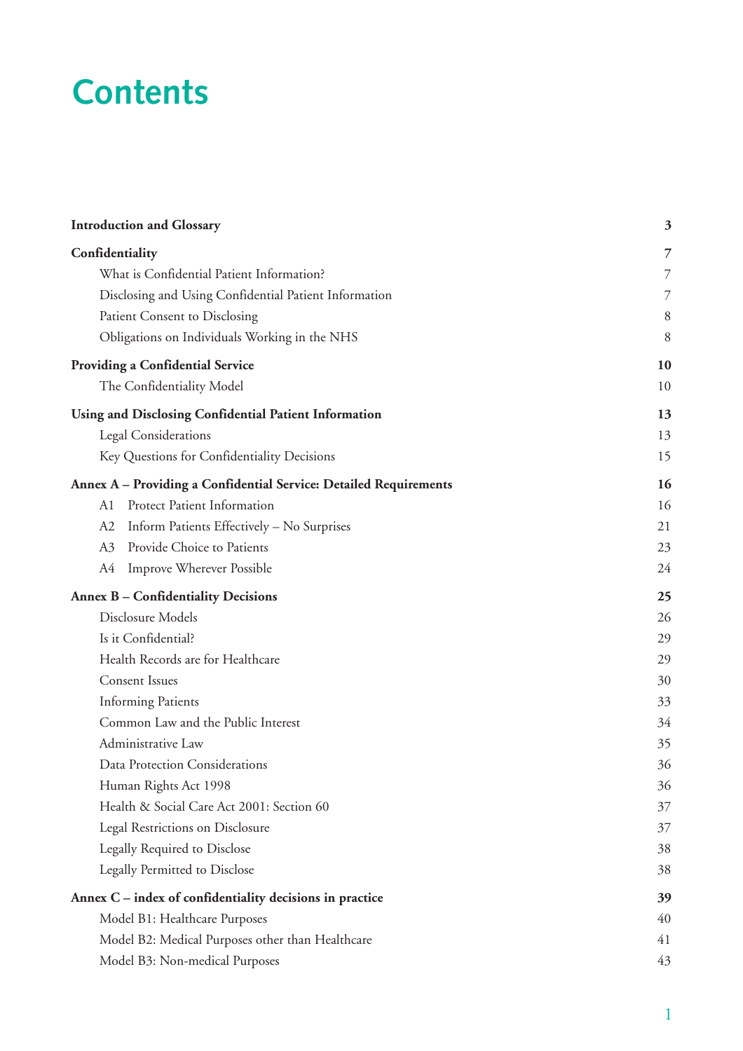# Contents

| | |
|---|---|
| **Introduction and Glossary** | **3** |
| **Confidentiality** | **7** |
| What is Confidential Patient Information? | 7 |
| Disclosing and Using Confidential Patient Information | 7 |
| Patient Consent to Disclosing | 8 |
| Obligations on Individuals Working in the NHS | 8 |
| **Providing a Confidential Service** | **10** |
| The Confidentiality Model | 10 |
| **Using and Disclosing Confidential Patient Information** | **13** |
| Legal Considerations | 13 |
| Key Questions for Confidentiality Decisions | 15 |
| **Annex A – Providing a Confidential Service: Detailed Requirements** | **16** |
| A1 Protect Patient Information | 16 |
| A2 Inform Patients Effectively – No Surprises | 21 |
| A3 Provide Choice to Patients | 23 |
| A4 Improve Wherever Possible | 24 |
| **Annex B – Confidentiality Decisions** | **25** |
| Disclosure Models | 26 |
| Is it Confidential? | 29 |
| Health Records are for Healthcare | 29 |
| Consent Issues | 30 |
| Informing Patients | 33 |
| Common Law and the Public Interest | 34 |
| Administrative Law | 35 |
| Data Protection Considerations | 36 |
| Human Rights Act 1998 | 36 |
| Health & Social Care Act 2001: Section 60 | 37 |
| Legal Restrictions on Disclosure | 37 |
| Legally Required to Disclose | 38 |
| Legally Permitted to Disclose | 38 |
| **Annex C – index of confidentiality decisions in practice** | **39** |
| Model B1: Healthcare Purposes | 40 |
| Model B2: Medical Purposes other than Healthcare | 41 |
| Model B3: Non-medical Purposes | 43 |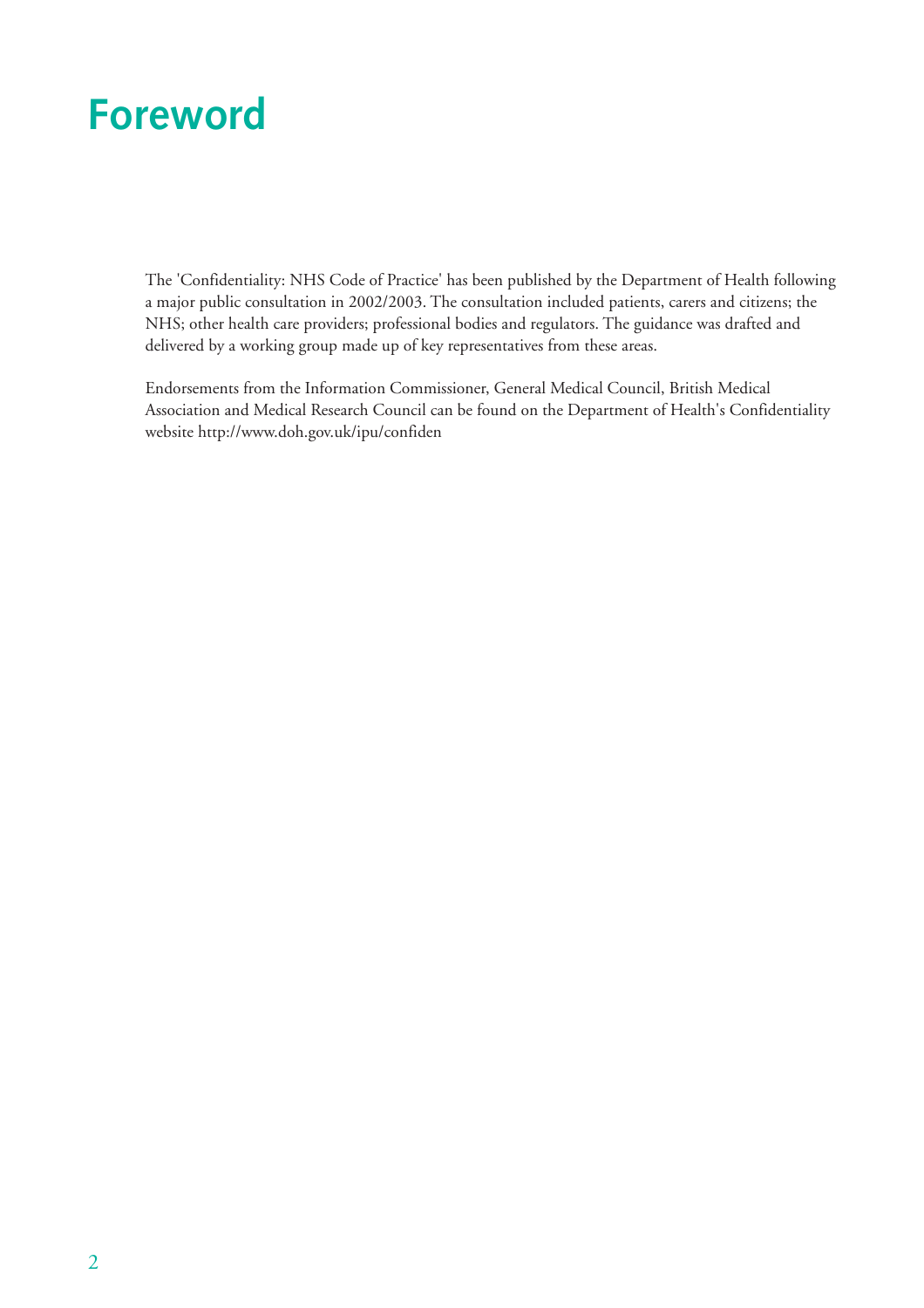# Foreword

The 'Confidentiality: NHS Code of Practice' has been published by the Department of Health following a major public consultation in 2002/2003. The consultation included patients, carers and citizens; the NHS; other health care providers; professional bodies and regulators. The guidance was drafted and delivered by a working group made up of key representatives from these areas.

Endorsements from the Information Commissioner, General Medical Council, British Medical Association and Medical Research Council can be found on the Department of Health's Confidentiality website http://www.doh.gov.uk/ipu/confiden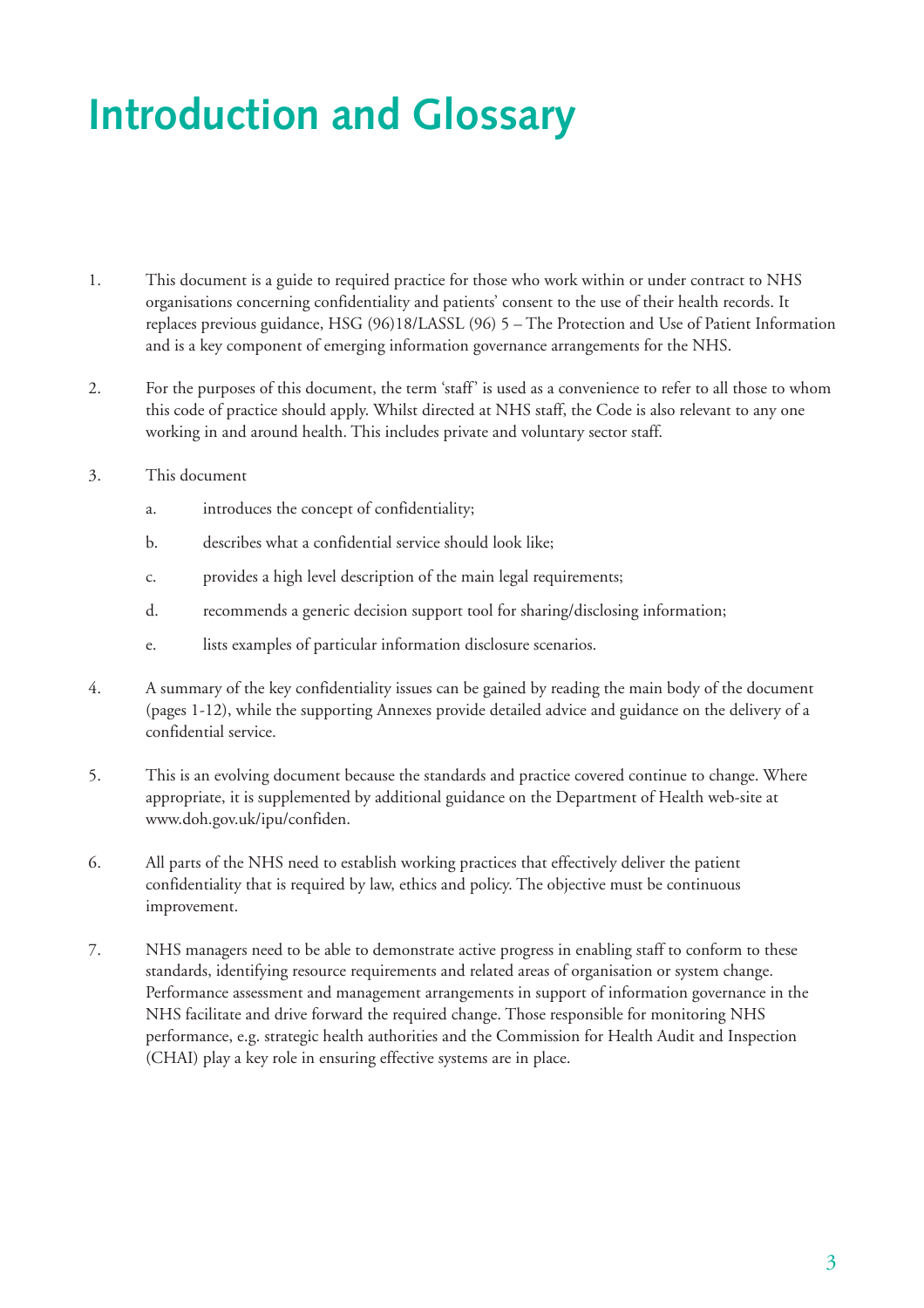# Introduction and Glossary

1. This document is a guide to required practice for those who work within or under contract to NHS organisations concerning confidentiality and patients' consent to the use of their health records. It replaces previous guidance, HSG (96)18/LASSL (96) 5 – The Protection and Use of Patient Information and is a key component of emerging information governance arrangements for the NHS.

2. For the purposes of this document, the term 'staff' is used as a convenience to refer to all those to whom this code of practice should apply. Whilst directed at NHS staff, the Code is also relevant to any one working in and around health. This includes private and voluntary sector staff.

3. This document
   a. introduces the concept of confidentiality;
   b. describes what a confidential service should look like;
   c. provides a high level description of the main legal requirements;
   d. recommends a generic decision support tool for sharing/disclosing information;
   e. lists examples of particular information disclosure scenarios.

4. A summary of the key confidentiality issues can be gained by reading the main body of the document (pages 1-12), while the supporting Annexes provide detailed advice and guidance on the delivery of a confidential service.

5. This is an evolving document because the standards and practice covered continue to change. Where appropriate, it is supplemented by additional guidance on the Department of Health web-site at www.doh.gov.uk/ipu/confiden.

6. All parts of the NHS need to establish working practices that effectively deliver the patient confidentiality that is required by law, ethics and policy. The objective must be continuous improvement.

7. NHS managers need to be able to demonstrate active progress in enabling staff to conform to these standards, identifying resource requirements and related areas of organisation or system change. Performance assessment and management arrangements in support of information governance in the NHS facilitate and drive forward the required change. Those responsible for monitoring NHS performance, e.g. strategic health authorities and the Commission for Health Audit and Inspection (CHAI) play a key role in ensuring effective systems are in place.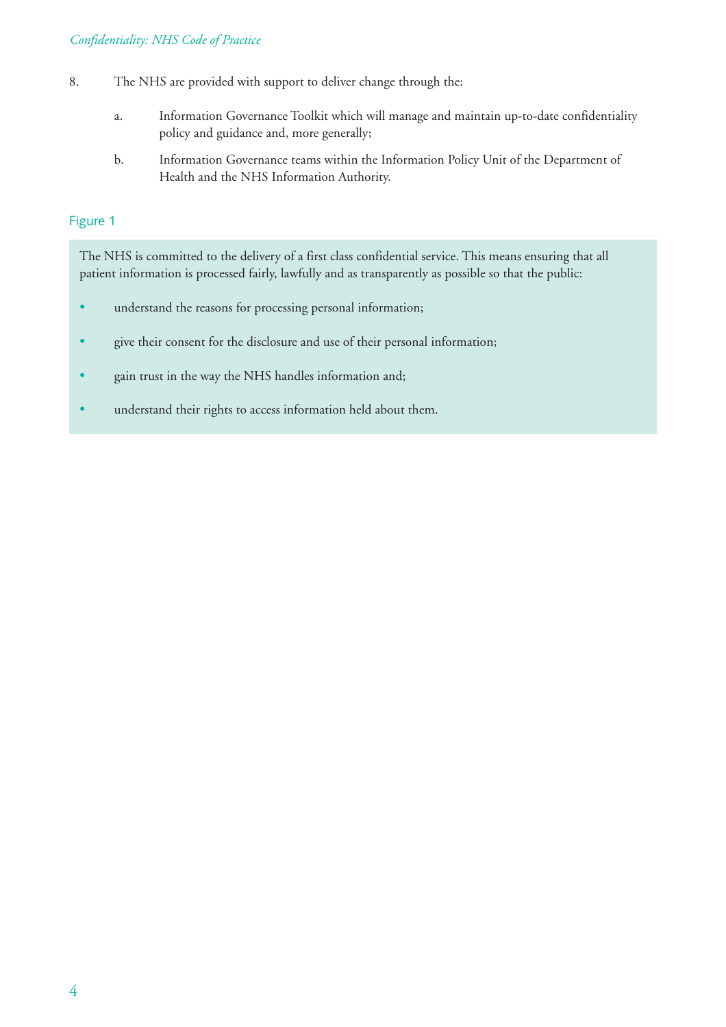8. The NHS are provided with support to deliver change through the:

   a. Information Governance Toolkit which will manage and maintain up-to-date confidentiality policy and guidance and, more generally;

   b. Information Governance teams within the Information Policy Unit of the Department of Health and the NHS Information Authority.

### Figure 1

The NHS is committed to the delivery of a first class confidential service. This means ensuring that all patient information is processed fairly, lawfully and as transparently as possible so that the public:

- understand the reasons for processing personal information;
- give their consent for the disclosure and use of their personal information;
- gain trust in the way the NHS handles information and;
- understand their rights to access information held about them.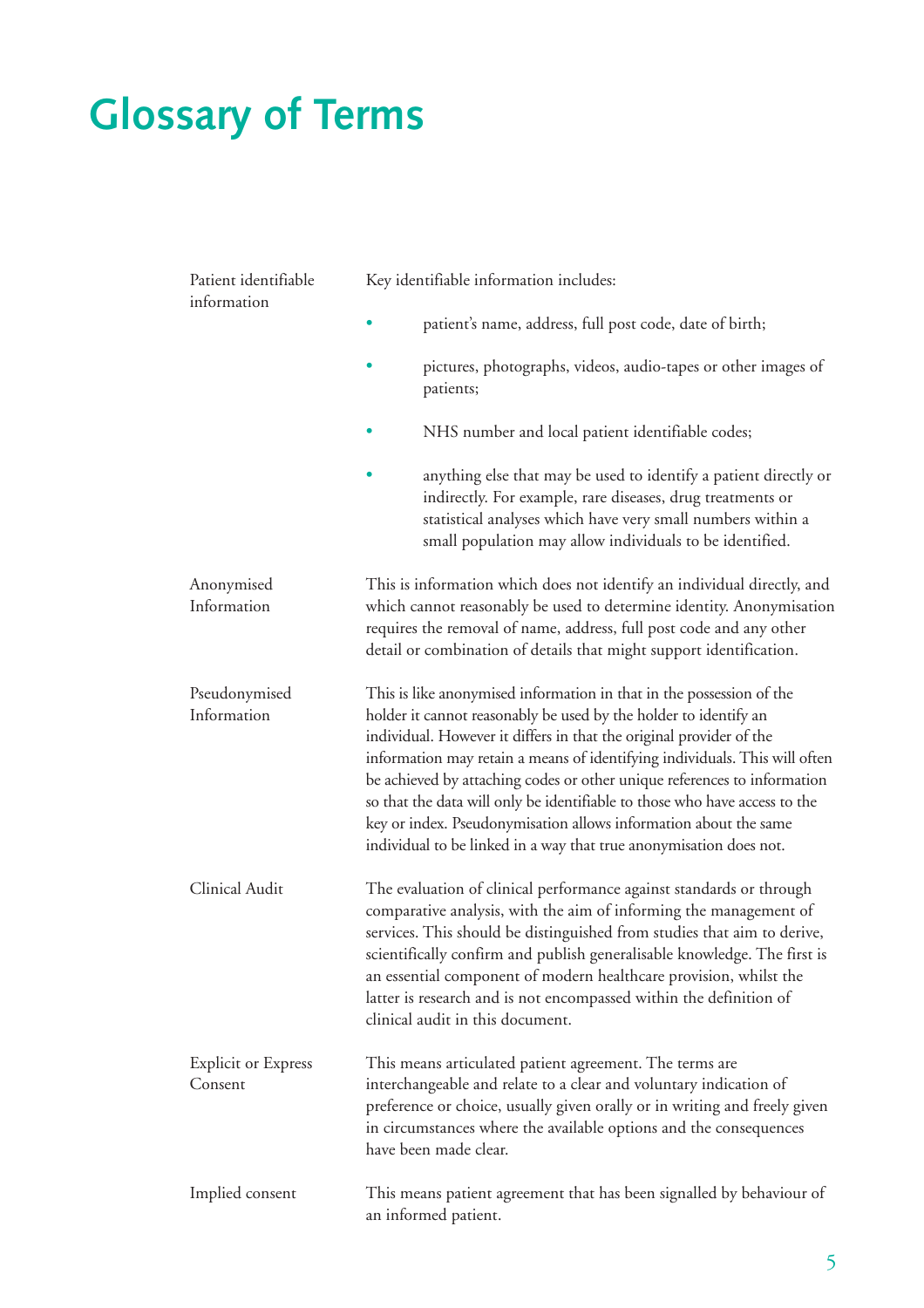# Glossary of Terms

| | |
|---|---|
| Patient identifiable information | Key identifiable information includes:<br>• patient's name, address, full post code, date of birth;<br>• pictures, photographs, videos, audio-tapes or other images of patients;<br>• NHS number and local patient identifiable codes;<br>• anything else that may be used to identify a patient directly or indirectly. For example, rare diseases, drug treatments or statistical analyses which have very small numbers within a small population may allow individuals to be identified. |
| Anonymised Information | This is information which does not identify an individual directly, and which cannot reasonably be used to determine identity. Anonymisation requires the removal of name, address, full post code and any other detail or combination of details that might support identification. |
| Pseudonymised Information | This is like anonymised information in that in the possession of the holder it cannot reasonably be used by the holder to identify an individual. However it differs in that the original provider of the information may retain a means of identifying individuals. This will often be achieved by attaching codes or other unique references to information so that the data will only be identifiable to those who have access to the key or index. Pseudonymisation allows information about the same individual to be linked in a way that true anonymisation does not. |
| Clinical Audit | The evaluation of clinical performance against standards or through comparative analysis, with the aim of informing the management of services. This should be distinguished from studies that aim to derive, scientifically confirm and publish generalisable knowledge. The first is an essential component of modern healthcare provision, whilst the latter is research and is not encompassed within the definition of clinical audit in this document. |
| Explicit or Express Consent | This means articulated patient agreement. The terms are interchangeable and relate to a clear and voluntary indication of preference or choice, usually given orally or in writing and freely given in circumstances where the available options and the consequences have been made clear. |
| Implied consent | This means patient agreement that has been signalled by behaviour of an informed patient. |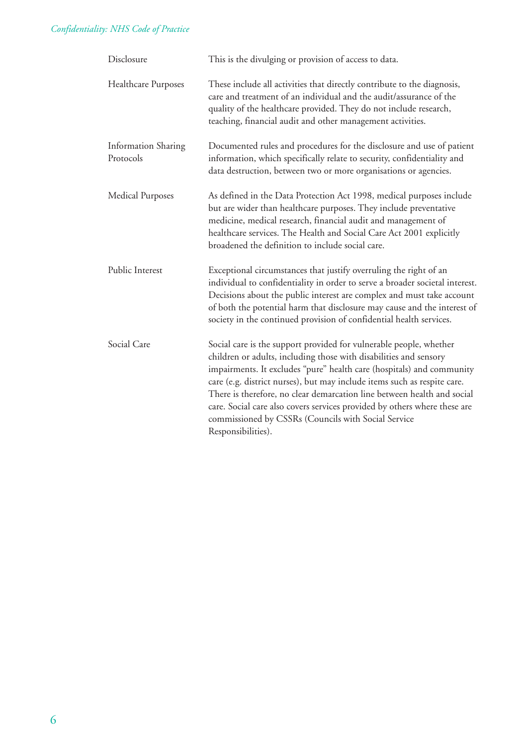| | |
|---|---|
| Disclosure | This is the divulging or provision of access to data. |
| Healthcare Purposes | These include all activities that directly contribute to the diagnosis, care and treatment of an individual and the audit/assurance of the quality of the healthcare provided. They do not include research, teaching, financial audit and other management activities. |
| Information Sharing Protocols | Documented rules and procedures for the disclosure and use of patient information, which specifically relate to security, confidentiality and data destruction, between two or more organisations or agencies. |
| Medical Purposes | As defined in the Data Protection Act 1998, medical purposes include but are wider than healthcare purposes. They include preventative medicine, medical research, financial audit and management of healthcare services. The Health and Social Care Act 2001 explicitly broadened the definition to include social care. |
| Public Interest | Exceptional circumstances that justify overruling the right of an individual to confidentiality in order to serve a broader societal interest. Decisions about the public interest are complex and must take account of both the potential harm that disclosure may cause and the interest of society in the continued provision of confidential health services. |
| Social Care | Social care is the support provided for vulnerable people, whether children or adults, including those with disabilities and sensory impairments. It excludes "pure" health care (hospitals) and community care (e.g. district nurses), but may include items such as respite care. There is therefore, no clear demarcation line between health and social care. Social care also covers services provided by others where these are commissioned by CSSRs (Councils with Social Service Responsibilities). |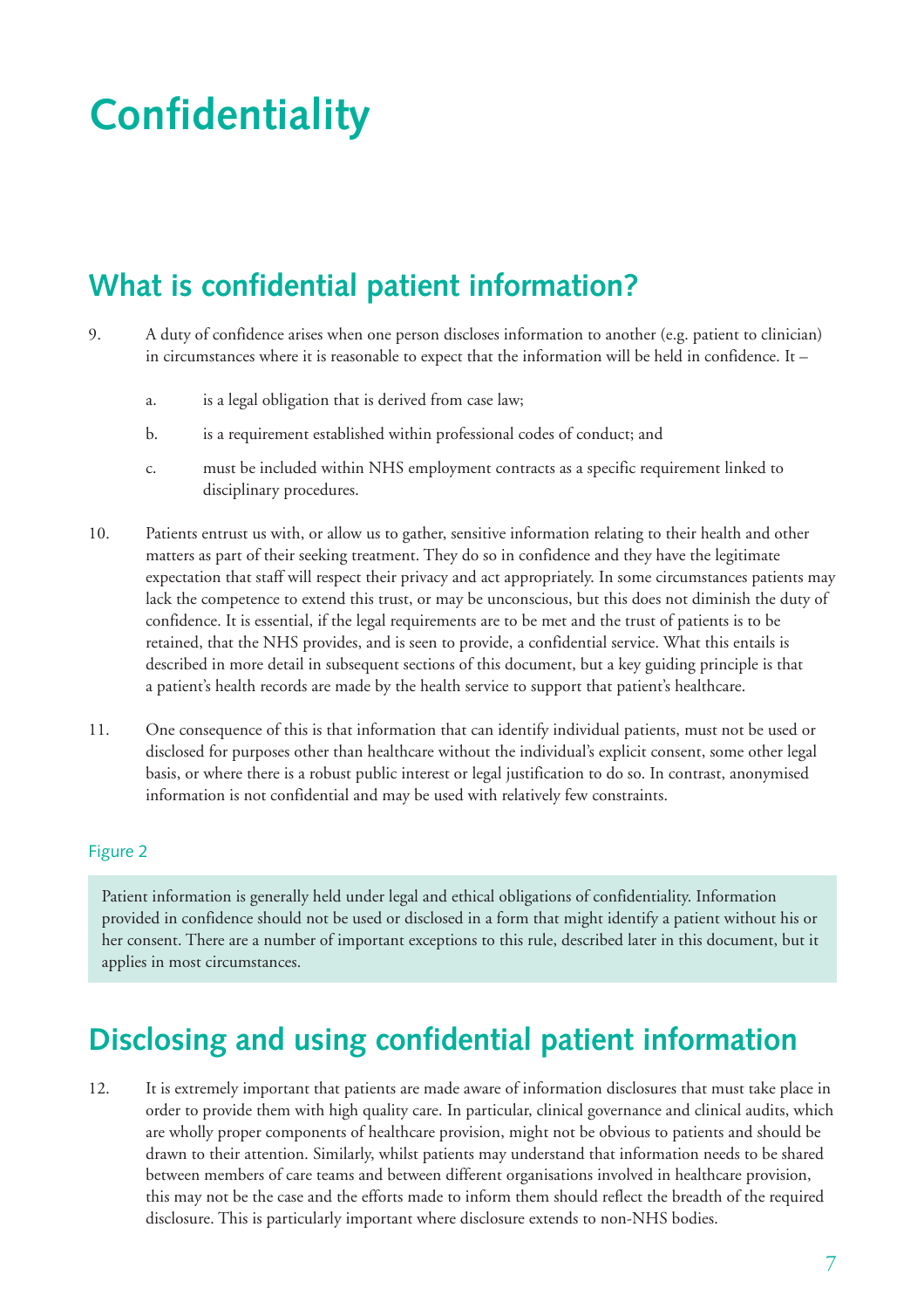# Confidentiality

## What is confidential patient information?

9. A duty of confidence arises when one person discloses information to another (e.g. patient to clinician) in circumstances where it is reasonable to expect that the information will be held in confidence. It –

   a. is a legal obligation that is derived from case law;

   b. is a requirement established within professional codes of conduct; and

   c. must be included within NHS employment contracts as a specific requirement linked to disciplinary procedures.

10. Patients entrust us with, or allow us to gather, sensitive information relating to their health and other matters as part of their seeking treatment. They do so in confidence and they have the legitimate expectation that staff will respect their privacy and act appropriately. In some circumstances patients may lack the competence to extend this trust, or may be unconscious, but this does not diminish the duty of confidence. It is essential, if the legal requirements are to be met and the trust of patients is to be retained, that the NHS provides, and is seen to provide, a confidential service. What this entails is described in more detail in subsequent sections of this document, but a key guiding principle is that a patient's health records are made by the health service to support that patient's healthcare.

11. One consequence of this is that information that can identify individual patients, must not be used or disclosed for purposes other than healthcare without the individual's explicit consent, some other legal basis, or where there is a robust public interest or legal justification to do so. In contrast, anonymised information is not confidential and may be used with relatively few constraints.

Figure 2

> Patient information is generally held under legal and ethical obligations of confidentiality. Information provided in confidence should not be used or disclosed in a form that might identify a patient without his or her consent. There are a number of important exceptions to this rule, described later in this document, but it applies in most circumstances.

## Disclosing and using confidential patient information

12. It is extremely important that patients are made aware of information disclosures that must take place in order to provide them with high quality care. In particular, clinical governance and clinical audits, which are wholly proper components of healthcare provision, might not be obvious to patients and should be drawn to their attention. Similarly, whilst patients may understand that information needs to be shared between members of care teams and between different organisations involved in healthcare provision, this may not be the case and the efforts made to inform them should reflect the breadth of the required disclosure. This is particularly important where disclosure extends to non-NHS bodies.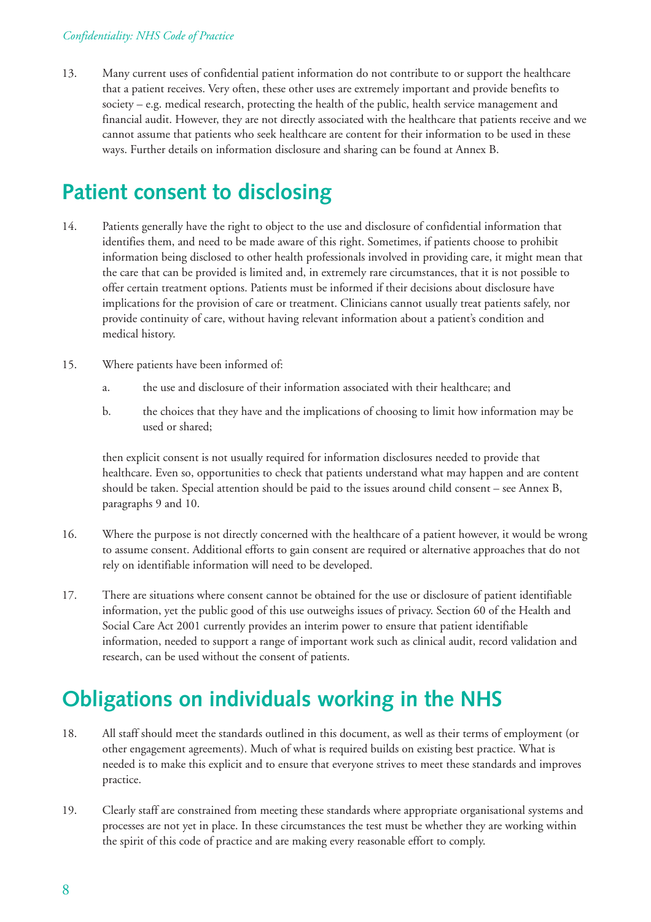13. Many current uses of confidential patient information do not contribute to or support the healthcare that a patient receives. Very often, these other uses are extremely important and provide benefits to society – e.g. medical research, protecting the health of the public, health service management and financial audit. However, they are not directly associated with the healthcare that patients receive and we cannot assume that patients who seek healthcare are content for their information to be used in these ways. Further details on information disclosure and sharing can be found at Annex B.

## Patient consent to disclosing

14. Patients generally have the right to object to the use and disclosure of confidential information that identifies them, and need to be made aware of this right. Sometimes, if patients choose to prohibit information being disclosed to other health professionals involved in providing care, it might mean that the care that can be provided is limited and, in extremely rare circumstances, that it is not possible to offer certain treatment options. Patients must be informed if their decisions about disclosure have implications for the provision of care or treatment. Clinicians cannot usually treat patients safely, nor provide continuity of care, without having relevant information about a patient's condition and medical history.

15. Where patients have been informed of:

    a. the use and disclosure of their information associated with their healthcare; and

    b. the choices that they have and the implications of choosing to limit how information may be used or shared;

    then explicit consent is not usually required for information disclosures needed to provide that healthcare. Even so, opportunities to check that patients understand what may happen and are content should be taken. Special attention should be paid to the issues around child consent – see Annex B, paragraphs 9 and 10.

16. Where the purpose is not directly concerned with the healthcare of a patient however, it would be wrong to assume consent. Additional efforts to gain consent are required or alternative approaches that do not rely on identifiable information will need to be developed.

17. There are situations where consent cannot be obtained for the use or disclosure of patient identifiable information, yet the public good of this use outweighs issues of privacy. Section 60 of the Health and Social Care Act 2001 currently provides an interim power to ensure that patient identifiable information, needed to support a range of important work such as clinical audit, record validation and research, can be used without the consent of patients.

## Obligations on individuals working in the NHS

18. All staff should meet the standards outlined in this document, as well as their terms of employment (or other engagement agreements). Much of what is required builds on existing best practice. What is needed is to make this explicit and to ensure that everyone strives to meet these standards and improves practice.

19. Clearly staff are constrained from meeting these standards where appropriate organisational systems and processes are not yet in place. In these circumstances the test must be whether they are working within the spirit of this code of practice and are making every reasonable effort to comply.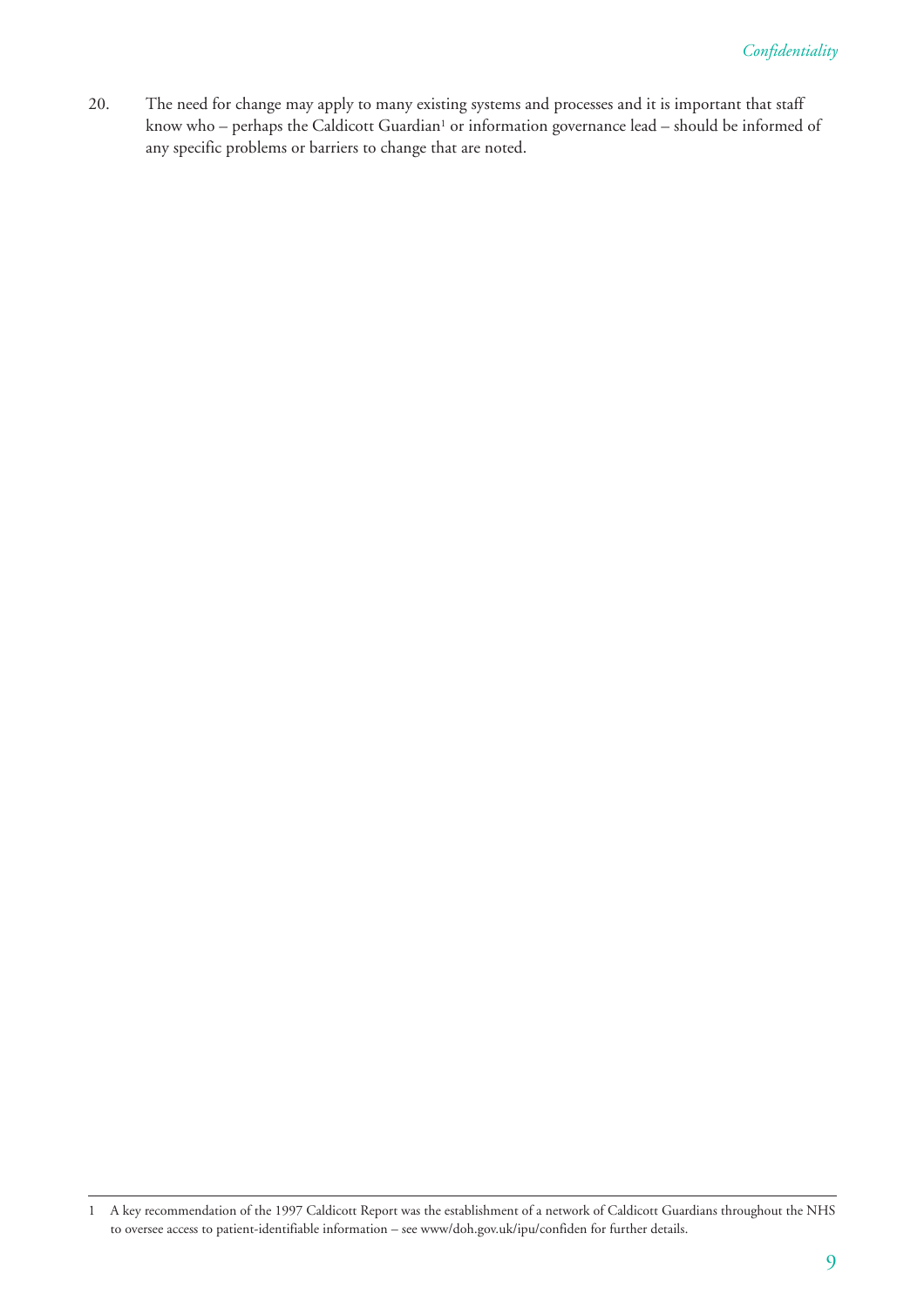20. The need for change may apply to many existing systems and processes and it is important that staff know who – perhaps the Caldicott Guardian[1] or information governance lead – should be informed of any specific problems or barriers to change that are noted.

---

1 A key recommendation of the 1997 Caldicott Report was the establishment of a network of Caldicott Guardians throughout the NHS to oversee access to patient-identifiable information – see www/doh.gov.uk/ipu/confiden for further details.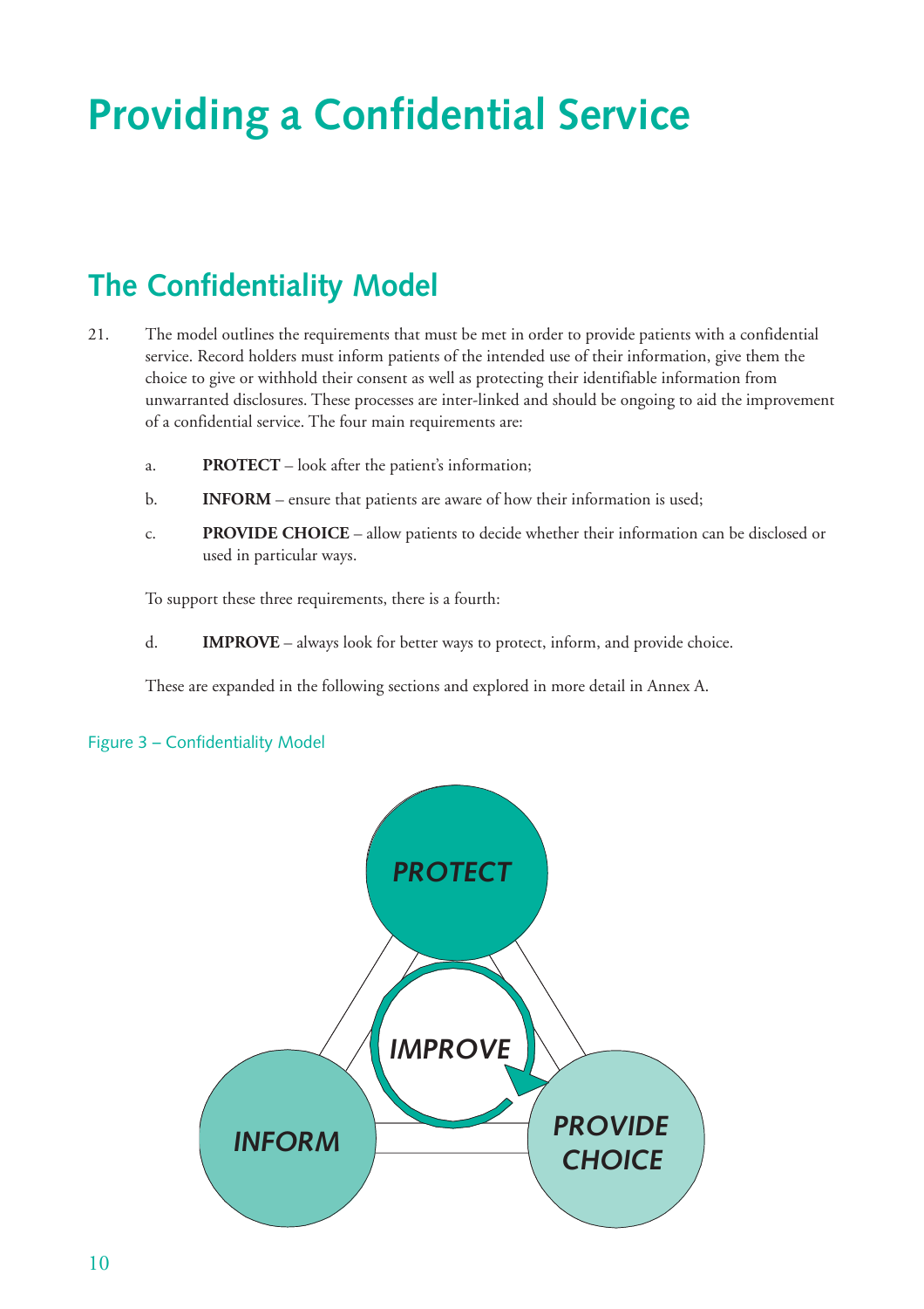# Providing a Confidential Service

## The Confidentiality Model

21. The model outlines the requirements that must be met in order to provide patients with a confidential service. Record holders must inform patients of the intended use of their information, give them the choice to give or withhold their consent as well as protecting their identifiable information from unwarranted disclosures. These processes are inter-linked and should be ongoing to aid the improvement of a confidential service. The four main requirements are:

    a. **PROTECT** – look after the patient's information;

    b. **INFORM** – ensure that patients are aware of how their information is used;

    c. **PROVIDE CHOICE** – allow patients to decide whether their information can be disclosed or used in particular ways.

    To support these three requirements, there is a fourth:

    d. **IMPROVE** – always look for better ways to protect, inform, and provide choice.

    These are expanded in the following sections and explored in more detail in Annex A.

Figure 3 – Confidentiality Model

PROTECT

IMPROVE

INFORM

PROVIDE CHOICE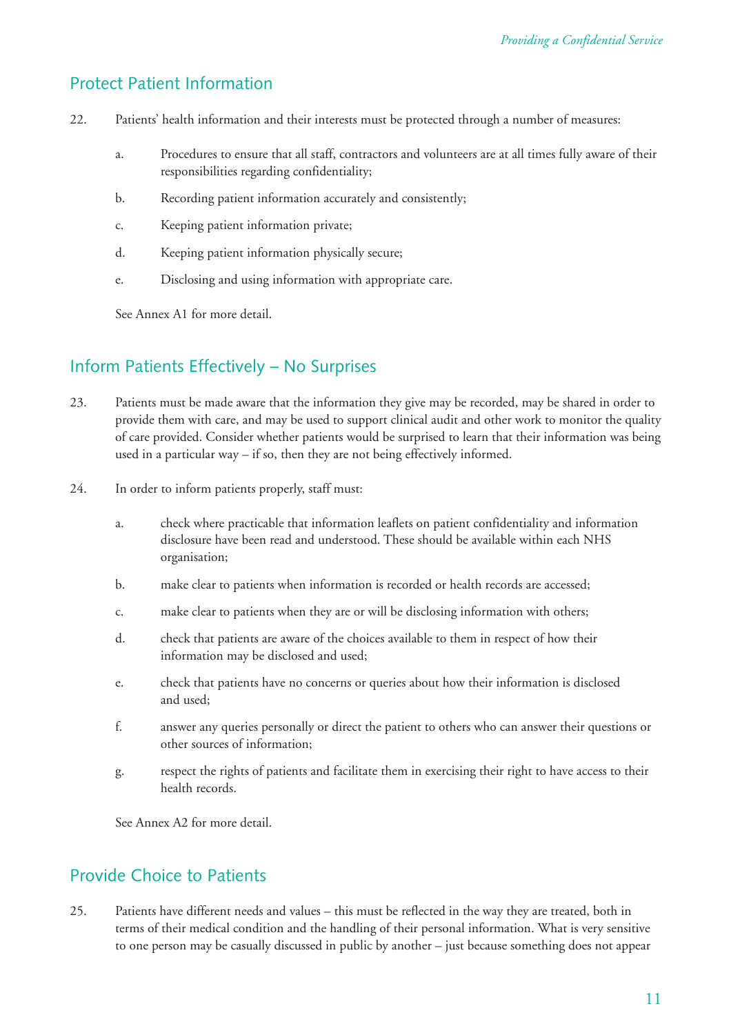## Protect Patient Information

22. Patients' health information and their interests must be protected through a number of measures:

    a. Procedures to ensure that all staff, contractors and volunteers are at all times fully aware of their responsibilities regarding confidentiality;

    b. Recording patient information accurately and consistently;

    c. Keeping patient information private;

    d. Keeping patient information physically secure;

    e. Disclosing and using information with appropriate care.

    See Annex A1 for more detail.

## Inform Patients Effectively – No Surprises

23. Patients must be made aware that the information they give may be recorded, may be shared in order to provide them with care, and may be used to support clinical audit and other work to monitor the quality of care provided. Consider whether patients would be surprised to learn that their information was being used in a particular way – if so, then they are not being effectively informed.

24. In order to inform patients properly, staff must:

    a. check where practicable that information leaflets on patient confidentiality and information disclosure have been read and understood. These should be available within each NHS organisation;

    b. make clear to patients when information is recorded or health records are accessed;

    c. make clear to patients when they are or will be disclosing information with others;

    d. check that patients are aware of the choices available to them in respect of how their information may be disclosed and used;

    e. check that patients have no concerns or queries about how their information is disclosed and used;

    f. answer any queries personally or direct the patient to others who can answer their questions or other sources of information;

    g. respect the rights of patients and facilitate them in exercising their right to have access to their health records.

    See Annex A2 for more detail.

## Provide Choice to Patients

25. Patients have different needs and values – this must be reflected in the way they are treated, both in terms of their medical condition and the handling of their personal information. What is very sensitive to one person may be casually discussed in public by another – just because something does not appear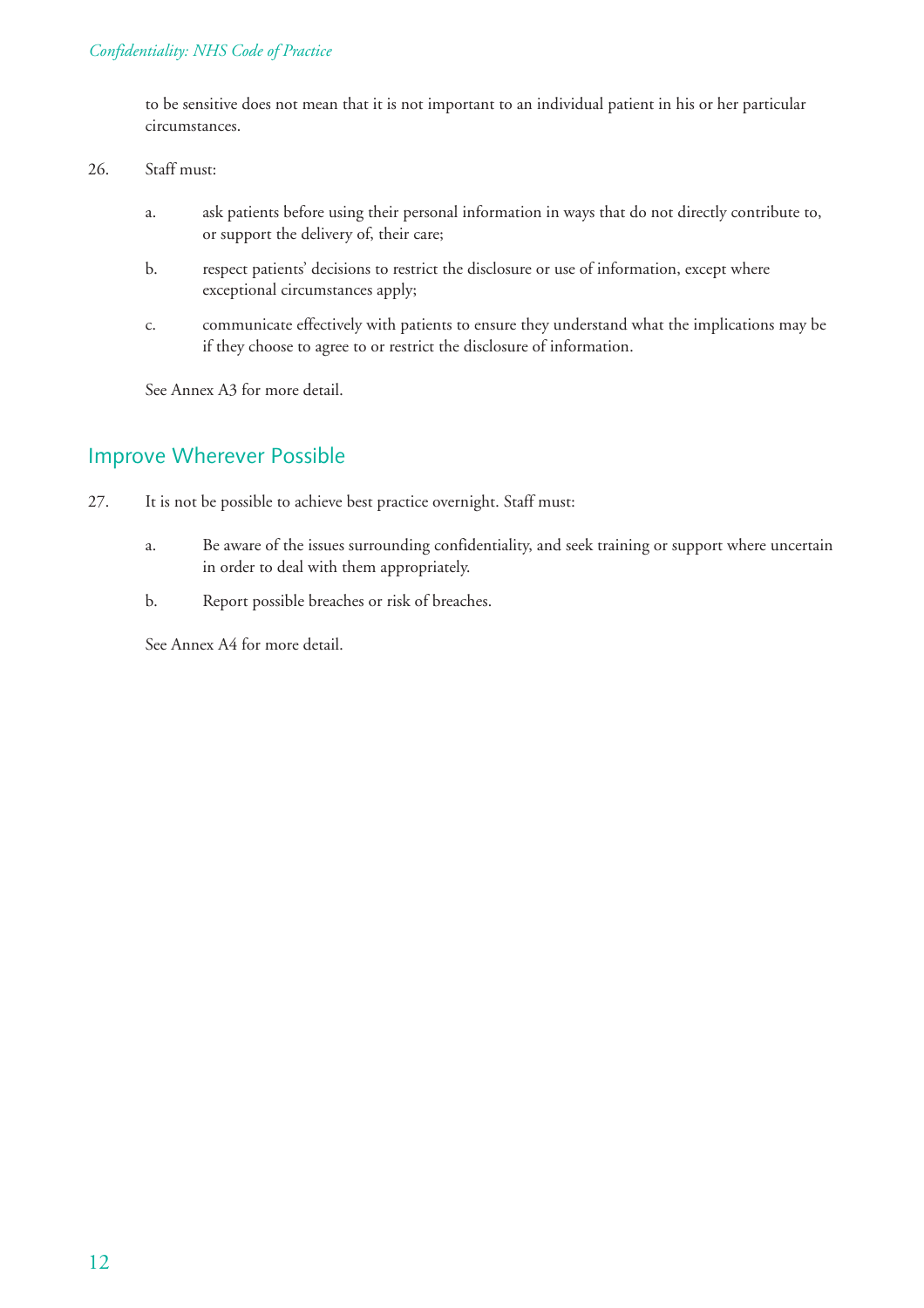to be sensitive does not mean that it is not important to an individual patient in his or her particular circumstances.

26. Staff must:

   a. ask patients before using their personal information in ways that do not directly contribute to, or support the delivery of, their care;

   b. respect patients' decisions to restrict the disclosure or use of information, except where exceptional circumstances apply;

   c. communicate effectively with patients to ensure they understand what the implications may be if they choose to agree to or restrict the disclosure of information.

   See Annex A3 for more detail.

## Improve Wherever Possible

27. It is not be possible to achieve best practice overnight. Staff must:

   a. Be aware of the issues surrounding confidentiality, and seek training or support where uncertain in order to deal with them appropriately.

   b. Report possible breaches or risk of breaches.

   See Annex A4 for more detail.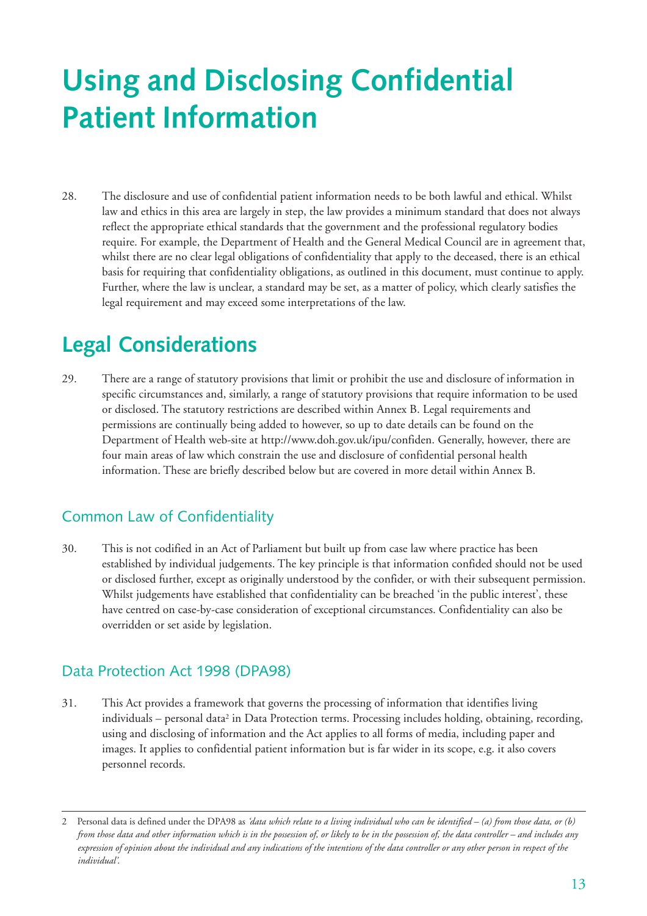# Using and Disclosing Confidential Patient Information

28. The disclosure and use of confidential patient information needs to be both lawful and ethical. Whilst law and ethics in this area are largely in step, the law provides a minimum standard that does not always reflect the appropriate ethical standards that the government and the professional regulatory bodies require. For example, the Department of Health and the General Medical Council are in agreement that, whilst there are no clear legal obligations of confidentiality that apply to the deceased, there is an ethical basis for requiring that confidentiality obligations, as outlined in this document, must continue to apply. Further, where the law is unclear, a standard may be set, as a matter of policy, which clearly satisfies the legal requirement and may exceed some interpretations of the law.

## Legal Considerations

29. There are a range of statutory provisions that limit or prohibit the use and disclosure of information in specific circumstances and, similarly, a range of statutory provisions that require information to be used or disclosed. The statutory restrictions are described within Annex B. Legal requirements and permissions are continually being added to however, so up to date details can be found on the Department of Health web-site at http://www.doh.gov.uk/ipu/confiden. Generally, however, there are four main areas of law which constrain the use and disclosure of confidential personal health information. These are briefly described below but are covered in more detail within Annex B.

### Common Law of Confidentiality

30. This is not codified in an Act of Parliament but built up from case law where practice has been established by individual judgements. The key principle is that information confided should not be used or disclosed further, except as originally understood by the confider, or with their subsequent permission. Whilst judgements have established that confidentiality can be breached 'in the public interest', these have centred on case-by-case consideration of exceptional circumstances. Confidentiality can also be overridden or set aside by legislation.

### Data Protection Act 1998 (DPA98)

31. This Act provides a framework that governs the processing of information that identifies living individuals – personal data[2] in Data Protection terms. Processing includes holding, obtaining, recording, using and disclosing of information and the Act applies to all forms of media, including paper and images. It applies to confidential patient information but is far wider in its scope, e.g. it also covers personnel records.

---

2 Personal data is defined under the DPA98 as *'data which relate to a living individual who can be identified – (a) from those data, or (b) from those data and other information which is in the possession of, or likely to be in the possession of, the data controller – and includes any expression of opinion about the individual and any indications of the intentions of the data controller or any other person in respect of the individual'.*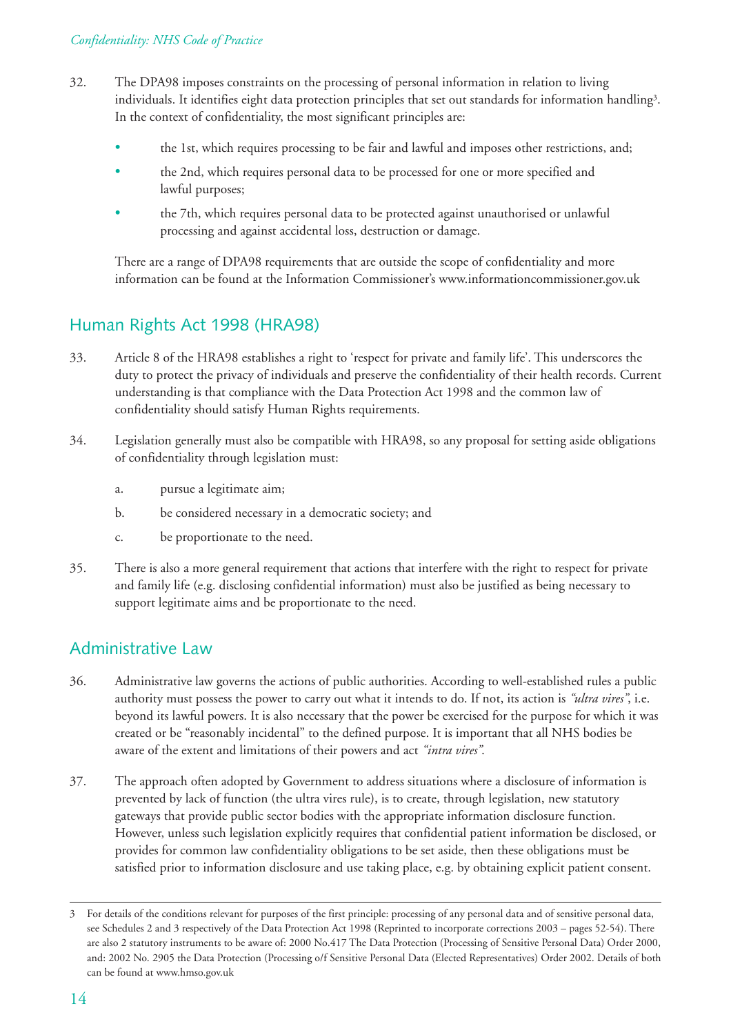32. The DPA98 imposes constraints on the processing of personal information in relation to living individuals. It identifies eight data protection principles that set out standards for information handling[3]. In the context of confidentiality, the most significant principles are:

- the 1st, which requires processing to be fair and lawful and imposes other restrictions, and;
- the 2nd, which requires personal data to be processed for one or more specified and lawful purposes;
- the 7th, which requires personal data to be protected against unauthorised or unlawful processing and against accidental loss, destruction or damage.

There are a range of DPA98 requirements that are outside the scope of confidentiality and more information can be found at the Information Commissioner's www.informationcommissioner.gov.uk

## Human Rights Act 1998 (HRA98)

33. Article 8 of the HRA98 establishes a right to 'respect for private and family life'. This underscores the duty to protect the privacy of individuals and preserve the confidentiality of their health records. Current understanding is that compliance with the Data Protection Act 1998 and the common law of confidentiality should satisfy Human Rights requirements.

34. Legislation generally must also be compatible with HRA98, so any proposal for setting aside obligations of confidentiality through legislation must:

   a. pursue a legitimate aim;

   b. be considered necessary in a democratic society; and

   c. be proportionate to the need.

35. There is also a more general requirement that actions that interfere with the right to respect for private and family life (e.g. disclosing confidential information) must also be justified as being necessary to support legitimate aims and be proportionate to the need.

## Administrative Law

36. Administrative law governs the actions of public authorities. According to well-established rules a public authority must possess the power to carry out what it intends to do. If not, its action is *"ultra vires"*, i.e. beyond its lawful powers. It is also necessary that the power be exercised for the purpose for which it was created or be "reasonably incidental" to the defined purpose. It is important that all NHS bodies be aware of the extent and limitations of their powers and act *"intra vires"*.

37. The approach often adopted by Government to address situations where a disclosure of information is prevented by lack of function (the ultra vires rule), is to create, through legislation, new statutory gateways that provide public sector bodies with the appropriate information disclosure function. However, unless such legislation explicitly requires that confidential patient information be disclosed, or provides for common law confidentiality obligations to be set aside, then these obligations must be satisfied prior to information disclosure and use taking place, e.g. by obtaining explicit patient consent.

---

3 For details of the conditions relevant for purposes of the first principle: processing of any personal data and of sensitive personal data, see Schedules 2 and 3 respectively of the Data Protection Act 1998 (Reprinted to incorporate corrections 2003 – pages 52-54). There are also 2 statutory instruments to be aware of: 2000 No.417 The Data Protection (Processing of Sensitive Personal Data) Order 2000, and: 2002 No. 2905 the Data Protection (Processing o/f Sensitive Personal Data (Elected Representatives) Order 2002. Details of both can be found at www.hmso.gov.uk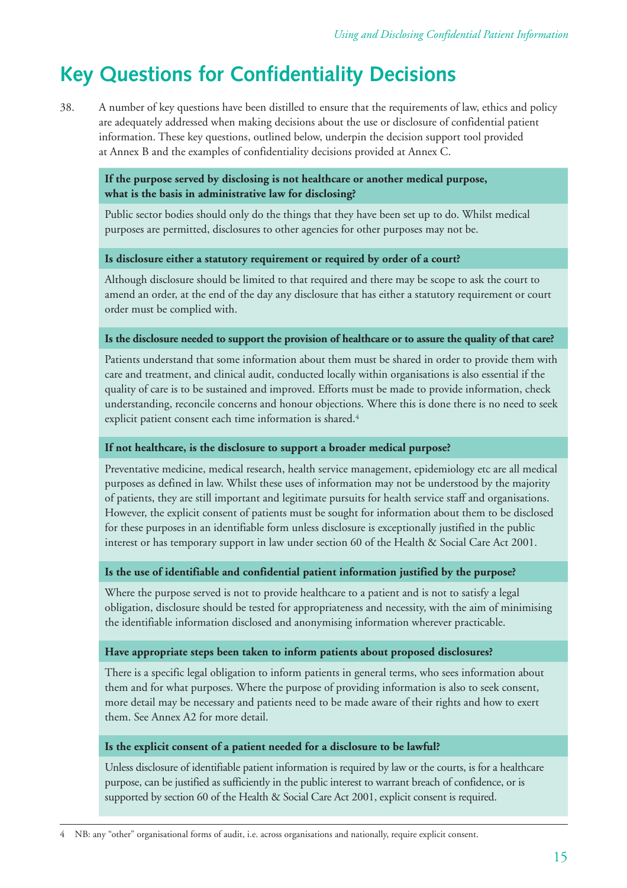# Key Questions for Confidentiality Decisions

38. A number of key questions have been distilled to ensure that the requirements of law, ethics and policy are adequately addressed when making decisions about the use or disclosure of confidential patient information. These key questions, outlined below, underpin the decision support tool provided at Annex B and the examples of confidentiality decisions provided at Annex C.

**If the purpose served by disclosing is not healthcare or another medical purpose, what is the basis in administrative law for disclosing?**

Public sector bodies should only do the things that they have been set up to do. Whilst medical purposes are permitted, disclosures to other agencies for other purposes may not be.

**Is disclosure either a statutory requirement or required by order of a court?**

Although disclosure should be limited to that required and there may be scope to ask the court to amend an order, at the end of the day any disclosure that has either a statutory requirement or court order must be complied with.

**Is the disclosure needed to support the provision of healthcare or to assure the quality of that care?**

Patients understand that some information about them must be shared in order to provide them with care and treatment, and clinical audit, conducted locally within organisations is also essential if the quality of care is to be sustained and improved. Efforts must be made to provide information, check understanding, reconcile concerns and honour objections. Where this is done there is no need to seek explicit patient consent each time information is shared.[4]

**If not healthcare, is the disclosure to support a broader medical purpose?**

Preventative medicine, medical research, health service management, epidemiology etc are all medical purposes as defined in law. Whilst these uses of information may not be understood by the majority of patients, they are still important and legitimate pursuits for health service staff and organisations. However, the explicit consent of patients must be sought for information about them to be disclosed for these purposes in an identifiable form unless disclosure is exceptionally justified in the public interest or has temporary support in law under section 60 of the Health & Social Care Act 2001.

**Is the use of identifiable and confidential patient information justified by the purpose?**

Where the purpose served is not to provide healthcare to a patient and is not to satisfy a legal obligation, disclosure should be tested for appropriateness and necessity, with the aim of minimising the identifiable information disclosed and anonymising information wherever practicable.

**Have appropriate steps been taken to inform patients about proposed disclosures?**

There is a specific legal obligation to inform patients in general terms, who sees information about them and for what purposes. Where the purpose of providing information is also to seek consent, more detail may be necessary and patients need to be made aware of their rights and how to exert them. See Annex A2 for more detail.

**Is the explicit consent of a patient needed for a disclosure to be lawful?**

Unless disclosure of identifiable patient information is required by law or the courts, is for a healthcare purpose, can be justified as sufficiently in the public interest to warrant breach of confidence, or is supported by section 60 of the Health & Social Care Act 2001, explicit consent is required.

---

4 NB: any "other" organisational forms of audit, i.e. across organisations and nationally, require explicit consent.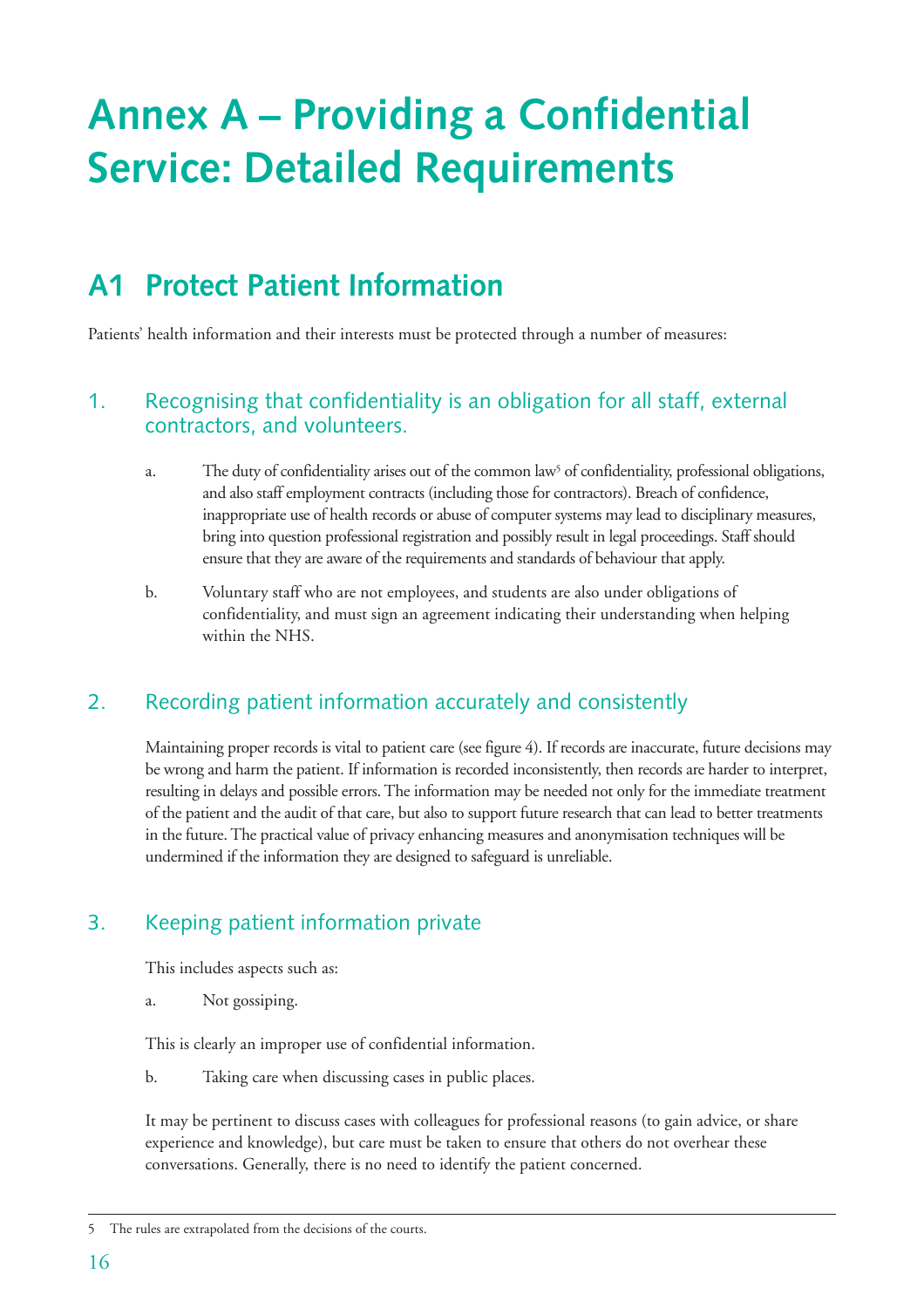# Annex A – Providing a Confidential Service: Detailed Requirements

## A1 Protect Patient Information

Patients' health information and their interests must be protected through a number of measures:

### 1. Recognising that confidentiality is an obligation for all staff, external contractors, and volunteers.

a. The duty of confidentiality arises out of the common law[5] of confidentiality, professional obligations, and also staff employment contracts (including those for contractors). Breach of confidence, inappropriate use of health records or abuse of computer systems may lead to disciplinary measures, bring into question professional registration and possibly result in legal proceedings. Staff should ensure that they are aware of the requirements and standards of behaviour that apply.

b. Voluntary staff who are not employees, and students are also under obligations of confidentiality, and must sign an agreement indicating their understanding when helping within the NHS.

### 2. Recording patient information accurately and consistently

Maintaining proper records is vital to patient care (see figure 4). If records are inaccurate, future decisions may be wrong and harm the patient. If information is recorded inconsistently, then records are harder to interpret, resulting in delays and possible errors. The information may be needed not only for the immediate treatment of the patient and the audit of that care, but also to support future research that can lead to better treatments in the future. The practical value of privacy enhancing measures and anonymisation techniques will be undermined if the information they are designed to safeguard is unreliable.

### 3. Keeping patient information private

This includes aspects such as:

a. Not gossiping.

This is clearly an improper use of confidential information.

b. Taking care when discussing cases in public places.

It may be pertinent to discuss cases with colleagues for professional reasons (to gain advice, or share experience and knowledge), but care must be taken to ensure that others do not overhear these conversations. Generally, there is no need to identify the patient concerned.

---

5 The rules are extrapolated from the decisions of the courts.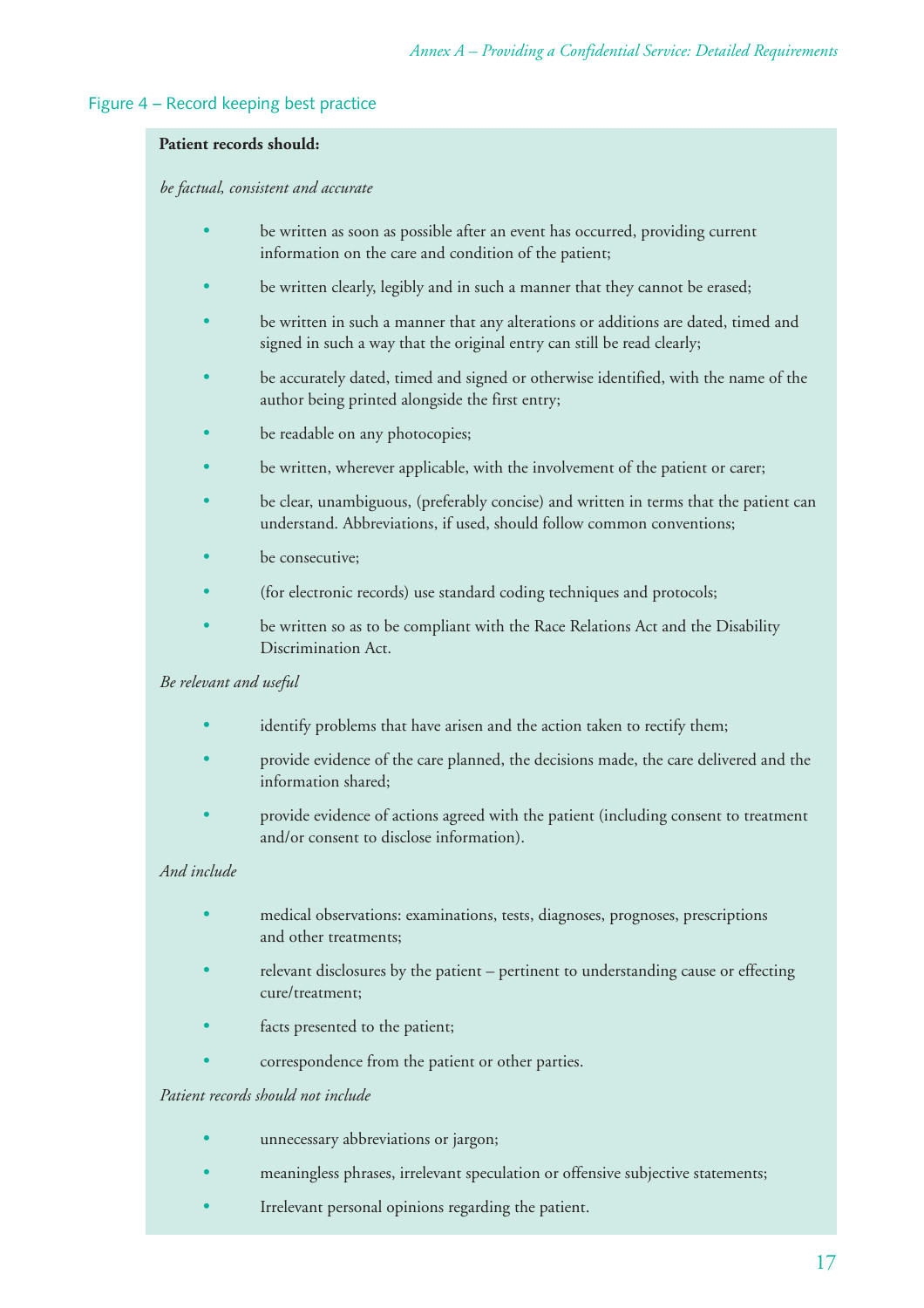Figure 4 – Record keeping best practice

**Patient records should:**

*be factual, consistent and accurate*

- be written as soon as possible after an event has occurred, providing current information on the care and condition of the patient;
- be written clearly, legibly and in such a manner that they cannot be erased;
- be written in such a manner that any alterations or additions are dated, timed and signed in such a way that the original entry can still be read clearly;
- be accurately dated, timed and signed or otherwise identified, with the name of the author being printed alongside the first entry;
- be readable on any photocopies;
- be written, wherever applicable, with the involvement of the patient or carer;
- be clear, unambiguous, (preferably concise) and written in terms that the patient can understand. Abbreviations, if used, should follow common conventions;
- be consecutive;
- (for electronic records) use standard coding techniques and protocols;
- be written so as to be compliant with the Race Relations Act and the Disability Discrimination Act.

*Be relevant and useful*

- identify problems that have arisen and the action taken to rectify them;
- provide evidence of the care planned, the decisions made, the care delivered and the information shared;
- provide evidence of actions agreed with the patient (including consent to treatment and/or consent to disclose information).

*And include*

- medical observations: examinations, tests, diagnoses, prognoses, prescriptions and other treatments;
- relevant disclosures by the patient – pertinent to understanding cause or effecting cure/treatment;
- facts presented to the patient;
- correspondence from the patient or other parties.

*Patient records should not include*

- unnecessary abbreviations or jargon;
- meaningless phrases, irrelevant speculation or offensive subjective statements;
- Irrelevant personal opinions regarding the patient.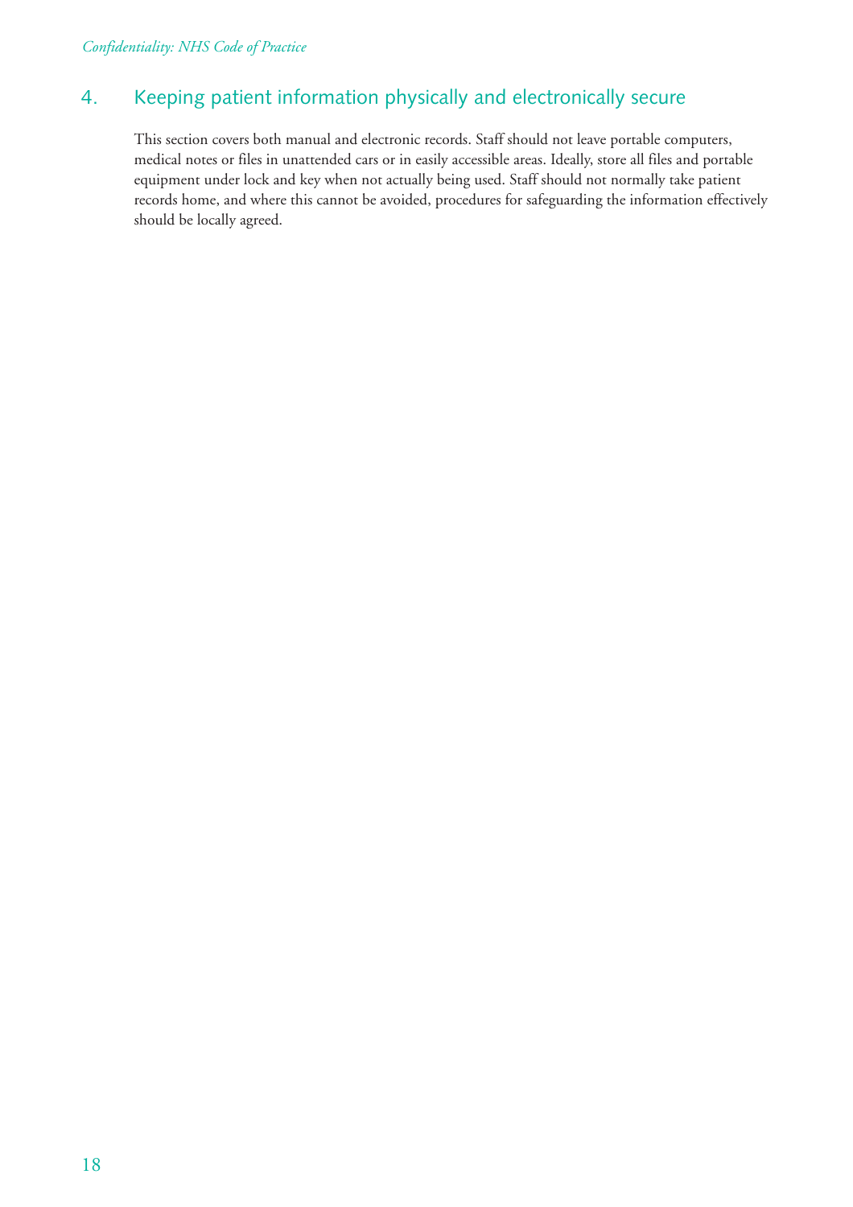## 4. Keeping patient information physically and electronically secure

This section covers both manual and electronic records. Staff should not leave portable computers, medical notes or files in unattended cars or in easily accessible areas. Ideally, store all files and portable equipment under lock and key when not actually being used. Staff should not normally take patient records home, and where this cannot be avoided, procedures for safeguarding the information effectively should be locally agreed.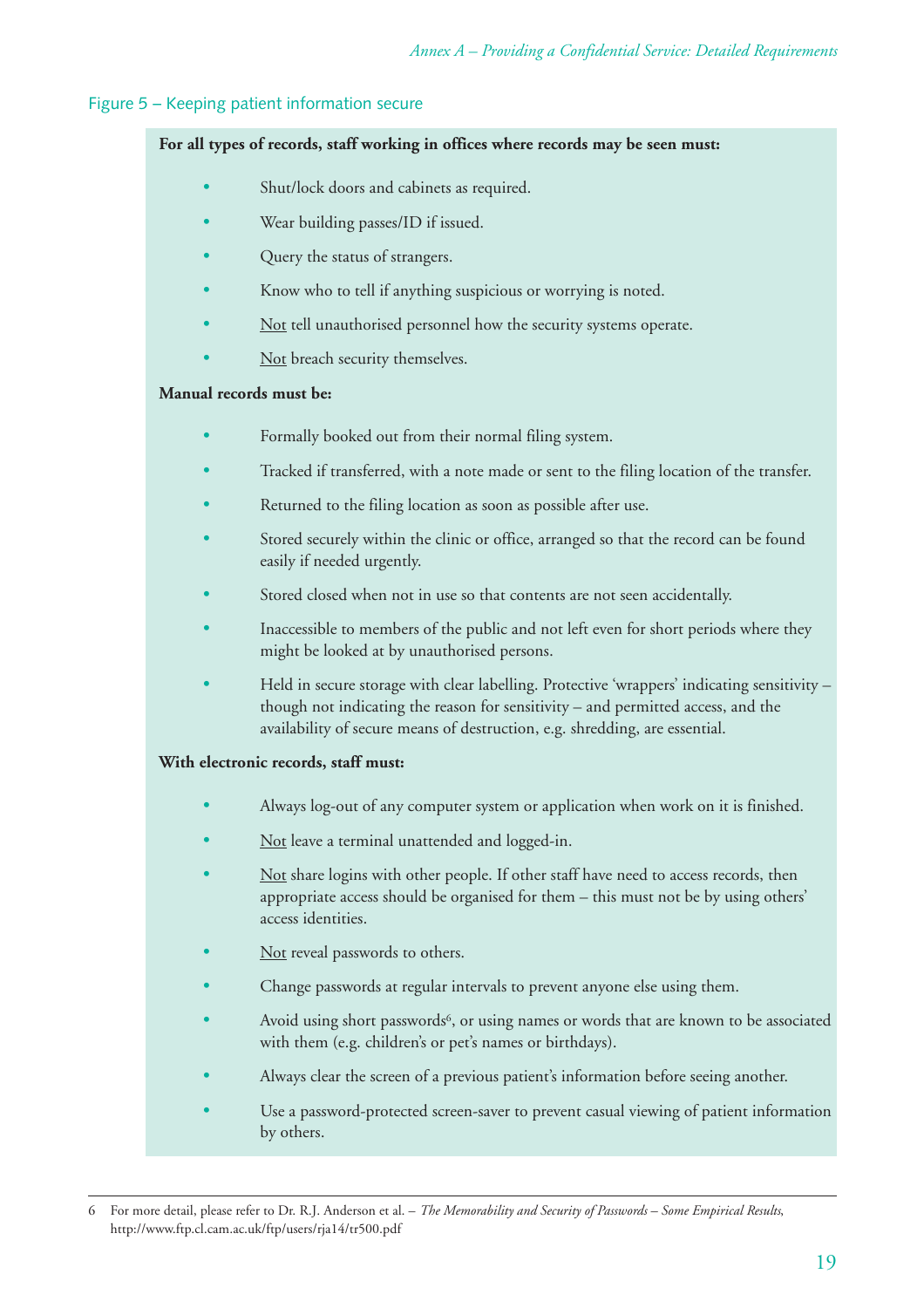Figure 5 – Keeping patient information secure

**For all types of records, staff working in offices where records may be seen must:**

- Shut/lock doors and cabinets as required.
- Wear building passes/ID if issued.
- Query the status of strangers.
- Know who to tell if anything suspicious or worrying is noted.
- Not tell unauthorised personnel how the security systems operate.
- Not breach security themselves.

**Manual records must be:**

- Formally booked out from their normal filing system.
- Tracked if transferred, with a note made or sent to the filing location of the transfer.
- Returned to the filing location as soon as possible after use.
- Stored securely within the clinic or office, arranged so that the record can be found easily if needed urgently.
- Stored closed when not in use so that contents are not seen accidentally.
- Inaccessible to members of the public and not left even for short periods where they might be looked at by unauthorised persons.
- Held in secure storage with clear labelling. Protective 'wrappers' indicating sensitivity – though not indicating the reason for sensitivity – and permitted access, and the availability of secure means of destruction, e.g. shredding, are essential.

**With electronic records, staff must:**

- Always log-out of any computer system or application when work on it is finished.
- Not leave a terminal unattended and logged-in.
- Not share logins with other people. If other staff have need to access records, then appropriate access should be organised for them – this must not be by using others' access identities.
- Not reveal passwords to others.
- Change passwords at regular intervals to prevent anyone else using them.
- Avoid using short passwords[6], or using names or words that are known to be associated with them (e.g. children's or pet's names or birthdays).
- Always clear the screen of a previous patient's information before seeing another.
- Use a password-protected screen-saver to prevent casual viewing of patient information by others.

---

6 For more detail, please refer to Dr. R.J. Anderson et al. – *The Memorability and Security of Passwords – Some Empirical Results*, http://www.ftp.cl.cam.ac.uk/ftp/users/rja14/tr500.pdf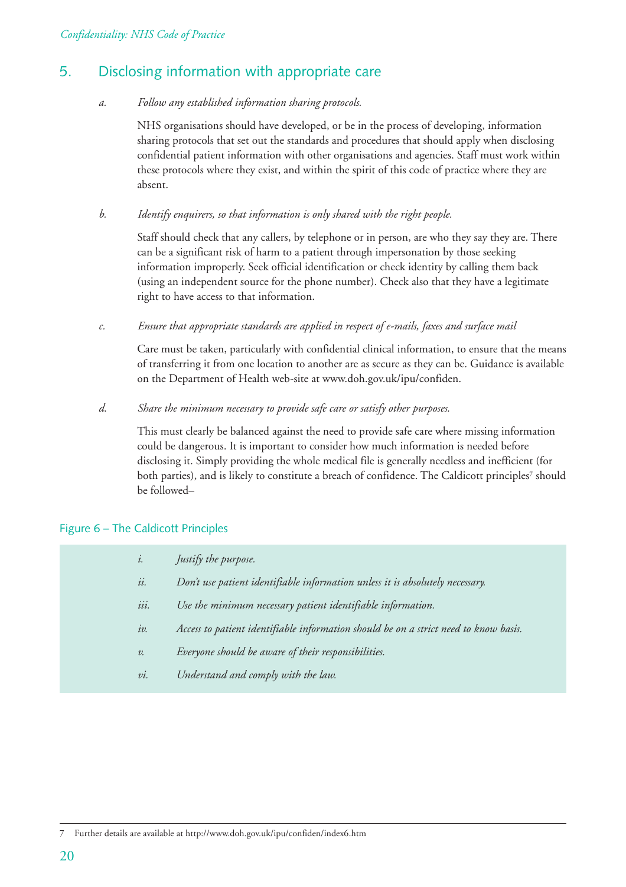## 5. Disclosing information with appropriate care

*a.* *Follow any established information sharing protocols.*

NHS organisations should have developed, or be in the process of developing, information sharing protocols that set out the standards and procedures that should apply when disclosing confidential patient information with other organisations and agencies. Staff must work within these protocols where they exist, and within the spirit of this code of practice where they are absent.

*b.* *Identify enquirers, so that information is only shared with the right people.*

Staff should check that any callers, by telephone or in person, are who they say they are. There can be a significant risk of harm to a patient through impersonation by those seeking information improperly. Seek official identification or check identity by calling them back (using an independent source for the phone number). Check also that they have a legitimate right to have access to that information.

*c.* *Ensure that appropriate standards are applied in respect of e-mails, faxes and surface mail*

Care must be taken, particularly with confidential clinical information, to ensure that the means of transferring it from one location to another are as secure as they can be. Guidance is available on the Department of Health web-site at www.doh.gov.uk/ipu/confiden.

*d.* *Share the minimum necessary to provide safe care or satisfy other purposes.*

This must clearly be balanced against the need to provide safe care where missing information could be dangerous. It is important to consider how much information is needed before disclosing it. Simply providing the whole medical file is generally needless and inefficient (for both parties), and is likely to constitute a breach of confidence. The Caldicott principles[7] should be followed–

### Figure 6 – The Caldicott Principles

- *i.* *Justify the purpose.*
- *ii.* *Don't use patient identifiable information unless it is absolutely necessary.*
- *iii.* *Use the minimum necessary patient identifiable information.*
- *iv.* *Access to patient identifiable information should be on a strict need to know basis.*
- *v.* *Everyone should be aware of their responsibilities.*
- *vi.* *Understand and comply with the law.*

---

7 Further details are available at http://www.doh.gov.uk/ipu/confiden/index6.htm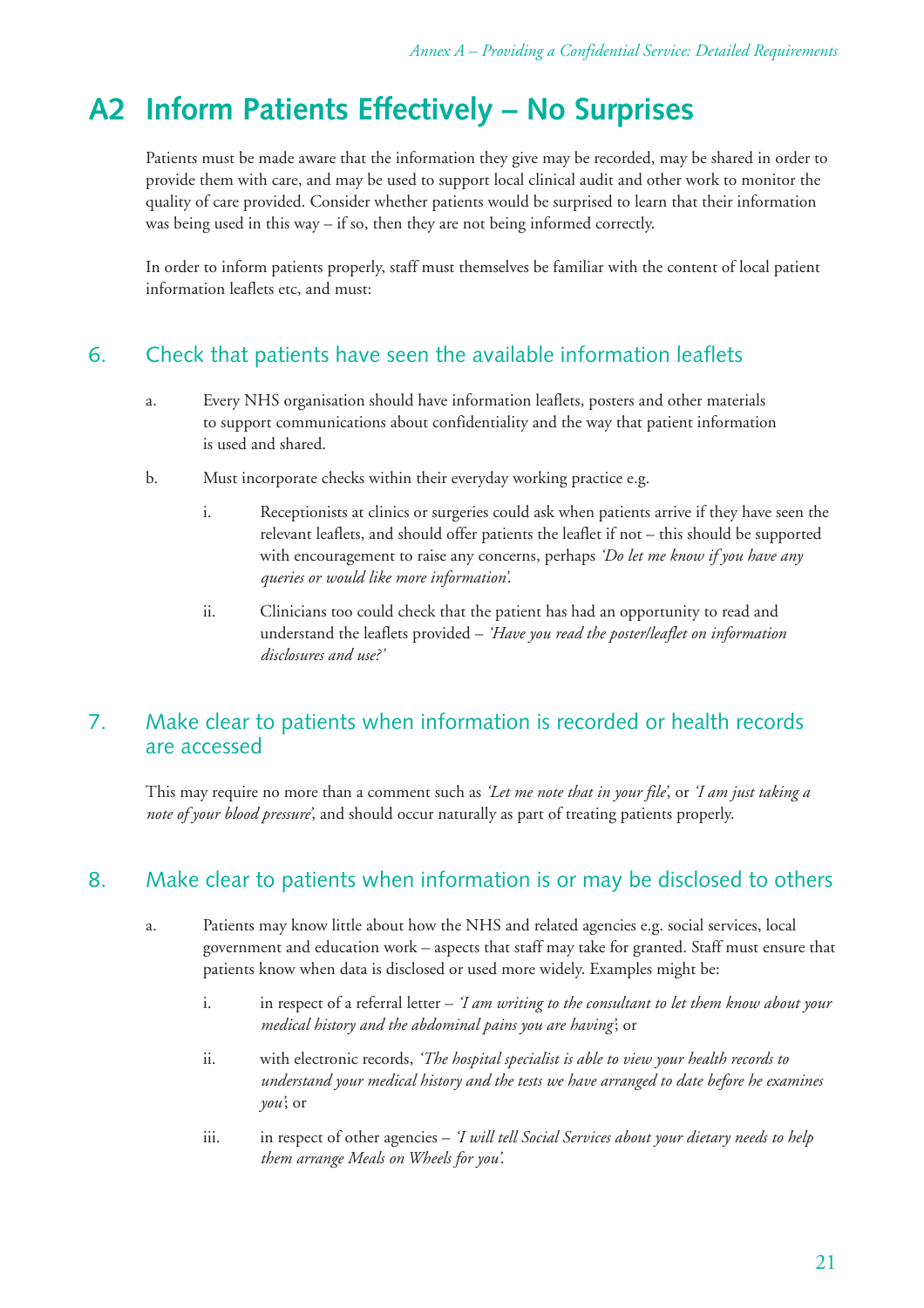# A2 Inform Patients Effectively – No Surprises

Patients must be made aware that the information they give may be recorded, may be shared in order to provide them with care, and may be used to support local clinical audit and other work to monitor the quality of care provided. Consider whether patients would be surprised to learn that their information was being used in this way – if so, then they are not being informed correctly.

In order to inform patients properly, staff must themselves be familiar with the content of local patient information leaflets etc, and must:

## 6. Check that patients have seen the available information leaflets

a. Every NHS organisation should have information leaflets, posters and other materials to support communications about confidentiality and the way that patient information is used and shared.

b. Must incorporate checks within their everyday working practice e.g.

   i. Receptionists at clinics or surgeries could ask when patients arrive if they have seen the relevant leaflets, and should offer patients the leaflet if not – this should be supported with encouragement to raise any concerns, perhaps *'Do let me know if you have any queries or would like more information'*.

   ii. Clinicians too could check that the patient has had an opportunity to read and understand the leaflets provided – *'Have you read the poster/leaflet on information disclosures and use?'*

## 7. Make clear to patients when information is recorded or health records are accessed

This may require no more than a comment such as *'Let me note that in your file'*, or *'I am just taking a note of your blood pressure'*, and should occur naturally as part of treating patients properly.

## 8. Make clear to patients when information is or may be disclosed to others

a. Patients may know little about how the NHS and related agencies e.g. social services, local government and education work – aspects that staff may take for granted. Staff must ensure that patients know when data is disclosed or used more widely. Examples might be:

   i. in respect of a referral letter – *'I am writing to the consultant to let them know about your medical history and the abdominal pains you are having'*; or

   ii. with electronic records, *'The hospital specialist is able to view your health records to understand your medical history and the tests we have arranged to date before he examines you'*; or

   iii. in respect of other agencies – *'I will tell Social Services about your dietary needs to help them arrange Meals on Wheels for you'*.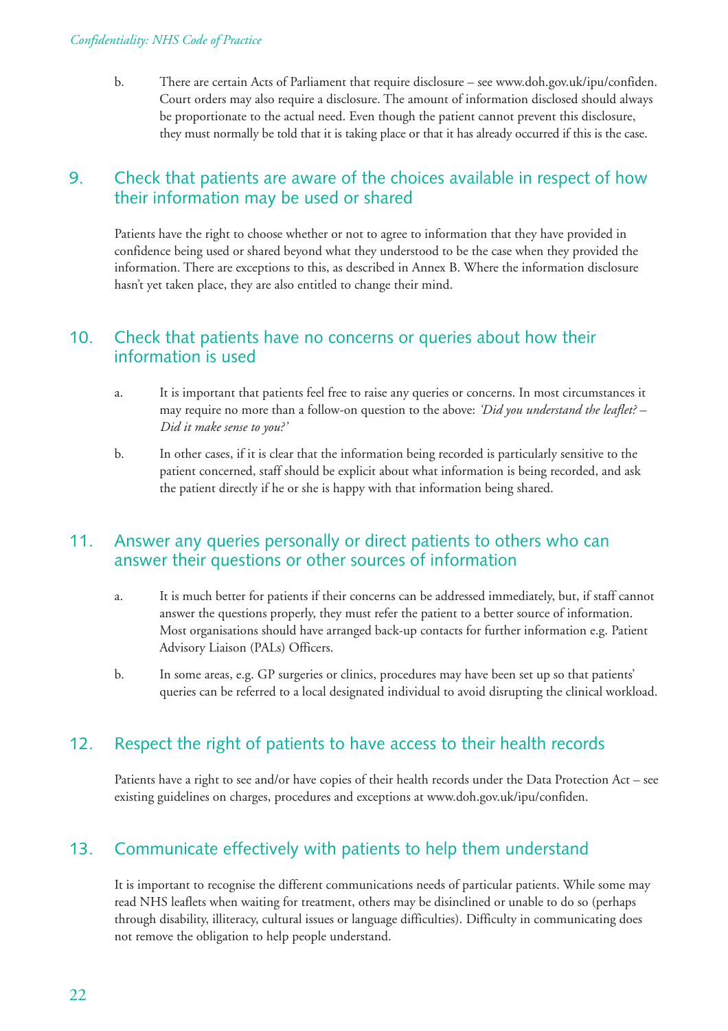b. There are certain Acts of Parliament that require disclosure – see www.doh.gov.uk/ipu/confiden. Court orders may also require a disclosure. The amount of information disclosed should always be proportionate to the actual need. Even though the patient cannot prevent this disclosure, they must normally be told that it is taking place or that it has already occurred if this is the case.

## 9. Check that patients are aware of the choices available in respect of how their information may be used or shared

Patients have the right to choose whether or not to agree to information that they have provided in confidence being used or shared beyond what they understood to be the case when they provided the information. There are exceptions to this, as described in Annex B. Where the information disclosure hasn't yet taken place, they are also entitled to change their mind.

## 10. Check that patients have no concerns or queries about how their information is used

a. It is important that patients feel free to raise any queries or concerns. In most circumstances it may require no more than a follow-on question to the above: *'Did you understand the leaflet? – Did it make sense to you?'*

b. In other cases, if it is clear that the information being recorded is particularly sensitive to the patient concerned, staff should be explicit about what information is being recorded, and ask the patient directly if he or she is happy with that information being shared.

## 11. Answer any queries personally or direct patients to others who can answer their questions or other sources of information

a. It is much better for patients if their concerns can be addressed immediately, but, if staff cannot answer the questions properly, they must refer the patient to a better source of information. Most organisations should have arranged back-up contacts for further information e.g. Patient Advisory Liaison (PALs) Officers.

b. In some areas, e.g. GP surgeries or clinics, procedures may have been set up so that patients' queries can be referred to a local designated individual to avoid disrupting the clinical workload.

## 12. Respect the right of patients to have access to their health records

Patients have a right to see and/or have copies of their health records under the Data Protection Act – see existing guidelines on charges, procedures and exceptions at www.doh.gov.uk/ipu/confiden.

## 13. Communicate effectively with patients to help them understand

It is important to recognise the different communications needs of particular patients. While some may read NHS leaflets when waiting for treatment, others may be disinclined or unable to do so (perhaps through disability, illiteracy, cultural issues or language difficulties). Difficulty in communicating does not remove the obligation to help people understand.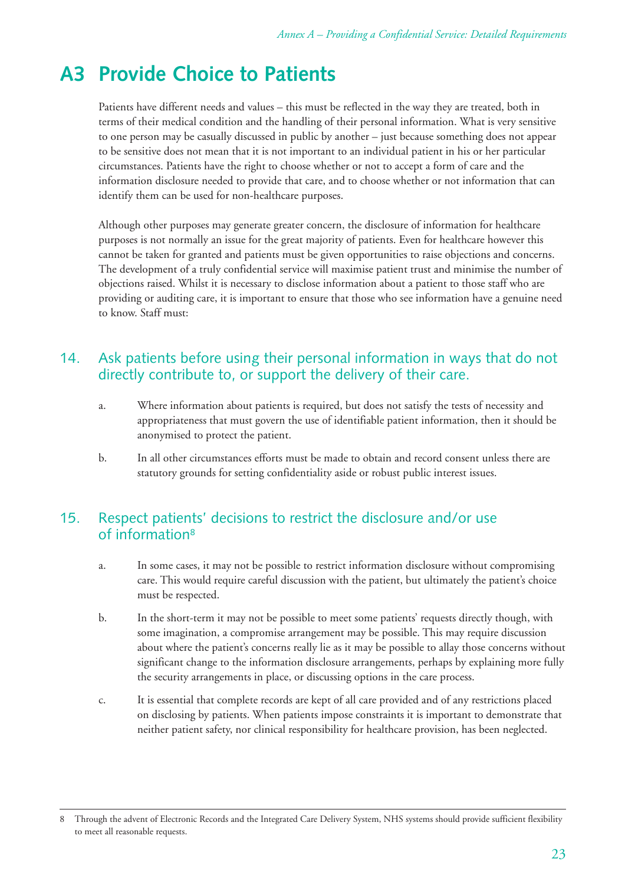# A3 Provide Choice to Patients

Patients have different needs and values – this must be reflected in the way they are treated, both in terms of their medical condition and the handling of their personal information. What is very sensitive to one person may be casually discussed in public by another – just because something does not appear to be sensitive does not mean that it is not important to an individual patient in his or her particular circumstances. Patients have the right to choose whether or not to accept a form of care and the information disclosure needed to provide that care, and to choose whether or not information that can identify them can be used for non-healthcare purposes.

Although other purposes may generate greater concern, the disclosure of information for healthcare purposes is not normally an issue for the great majority of patients. Even for healthcare however this cannot be taken for granted and patients must be given opportunities to raise objections and concerns. The development of a truly confidential service will maximise patient trust and minimise the number of objections raised. Whilst it is necessary to disclose information about a patient to those staff who are providing or auditing care, it is important to ensure that those who see information have a genuine need to know. Staff must:

## 14. Ask patients before using their personal information in ways that do not directly contribute to, or support the delivery of their care.

a. Where information about patients is required, but does not satisfy the tests of necessity and appropriateness that must govern the use of identifiable patient information, then it should be anonymised to protect the patient.

b. In all other circumstances efforts must be made to obtain and record consent unless there are statutory grounds for setting confidentiality aside or robust public interest issues.

## 15. Respect patients' decisions to restrict the disclosure and/or use of information[8]

a. In some cases, it may not be possible to restrict information disclosure without compromising care. This would require careful discussion with the patient, but ultimately the patient's choice must be respected.

b. In the short-term it may not be possible to meet some patients' requests directly though, with some imagination, a compromise arrangement may be possible. This may require discussion about where the patient's concerns really lie as it may be possible to allay those concerns without significant change to the information disclosure arrangements, perhaps by explaining more fully the security arrangements in place, or discussing options in the care process.

c. It is essential that complete records are kept of all care provided and of any restrictions placed on disclosing by patients. When patients impose constraints it is important to demonstrate that neither patient safety, nor clinical responsibility for healthcare provision, has been neglected.

---

8 Through the advent of Electronic Records and the Integrated Care Delivery System, NHS systems should provide sufficient flexibility to meet all reasonable requests.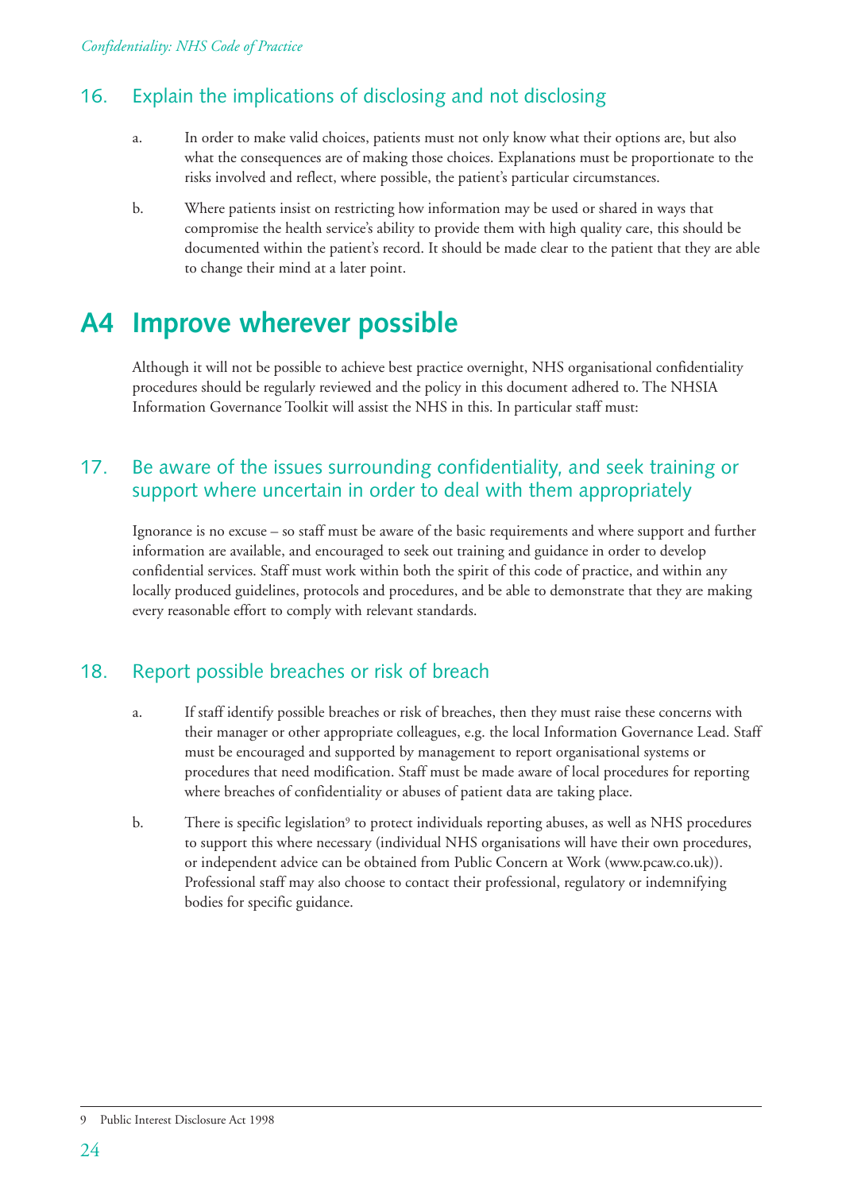### 16. Explain the implications of disclosing and not disclosing

a. In order to make valid choices, patients must not only know what their options are, but also what the consequences are of making those choices. Explanations must be proportionate to the risks involved and reflect, where possible, the patient's particular circumstances.

b. Where patients insist on restricting how information may be used or shared in ways that compromise the health service's ability to provide them with high quality care, this should be documented within the patient's record. It should be made clear to the patient that they are able to change their mind at a later point.

## A4 Improve wherever possible

Although it will not be possible to achieve best practice overnight, NHS organisational confidentiality procedures should be regularly reviewed and the policy in this document adhered to. The NHSIA Information Governance Toolkit will assist the NHS in this. In particular staff must:

### 17. Be aware of the issues surrounding confidentiality, and seek training or support where uncertain in order to deal with them appropriately

Ignorance is no excuse – so staff must be aware of the basic requirements and where support and further information are available, and encouraged to seek out training and guidance in order to develop confidential services. Staff must work within both the spirit of this code of practice, and within any locally produced guidelines, protocols and procedures, and be able to demonstrate that they are making every reasonable effort to comply with relevant standards.

### 18. Report possible breaches or risk of breach

a. If staff identify possible breaches or risk of breaches, then they must raise these concerns with their manager or other appropriate colleagues, e.g. the local Information Governance Lead. Staff must be encouraged and supported by management to report organisational systems or procedures that need modification. Staff must be made aware of local procedures for reporting where breaches of confidentiality or abuses of patient data are taking place.

b. There is specific legislation[9] to protect individuals reporting abuses, as well as NHS procedures to support this where necessary (individual NHS organisations will have their own procedures, or independent advice can be obtained from Public Concern at Work (www.pcaw.co.uk)). Professional staff may also choose to contact their professional, regulatory or indemnifying bodies for specific guidance.

---

9 Public Interest Disclosure Act 1998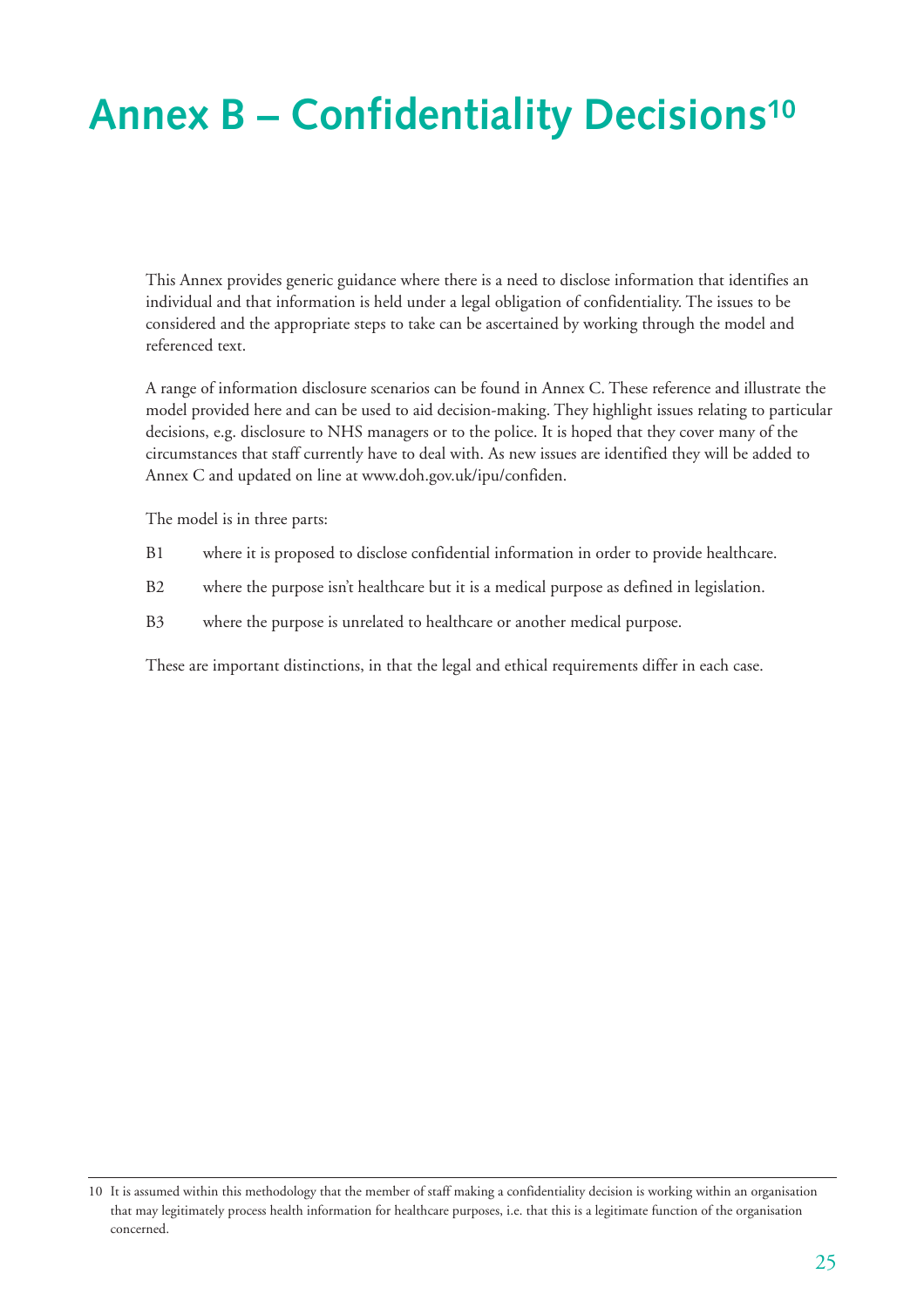# Annex B – Confidentiality Decisions[10]

This Annex provides generic guidance where there is a need to disclose information that identifies an individual and that information is held under a legal obligation of confidentiality. The issues to be considered and the appropriate steps to take can be ascertained by working through the model and referenced text.

A range of information disclosure scenarios can be found in Annex C. These reference and illustrate the model provided here and can be used to aid decision-making. They highlight issues relating to particular decisions, e.g. disclosure to NHS managers or to the police. It is hoped that they cover many of the circumstances that staff currently have to deal with. As new issues are identified they will be added to Annex C and updated on line at www.doh.gov.uk/ipu/confiden.

The model is in three parts:

- B1 where it is proposed to disclose confidential information in order to provide healthcare.
- B2 where the purpose isn't healthcare but it is a medical purpose as defined in legislation.
- B3 where the purpose is unrelated to healthcare or another medical purpose.

These are important distinctions, in that the legal and ethical requirements differ in each case.

---

10 It is assumed within this methodology that the member of staff making a confidentiality decision is working within an organisation that may legitimately process health information for healthcare purposes, i.e. that this is a legitimate function of the organisation concerned.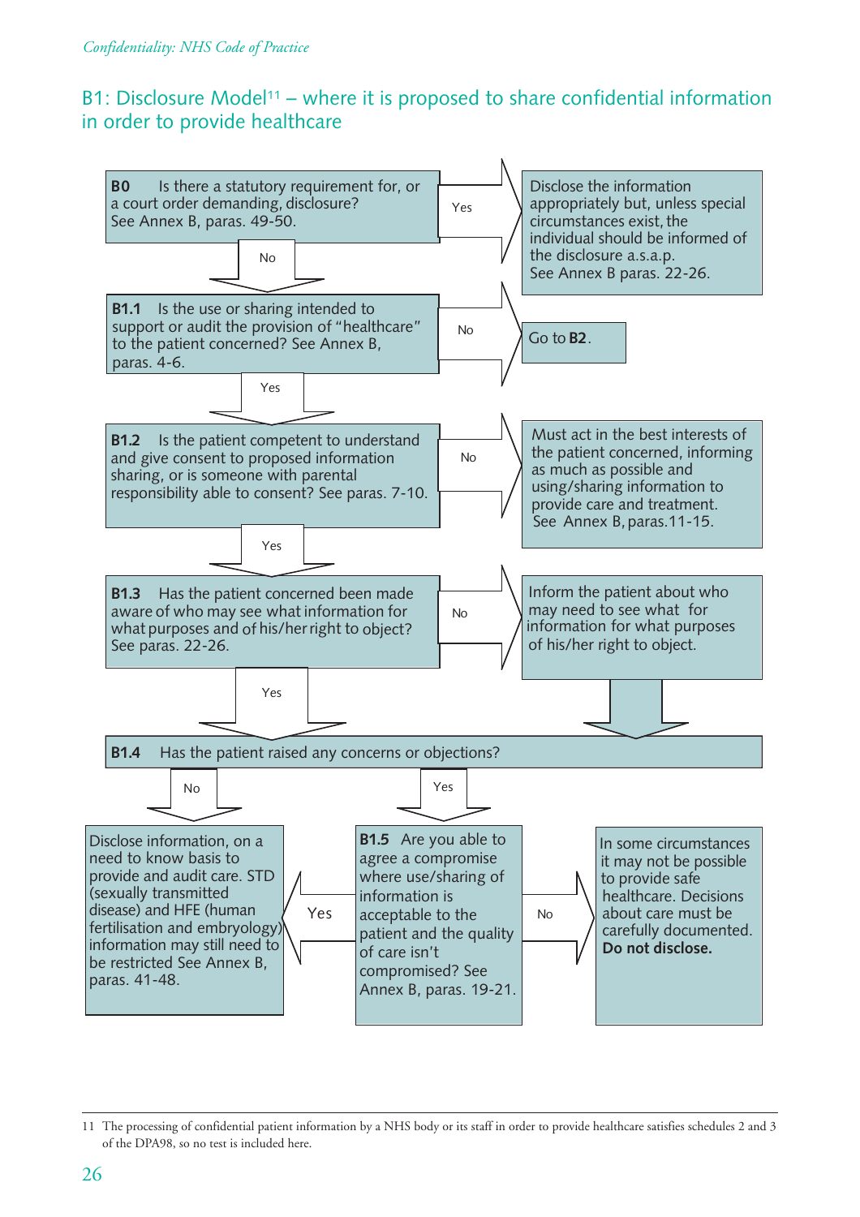## B1: Disclosure Model[11] – where it is proposed to share confidential information in order to provide healthcare

**B0** Is there a statutory requirement for, or a court order demanding, disclosure? See Annex B, paras. 49-50.

- **Yes** → Disclose the information appropriately but, unless special circumstances exist, the individual should be informed of the disclosure a.s.a.p. See Annex B paras. 22-26.
- **No** → go to B1.1

**B1.1** Is the use or sharing intended to support or audit the provision of "healthcare" to the patient concerned? See Annex B, paras. 4-6.

- **No** → Go to **B2**.
- **Yes** → go to B1.2

**B1.2** Is the patient competent to understand and give consent to proposed information sharing, or is someone with parental responsibility able to consent? See paras. 7-10.

- **No** → Must act in the best interests of the patient concerned, informing as much as possible and using/sharing information to provide care and treatment. See Annex B, paras.11-15.
- **Yes** → go to B1.3

**B1.3** Has the patient concerned been made aware of who may see what information for what purposes and of his/her right to object? See paras. 22-26.

- **No** → Inform the patient about who may need to see what for information for what purposes of his/her right to object. → go to B1.4
- **Yes** → go to B1.4

**B1.4** Has the patient raised any concerns or objections?

- **No** → Disclose information, on a need to know basis to provide and audit care. STD (sexually transmitted disease) and HFE (human fertilisation and embryology) information may still need to be restricted See Annex B, paras. 41-48.
- **Yes** → go to B1.5

**B1.5** Are you able to agree a compromise where use/sharing of information is acceptable to the patient and the quality of care isn't compromised? See Annex B, paras. 19-21.

- **Yes** → Disclose information, on a need to know basis to provide and audit care. STD (sexually transmitted disease) and HFE (human fertilisation and embryology) information may still need to be restricted See Annex B, paras. 41-48.
- **No** → In some circumstances it may not be possible to provide safe healthcare. Decisions about care must be carefully documented. **Do not disclose.**

---

11 The processing of confidential patient information by a NHS body or its staff in order to provide healthcare satisfies schedules 2 and 3 of the DPA98, so no test is included here.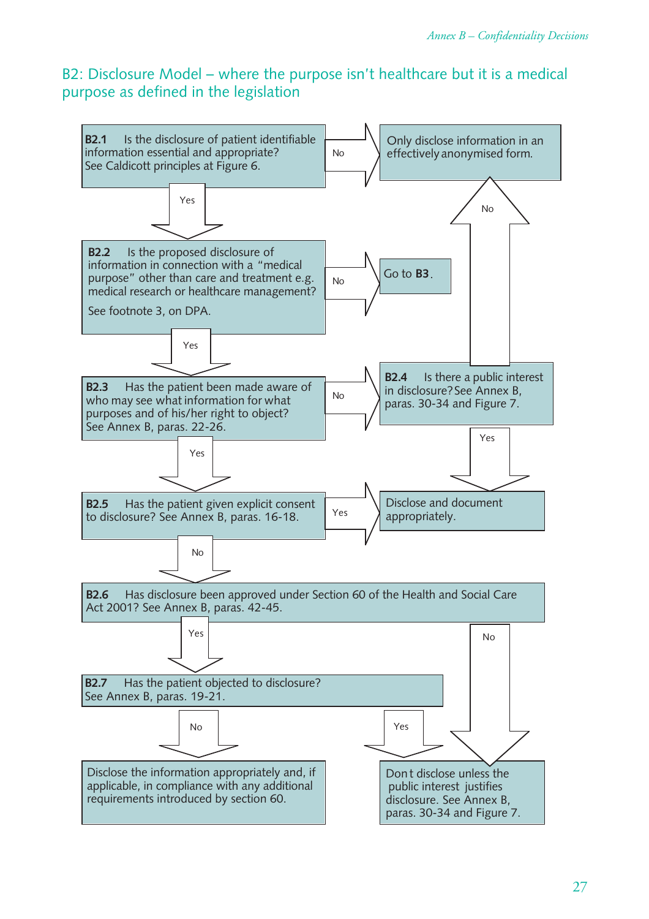## B2: Disclosure Model – where the purpose isn't healthcare but it is a medical purpose as defined in the legislation

**B2.1** Is the disclosure of patient identifiable information essential and appropriate? See Caldicott principles at Figure 6.

- No → Only disclose information in an effectively anonymised form.
- Yes → B2.2

**B2.2** Is the proposed disclosure of information in connection with a "medical purpose" other than care and treatment e.g. medical research or healthcare management?

See footnote 3, on DPA.

- No → Go to **B3**.
- Yes → B2.3

**B2.3** Has the patient been made aware of who may see what information for what purposes and of his/her right to object? See Annex B, paras. 22-26.

- No → B2.4
- Yes → B2.5

**B2.4** Is there a public interest in disclosure? See Annex B, paras. 30-34 and Figure 7.

- No → Only disclose information in an effectively anonymised form.
- Yes → Disclose and document appropriately.

**B2.5** Has the patient given explicit consent to disclosure? See Annex B, paras. 16-18.

- Yes → Disclose and document appropriately.
- No → B2.6

**B2.6** Has disclosure been approved under Section 60 of the Health and Social Care Act 2001? See Annex B, paras. 42-45.

- Yes → B2.7
- No → Dont disclose unless the public interest justifies disclosure. See Annex B, paras. 30-34 and Figure 7.

**B2.7** Has the patient objected to disclosure? See Annex B, paras. 19-21.

- No → Disclose the information appropriately and, if applicable, in compliance with any additional requirements introduced by section 60.
- Yes → Dont disclose unless the public interest justifies disclosure. See Annex B, paras. 30-34 and Figure 7.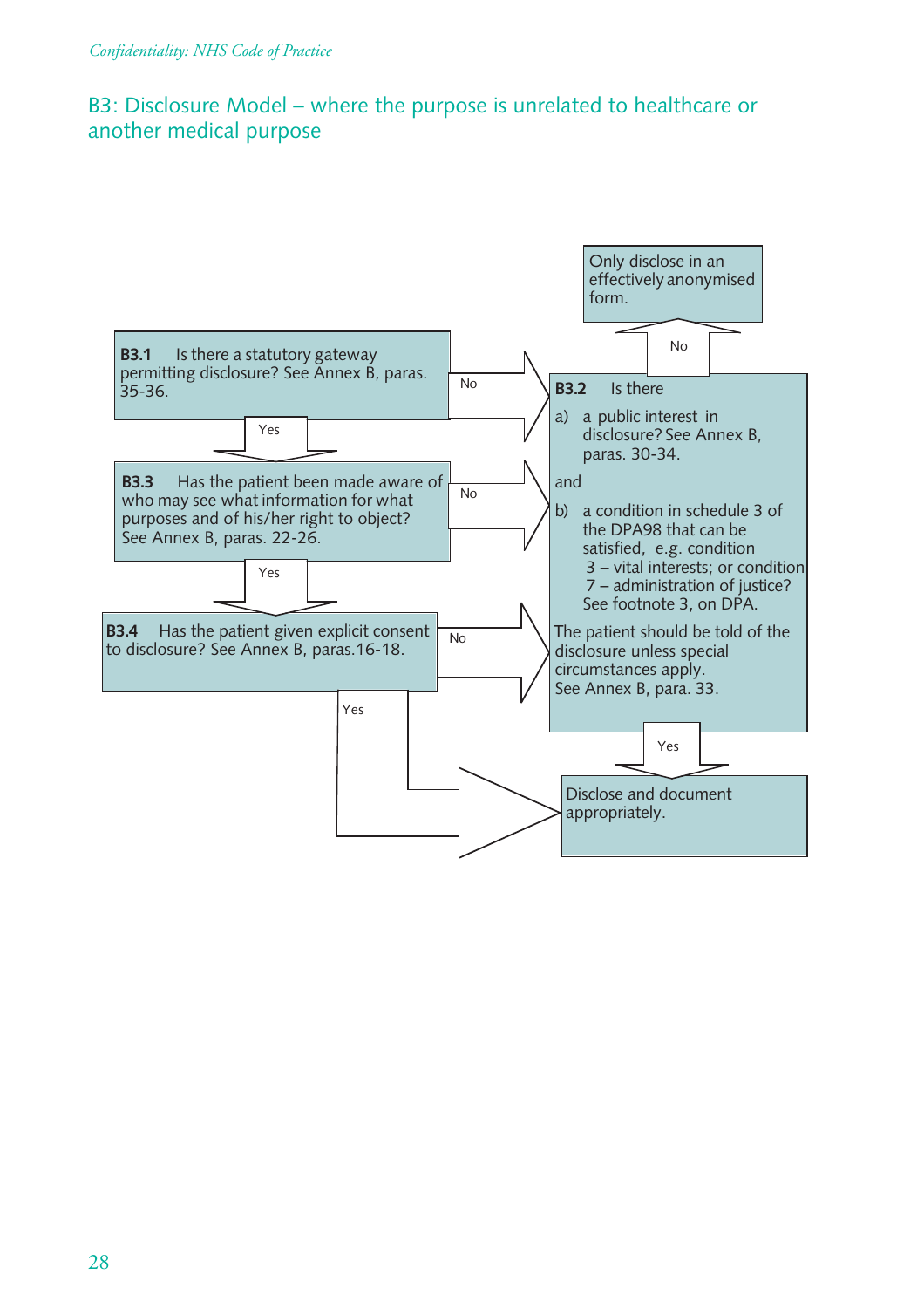## B3: Disclosure Model – where the purpose is unrelated to healthcare or another medical purpose

**B3.1** Is there a statutory gateway permitting disclosure? See Annex B, paras. 35-36.

- Yes → B3.3
- No → B3.2

**B3.3** Has the patient been made aware of who may see what information for what purposes and of his/her right to object? See Annex B, paras. 22-26.

- Yes → B3.4
- No → B3.2

**B3.4** Has the patient given explicit consent to disclosure? See Annex B, paras.16-18.

- Yes → Disclose and document appropriately.
- No → B3.2

**B3.2** Is there

a) a public interest in disclosure? See Annex B, paras. 30-34.

and

b) a condition in schedule 3 of the DPA98 that can be satisfied, e.g. condition 3 – vital interests; or condition 7 – administration of justice? See footnote 3, on DPA.

The patient should be told of the disclosure unless special circumstances apply. See Annex B, para. 33.

- Yes → Disclose and document appropriately.
- No → Only disclose in an effectively anonymised form.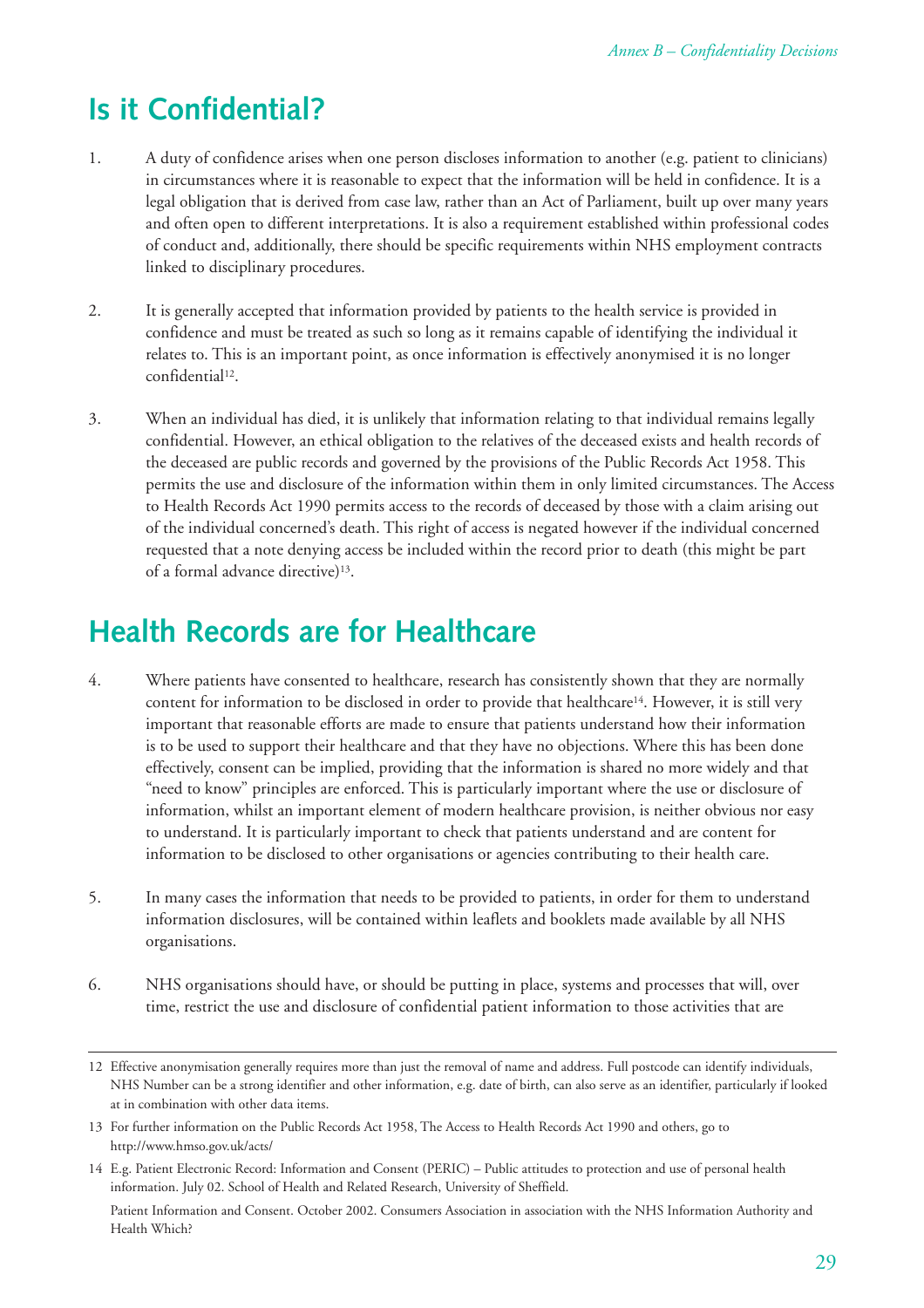## Is it Confidential?

1. A duty of confidence arises when one person discloses information to another (e.g. patient to clinicians) in circumstances where it is reasonable to expect that the information will be held in confidence. It is a legal obligation that is derived from case law, rather than an Act of Parliament, built up over many years and often open to different interpretations. It is also a requirement established within professional codes of conduct and, additionally, there should be specific requirements within NHS employment contracts linked to disciplinary procedures.

2. It is generally accepted that information provided by patients to the health service is provided in confidence and must be treated as such so long as it remains capable of identifying the individual it relates to. This is an important point, as once information is effectively anonymised it is no longer confidential[12].

3. When an individual has died, it is unlikely that information relating to that individual remains legally confidential. However, an ethical obligation to the relatives of the deceased exists and health records of the deceased are public records and governed by the provisions of the Public Records Act 1958. This permits the use and disclosure of the information within them in only limited circumstances. The Access to Health Records Act 1990 permits access to the records of deceased by those with a claim arising out of the individual concerned's death. This right of access is negated however if the individual concerned requested that a note denying access be included within the record prior to death (this might be part of a formal advance directive)[13].

## Health Records are for Healthcare

4. Where patients have consented to healthcare, research has consistently shown that they are normally content for information to be disclosed in order to provide that healthcare[14]. However, it is still very important that reasonable efforts are made to ensure that patients understand how their information is to be used to support their healthcare and that they have no objections. Where this has been done effectively, consent can be implied, providing that the information is shared no more widely and that "need to know" principles are enforced. This is particularly important where the use or disclosure of information, whilst an important element of modern healthcare provision, is neither obvious nor easy to understand. It is particularly important to check that patients understand and are content for information to be disclosed to other organisations or agencies contributing to their health care.

5. In many cases the information that needs to be provided to patients, in order for them to understand information disclosures, will be contained within leaflets and booklets made available by all NHS organisations.

6. NHS organisations should have, or should be putting in place, systems and processes that will, over time, restrict the use and disclosure of confidential patient information to those activities that are

---

12 Effective anonymisation generally requires more than just the removal of name and address. Full postcode can identify individuals, NHS Number can be a strong identifier and other information, e.g. date of birth, can also serve as an identifier, particularly if looked at in combination with other data items.

13 For further information on the Public Records Act 1958, The Access to Health Records Act 1990 and others, go to http://www.hmso.gov.uk/acts/

14 E.g. Patient Electronic Record: Information and Consent (PERIC) – Public attitudes to protection and use of personal health information. July 02. School of Health and Related Research, University of Sheffield.

Patient Information and Consent. October 2002. Consumers Association in association with the NHS Information Authority and Health Which?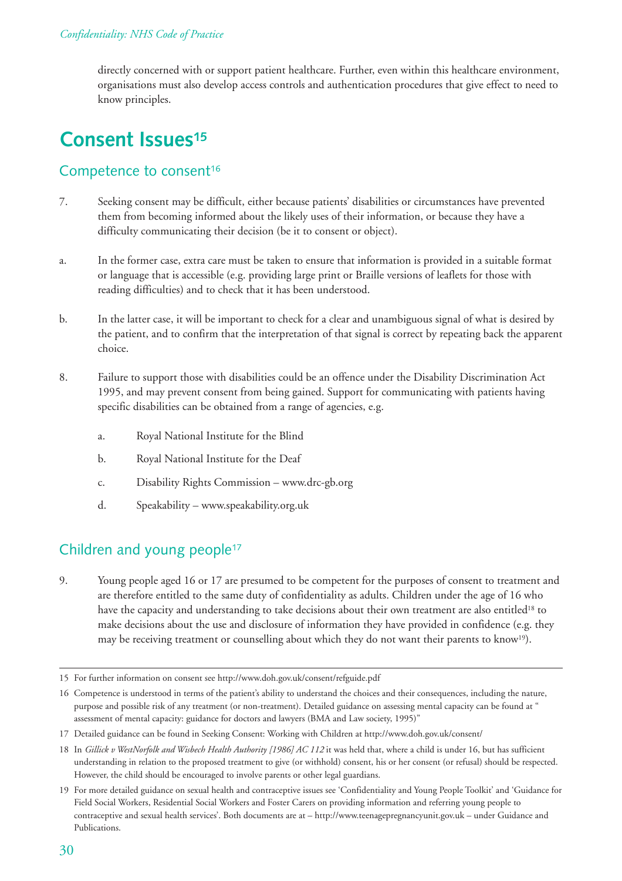directly concerned with or support patient healthcare. Further, even within this healthcare environment, organisations must also develop access controls and authentication procedures that give effect to need to know principles.

# Consent Issues[15]

## Competence to consent[16]

7. Seeking consent may be difficult, either because patients' disabilities or circumstances have prevented them from becoming informed about the likely uses of their information, or because they have a difficulty communicating their decision (be it to consent or object).

a. In the former case, extra care must be taken to ensure that information is provided in a suitable format or language that is accessible (e.g. providing large print or Braille versions of leaflets for those with reading difficulties) and to check that it has been understood.

b. In the latter case, it will be important to check for a clear and unambiguous signal of what is desired by the patient, and to confirm that the interpretation of that signal is correct by repeating back the apparent choice.

8. Failure to support those with disabilities could be an offence under the Disability Discrimination Act 1995, and may prevent consent from being gained. Support for communicating with patients having specific disabilities can be obtained from a range of agencies, e.g.

   a. Royal National Institute for the Blind

   b. Royal National Institute for the Deaf

   c. Disability Rights Commission – www.drc-gb.org

   d. Speakability – www.speakability.org.uk

## Children and young people[17]

9. Young people aged 16 or 17 are presumed to be competent for the purposes of consent to treatment and are therefore entitled to the same duty of confidentiality as adults. Children under the age of 16 who have the capacity and understanding to take decisions about their own treatment are also entitled[18] to make decisions about the use and disclosure of information they have provided in confidence (e.g. they may be receiving treatment or counselling about which they do not want their parents to know[19]).

---

15 For further information on consent see http://www.doh.gov.uk/consent/refguide.pdf

16 Competence is understood in terms of the patient's ability to understand the choices and their consequences, including the nature, purpose and possible risk of any treatment (or non-treatment). Detailed guidance on assessing mental capacity can be found at " assessment of mental capacity: guidance for doctors and lawyers (BMA and Law society, 1995)"

17 Detailed guidance can be found in Seeking Consent: Working with Children at http://www.doh.gov.uk/consent/

18 In *Gillick v WestNorfolk and Wisbech Health Authority [1986] AC 112* it was held that, where a child is under 16, but has sufficient understanding in relation to the proposed treatment to give (or withhold) consent, his or her consent (or refusal) should be respected. However, the child should be encouraged to involve parents or other legal guardians.

19 For more detailed guidance on sexual health and contraceptive issues see 'Confidentiality and Young People Toolkit' and 'Guidance for Field Social Workers, Residential Social Workers and Foster Carers on providing information and referring young people to contraceptive and sexual health services'. Both documents are at – http://www.teenagepregnancyunit.gov.uk – under Guidance and Publications.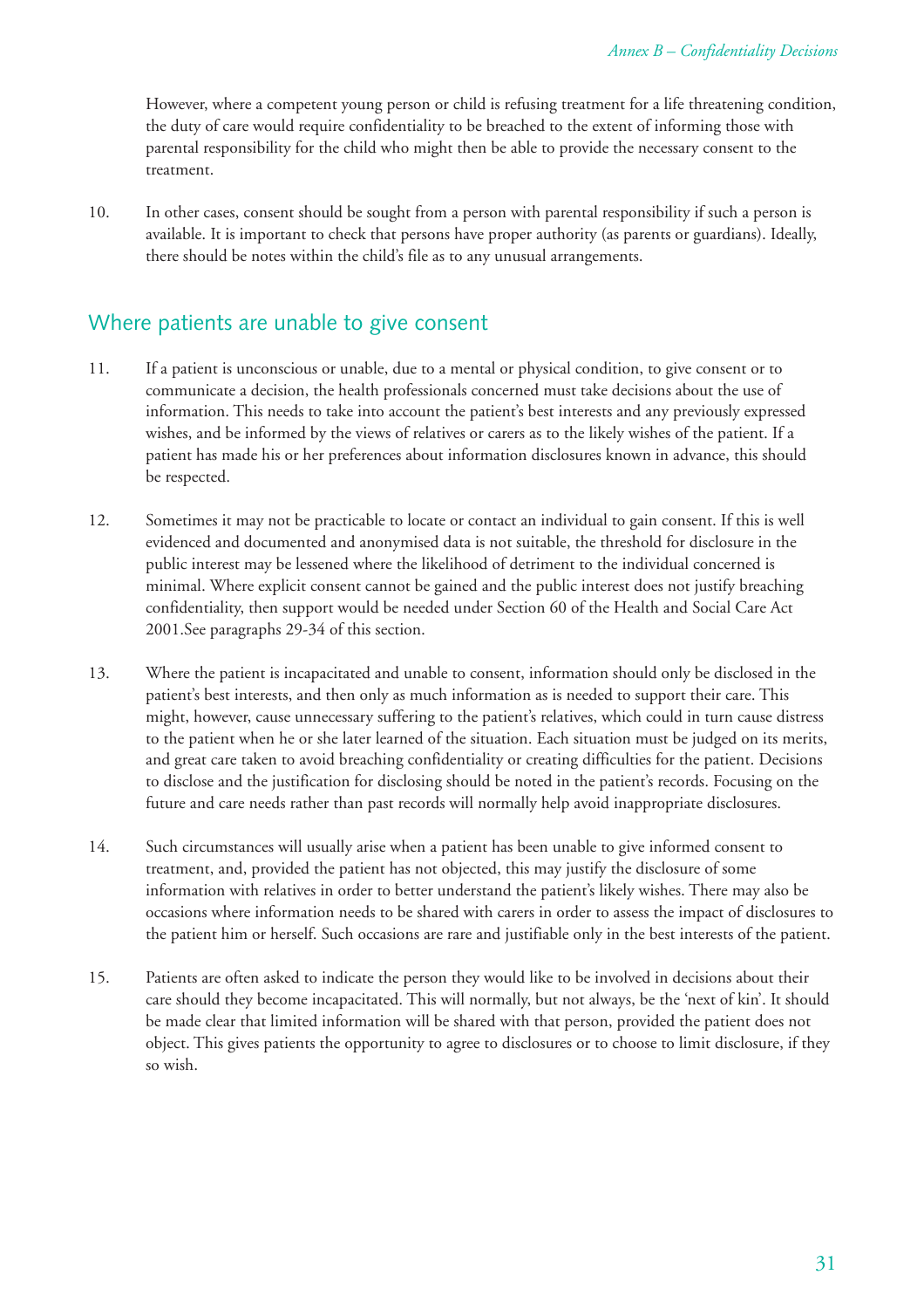However, where a competent young person or child is refusing treatment for a life threatening condition, the duty of care would require confidentiality to be breached to the extent of informing those with parental responsibility for the child who might then be able to provide the necessary consent to the treatment.

10. In other cases, consent should be sought from a person with parental responsibility if such a person is available. It is important to check that persons have proper authority (as parents or guardians). Ideally, there should be notes within the child's file as to any unusual arrangements.

## Where patients are unable to give consent

11. If a patient is unconscious or unable, due to a mental or physical condition, to give consent or to communicate a decision, the health professionals concerned must take decisions about the use of information. This needs to take into account the patient's best interests and any previously expressed wishes, and be informed by the views of relatives or carers as to the likely wishes of the patient. If a patient has made his or her preferences about information disclosures known in advance, this should be respected.

12. Sometimes it may not be practicable to locate or contact an individual to gain consent. If this is well evidenced and documented and anonymised data is not suitable, the threshold for disclosure in the public interest may be lessened where the likelihood of detriment to the individual concerned is minimal. Where explicit consent cannot be gained and the public interest does not justify breaching confidentiality, then support would be needed under Section 60 of the Health and Social Care Act 2001.See paragraphs 29-34 of this section.

13. Where the patient is incapacitated and unable to consent, information should only be disclosed in the patient's best interests, and then only as much information as is needed to support their care. This might, however, cause unnecessary suffering to the patient's relatives, which could in turn cause distress to the patient when he or she later learned of the situation. Each situation must be judged on its merits, and great care taken to avoid breaching confidentiality or creating difficulties for the patient. Decisions to disclose and the justification for disclosing should be noted in the patient's records. Focusing on the future and care needs rather than past records will normally help avoid inappropriate disclosures.

14. Such circumstances will usually arise when a patient has been unable to give informed consent to treatment, and, provided the patient has not objected, this may justify the disclosure of some information with relatives in order to better understand the patient's likely wishes. There may also be occasions where information needs to be shared with carers in order to assess the impact of disclosures to the patient him or herself. Such occasions are rare and justifiable only in the best interests of the patient.

15. Patients are often asked to indicate the person they would like to be involved in decisions about their care should they become incapacitated. This will normally, but not always, be the 'next of kin'. It should be made clear that limited information will be shared with that person, provided the patient does not object. This gives patients the opportunity to agree to disclosures or to choose to limit disclosure, if they so wish.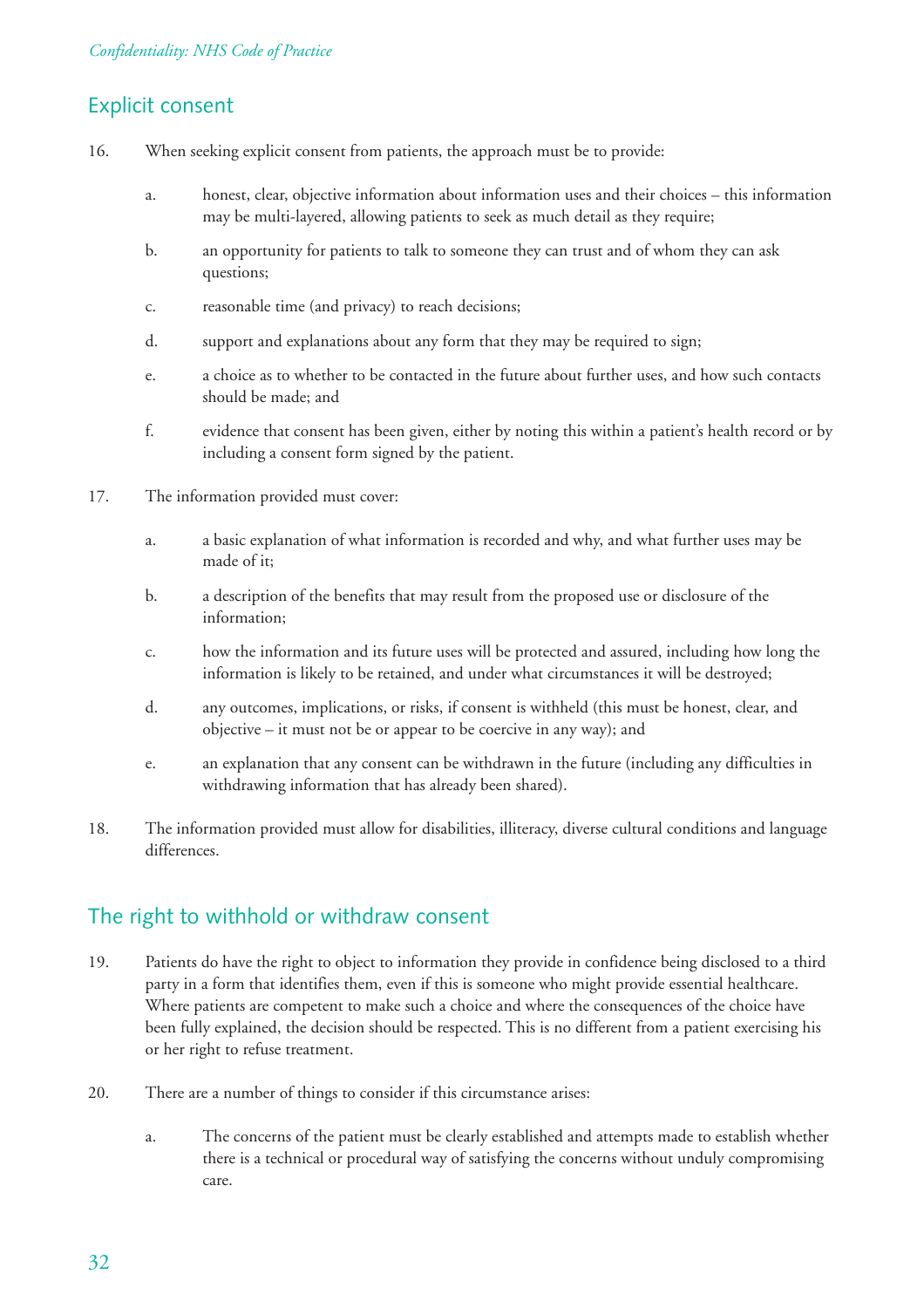## Explicit consent

16. When seeking explicit consent from patients, the approach must be to provide:

    a. honest, clear, objective information about information uses and their choices – this information may be multi-layered, allowing patients to seek as much detail as they require;

    b. an opportunity for patients to talk to someone they can trust and of whom they can ask questions;

    c. reasonable time (and privacy) to reach decisions;

    d. support and explanations about any form that they may be required to sign;

    e. a choice as to whether to be contacted in the future about further uses, and how such contacts should be made; and

    f. evidence that consent has been given, either by noting this within a patient's health record or by including a consent form signed by the patient.

17. The information provided must cover:

    a. a basic explanation of what information is recorded and why, and what further uses may be made of it;

    b. a description of the benefits that may result from the proposed use or disclosure of the information;

    c. how the information and its future uses will be protected and assured, including how long the information is likely to be retained, and under what circumstances it will be destroyed;

    d. any outcomes, implications, or risks, if consent is withheld (this must be honest, clear, and objective – it must not be or appear to be coercive in any way); and

    e. an explanation that any consent can be withdrawn in the future (including any difficulties in withdrawing information that has already been shared).

18. The information provided must allow for disabilities, illiteracy, diverse cultural conditions and language differences.

## The right to withhold or withdraw consent

19. Patients do have the right to object to information they provide in confidence being disclosed to a third party in a form that identifies them, even if this is someone who might provide essential healthcare. Where patients are competent to make such a choice and where the consequences of the choice have been fully explained, the decision should be respected. This is no different from a patient exercising his or her right to refuse treatment.

20. There are a number of things to consider if this circumstance arises:

    a. The concerns of the patient must be clearly established and attempts made to establish whether there is a technical or procedural way of satisfying the concerns without unduly compromising care.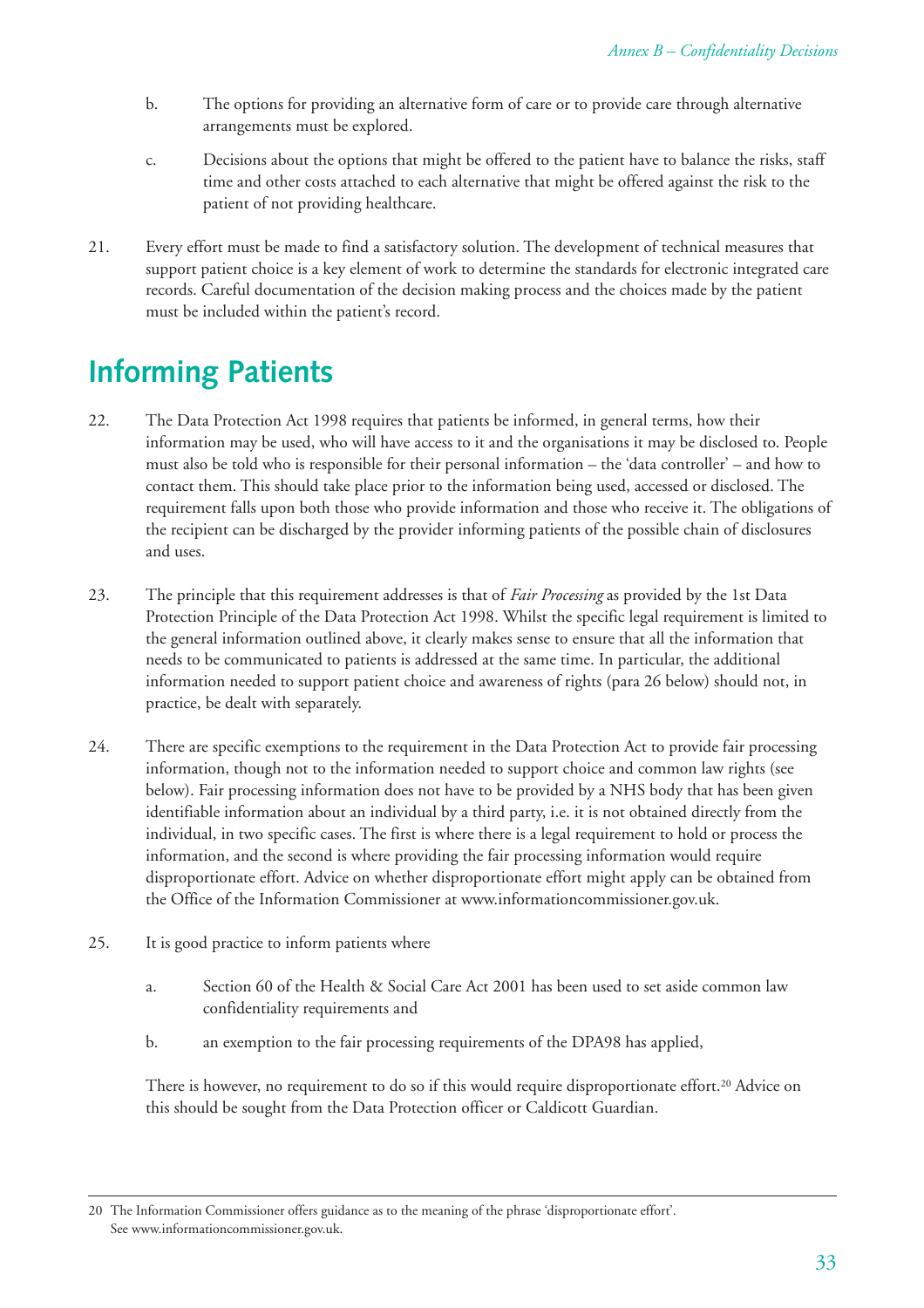b. The options for providing an alternative form of care or to provide care through alternative arrangements must be explored.

c. Decisions about the options that might be offered to the patient have to balance the risks, staff time and other costs attached to each alternative that might be offered against the risk to the patient of not providing healthcare.

21. Every effort must be made to find a satisfactory solution. The development of technical measures that support patient choice is a key element of work to determine the standards for electronic integrated care records. Careful documentation of the decision making process and the choices made by the patient must be included within the patient's record.

## Informing Patients

22. The Data Protection Act 1998 requires that patients be informed, in general terms, how their information may be used, who will have access to it and the organisations it may be disclosed to. People must also be told who is responsible for their personal information – the 'data controller' – and how to contact them. This should take place prior to the information being used, accessed or disclosed. The requirement falls upon both those who provide information and those who receive it. The obligations of the recipient can be discharged by the provider informing patients of the possible chain of disclosures and uses.

23. The principle that this requirement addresses is that of *Fair Processing* as provided by the 1st Data Protection Principle of the Data Protection Act 1998. Whilst the specific legal requirement is limited to the general information outlined above, it clearly makes sense to ensure that all the information that needs to be communicated to patients is addressed at the same time. In particular, the additional information needed to support patient choice and awareness of rights (para 26 below) should not, in practice, be dealt with separately.

24. There are specific exemptions to the requirement in the Data Protection Act to provide fair processing information, though not to the information needed to support choice and common law rights (see below). Fair processing information does not have to be provided by a NHS body that has been given identifiable information about an individual by a third party, i.e. it is not obtained directly from the individual, in two specific cases. The first is where there is a legal requirement to hold or process the information, and the second is where providing the fair processing information would require disproportionate effort. Advice on whether disproportionate effort might apply can be obtained from the Office of the Information Commissioner at www.informationcommissioner.gov.uk.

25. It is good practice to inform patients where

a. Section 60 of the Health & Social Care Act 2001 has been used to set aside common law confidentiality requirements and

b. an exemption to the fair processing requirements of the DPA98 has applied,

There is however, no requirement to do so if this would require disproportionate effort.[20] Advice on this should be sought from the Data Protection officer or Caldicott Guardian.

---

20 The Information Commissioner offers guidance as to the meaning of the phrase 'disproportionate effort'. See www.informationcommissioner.gov.uk.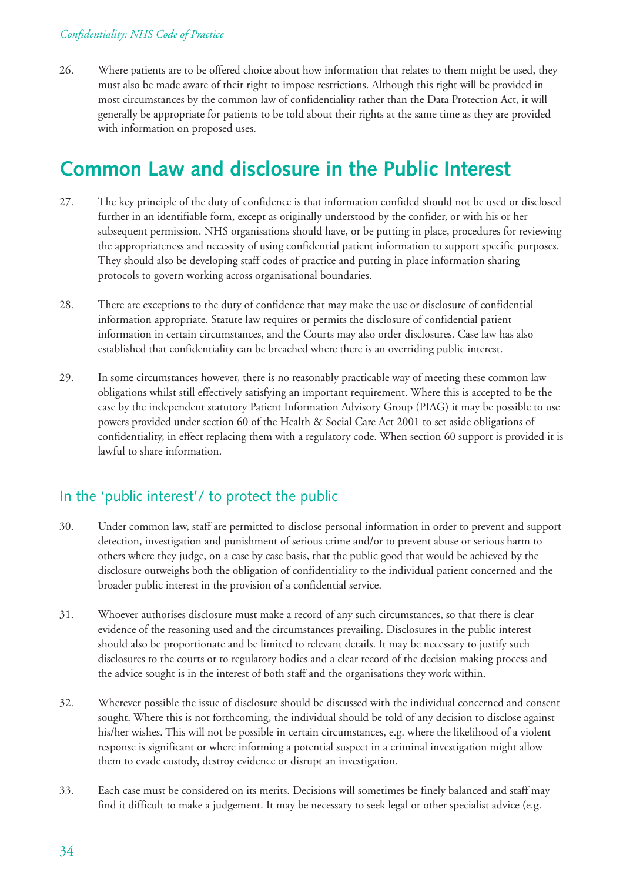26. Where patients are to be offered choice about how information that relates to them might be used, they must also be made aware of their right to impose restrictions. Although this right will be provided in most circumstances by the common law of confidentiality rather than the Data Protection Act, it will generally be appropriate for patients to be told about their rights at the same time as they are provided with information on proposed uses.

# Common Law and disclosure in the Public Interest

27. The key principle of the duty of confidence is that information confided should not be used or disclosed further in an identifiable form, except as originally understood by the confider, or with his or her subsequent permission. NHS organisations should have, or be putting in place, procedures for reviewing the appropriateness and necessity of using confidential patient information to support specific purposes. They should also be developing staff codes of practice and putting in place information sharing protocols to govern working across organisational boundaries.

28. There are exceptions to the duty of confidence that may make the use or disclosure of confidential information appropriate. Statute law requires or permits the disclosure of confidential patient information in certain circumstances, and the Courts may also order disclosures. Case law has also established that confidentiality can be breached where there is an overriding public interest.

29. In some circumstances however, there is no reasonably practicable way of meeting these common law obligations whilst still effectively satisfying an important requirement. Where this is accepted to be the case by the independent statutory Patient Information Advisory Group (PIAG) it may be possible to use powers provided under section 60 of the Health & Social Care Act 2001 to set aside obligations of confidentiality, in effect replacing them with a regulatory code. When section 60 support is provided it is lawful to share information.

## In the 'public interest'/ to protect the public

30. Under common law, staff are permitted to disclose personal information in order to prevent and support detection, investigation and punishment of serious crime and/or to prevent abuse or serious harm to others where they judge, on a case by case basis, that the public good that would be achieved by the disclosure outweighs both the obligation of confidentiality to the individual patient concerned and the broader public interest in the provision of a confidential service.

31. Whoever authorises disclosure must make a record of any such circumstances, so that there is clear evidence of the reasoning used and the circumstances prevailing. Disclosures in the public interest should also be proportionate and be limited to relevant details. It may be necessary to justify such disclosures to the courts or to regulatory bodies and a clear record of the decision making process and the advice sought is in the interest of both staff and the organisations they work within.

32. Wherever possible the issue of disclosure should be discussed with the individual concerned and consent sought. Where this is not forthcoming, the individual should be told of any decision to disclose against his/her wishes. This will not be possible in certain circumstances, e.g. where the likelihood of a violent response is significant or where informing a potential suspect in a criminal investigation might allow them to evade custody, destroy evidence or disrupt an investigation.

33. Each case must be considered on its merits. Decisions will sometimes be finely balanced and staff may find it difficult to make a judgement. It may be necessary to seek legal or other specialist advice (e.g.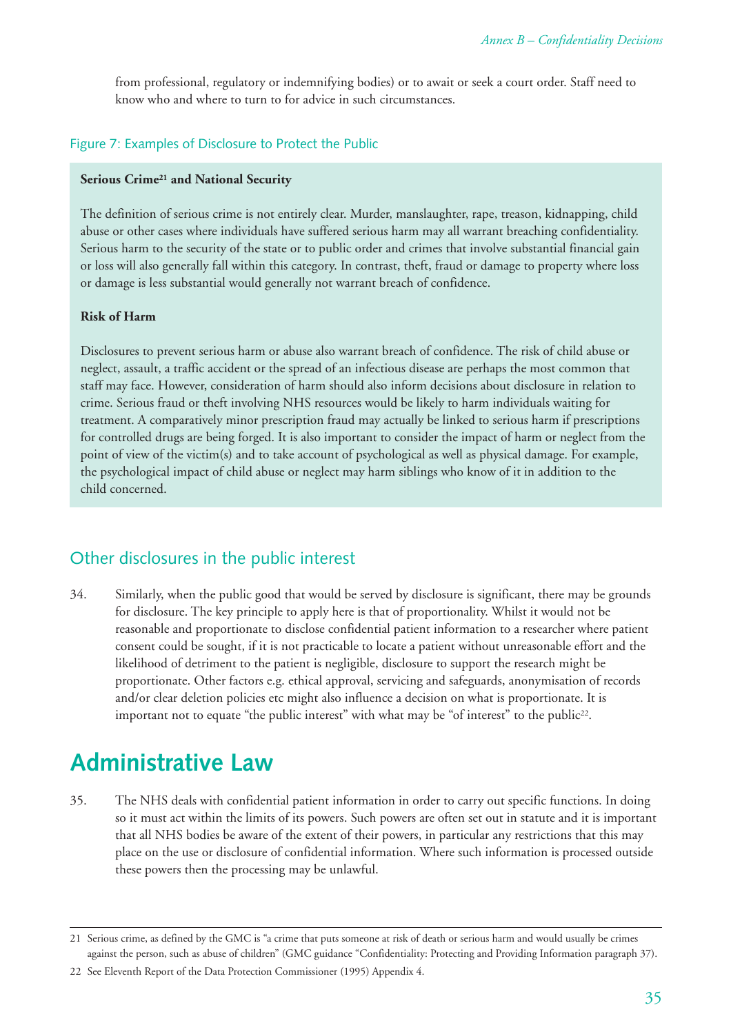from professional, regulatory or indemnifying bodies) or to await or seek a court order. Staff need to know who and where to turn to for advice in such circumstances.

### Figure 7: Examples of Disclosure to Protect the Public

**Serious Crime[21] and National Security**

The definition of serious crime is not entirely clear. Murder, manslaughter, rape, treason, kidnapping, child abuse or other cases where individuals have suffered serious harm may all warrant breaching confidentiality. Serious harm to the security of the state or to public order and crimes that involve substantial financial gain or loss will also generally fall within this category. In contrast, theft, fraud or damage to property where loss or damage is less substantial would generally not warrant breach of confidence.

**Risk of Harm**

Disclosures to prevent serious harm or abuse also warrant breach of confidence. The risk of child abuse or neglect, assault, a traffic accident or the spread of an infectious disease are perhaps the most common that staff may face. However, consideration of harm should also inform decisions about disclosure in relation to crime. Serious fraud or theft involving NHS resources would be likely to harm individuals waiting for treatment. A comparatively minor prescription fraud may actually be linked to serious harm if prescriptions for controlled drugs are being forged. It is also important to consider the impact of harm or neglect from the point of view of the victim(s) and to take account of psychological as well as physical damage. For example, the psychological impact of child abuse or neglect may harm siblings who know of it in addition to the child concerned.

## Other disclosures in the public interest

34. Similarly, when the public good that would be served by disclosure is significant, there may be grounds for disclosure. The key principle to apply here is that of proportionality. Whilst it would not be reasonable and proportionate to disclose confidential patient information to a researcher where patient consent could be sought, if it is not practicable to locate a patient without unreasonable effort and the likelihood of detriment to the patient is negligible, disclosure to support the research might be proportionate. Other factors e.g. ethical approval, servicing and safeguards, anonymisation of records and/or clear deletion policies etc might also influence a decision on what is proportionate. It is important not to equate "the public interest" with what may be "of interest" to the public[22].

# Administrative Law

35. The NHS deals with confidential patient information in order to carry out specific functions. In doing so it must act within the limits of its powers. Such powers are often set out in statute and it is important that all NHS bodies be aware of the extent of their powers, in particular any restrictions that this may place on the use or disclosure of confidential information. Where such information is processed outside these powers then the processing may be unlawful.

---

21 Serious crime, as defined by the GMC is "a crime that puts someone at risk of death or serious harm and would usually be crimes against the person, such as abuse of children" (GMC guidance "Confidentiality: Protecting and Providing Information paragraph 37).

22 See Eleventh Report of the Data Protection Commissioner (1995) Appendix 4.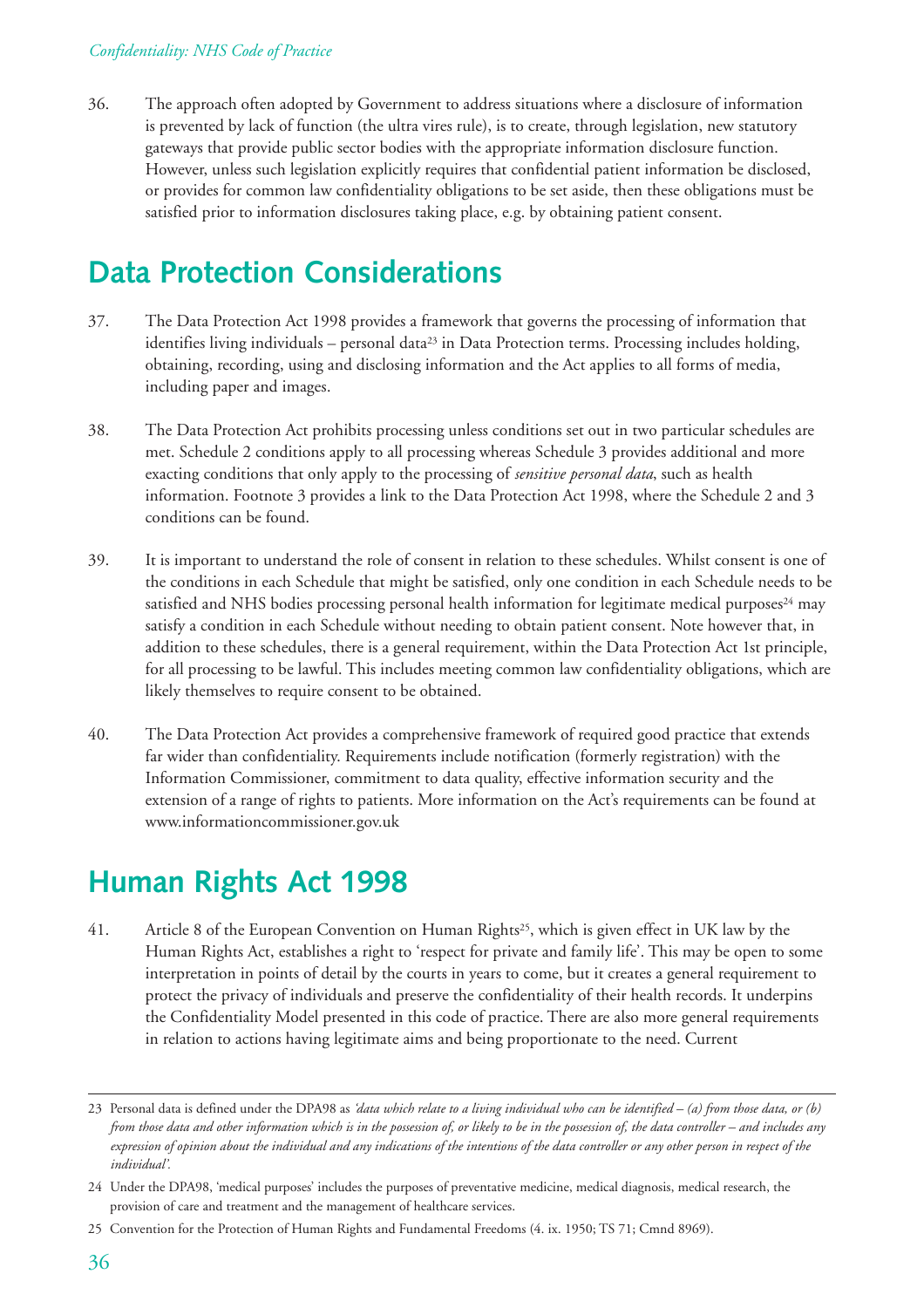36. The approach often adopted by Government to address situations where a disclosure of information is prevented by lack of function (the ultra vires rule), is to create, through legislation, new statutory gateways that provide public sector bodies with the appropriate information disclosure function. However, unless such legislation explicitly requires that confidential patient information be disclosed, or provides for common law confidentiality obligations to be set aside, then these obligations must be satisfied prior to information disclosures taking place, e.g. by obtaining patient consent.

## Data Protection Considerations

37. The Data Protection Act 1998 provides a framework that governs the processing of information that identifies living individuals – personal data[23] in Data Protection terms. Processing includes holding, obtaining, recording, using and disclosing information and the Act applies to all forms of media, including paper and images.

38. The Data Protection Act prohibits processing unless conditions set out in two particular schedules are met. Schedule 2 conditions apply to all processing whereas Schedule 3 provides additional and more exacting conditions that only apply to the processing of *sensitive personal data*, such as health information. Footnote 3 provides a link to the Data Protection Act 1998, where the Schedule 2 and 3 conditions can be found.

39. It is important to understand the role of consent in relation to these schedules. Whilst consent is one of the conditions in each Schedule that might be satisfied, only one condition in each Schedule needs to be satisfied and NHS bodies processing personal health information for legitimate medical purposes[24] may satisfy a condition in each Schedule without needing to obtain patient consent. Note however that, in addition to these schedules, there is a general requirement, within the Data Protection Act 1st principle, for all processing to be lawful. This includes meeting common law confidentiality obligations, which are likely themselves to require consent to be obtained.

40. The Data Protection Act provides a comprehensive framework of required good practice that extends far wider than confidentiality. Requirements include notification (formerly registration) with the Information Commissioner, commitment to data quality, effective information security and the extension of a range of rights to patients. More information on the Act's requirements can be found at www.informationcommissioner.gov.uk

## Human Rights Act 1998

41. Article 8 of the European Convention on Human Rights[25], which is given effect in UK law by the Human Rights Act, establishes a right to 'respect for private and family life'. This may be open to some interpretation in points of detail by the courts in years to come, but it creates a general requirement to protect the privacy of individuals and preserve the confidentiality of their health records. It underpins the Confidentiality Model presented in this code of practice. There are also more general requirements in relation to actions having legitimate aims and being proportionate to the need. Current

---

23 Personal data is defined under the DPA98 as *'data which relate to a living individual who can be identified – (a) from those data, or (b) from those data and other information which is in the possession of, or likely to be in the possession of, the data controller – and includes any expression of opinion about the individual and any indications of the intentions of the data controller or any other person in respect of the individual'.*

24 Under the DPA98, 'medical purposes' includes the purposes of preventative medicine, medical diagnosis, medical research, the provision of care and treatment and the management of healthcare services.

25 Convention for the Protection of Human Rights and Fundamental Freedoms (4. ix. 1950; TS 71; Cmnd 8969).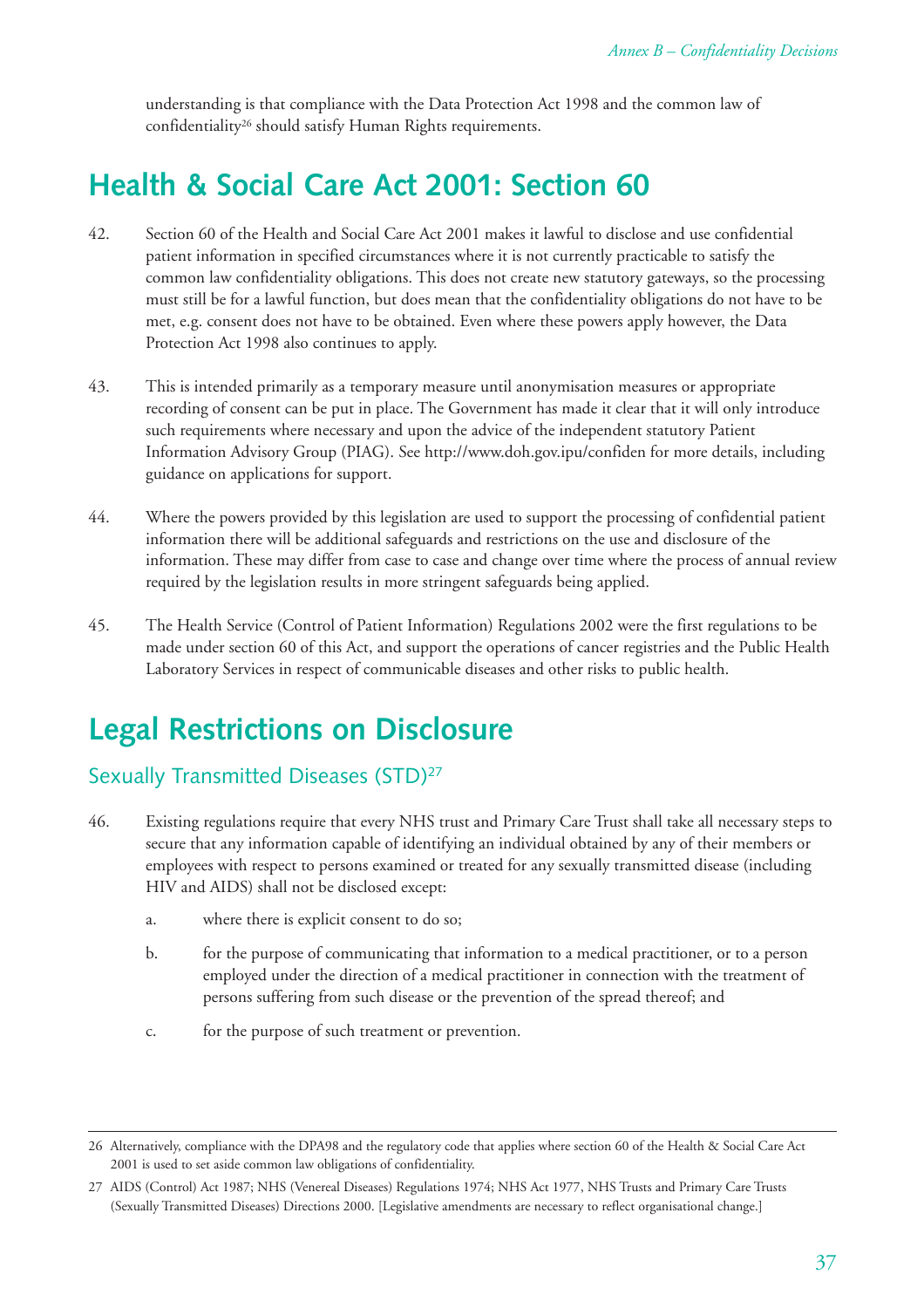understanding is that compliance with the Data Protection Act 1998 and the common law of confidentiality[26] should satisfy Human Rights requirements.

## Health & Social Care Act 2001: Section 60

42. Section 60 of the Health and Social Care Act 2001 makes it lawful to disclose and use confidential patient information in specified circumstances where it is not currently practicable to satisfy the common law confidentiality obligations. This does not create new statutory gateways, so the processing must still be for a lawful function, but does mean that the confidentiality obligations do not have to be met, e.g. consent does not have to be obtained. Even where these powers apply however, the Data Protection Act 1998 also continues to apply.

43. This is intended primarily as a temporary measure until anonymisation measures or appropriate recording of consent can be put in place. The Government has made it clear that it will only introduce such requirements where necessary and upon the advice of the independent statutory Patient Information Advisory Group (PIAG). See http://www.doh.gov.ipu/confiden for more details, including guidance on applications for support.

44. Where the powers provided by this legislation are used to support the processing of confidential patient information there will be additional safeguards and restrictions on the use and disclosure of the information. These may differ from case to case and change over time where the process of annual review required by the legislation results in more stringent safeguards being applied.

45. The Health Service (Control of Patient Information) Regulations 2002 were the first regulations to be made under section 60 of this Act, and support the operations of cancer registries and the Public Health Laboratory Services in respect of communicable diseases and other risks to public health.

## Legal Restrictions on Disclosure

### Sexually Transmitted Diseases (STD)[27]

46. Existing regulations require that every NHS trust and Primary Care Trust shall take all necessary steps to secure that any information capable of identifying an individual obtained by any of their members or employees with respect to persons examined or treated for any sexually transmitted disease (including HIV and AIDS) shall not be disclosed except:

    a. where there is explicit consent to do so;

    b. for the purpose of communicating that information to a medical practitioner, or to a person employed under the direction of a medical practitioner in connection with the treatment of persons suffering from such disease or the prevention of the spread thereof; and

    c. for the purpose of such treatment or prevention.

---

26 Alternatively, compliance with the DPA98 and the regulatory code that applies where section 60 of the Health & Social Care Act 2001 is used to set aside common law obligations of confidentiality.

27 AIDS (Control) Act 1987; NHS (Venereal Diseases) Regulations 1974; NHS Act 1977, NHS Trusts and Primary Care Trusts (Sexually Transmitted Diseases) Directions 2000. [Legislative amendments are necessary to reflect organisational change.]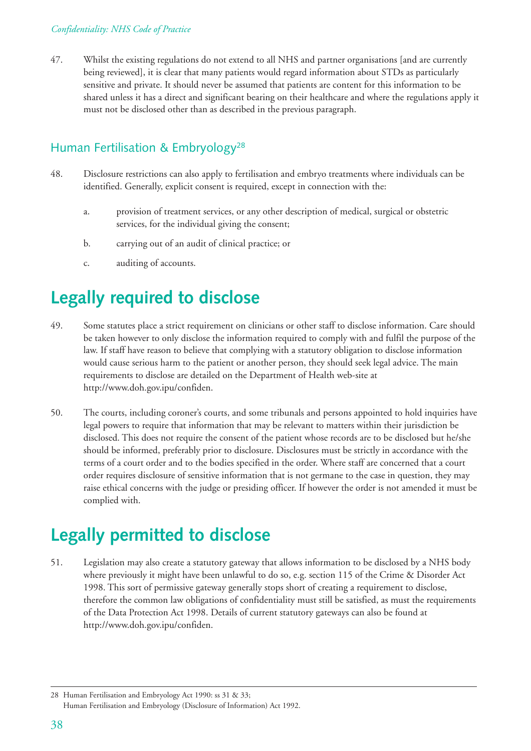47. Whilst the existing regulations do not extend to all NHS and partner organisations [and are currently being reviewed], it is clear that many patients would regard information about STDs as particularly sensitive and private. It should never be assumed that patients are content for this information to be shared unless it has a direct and significant bearing on their healthcare and where the regulations apply it must not be disclosed other than as described in the previous paragraph.

### Human Fertilisation & Embryology[28]

48. Disclosure restrictions can also apply to fertilisation and embryo treatments where individuals can be identified. Generally, explicit consent is required, except in connection with the:

    a. provision of treatment services, or any other description of medical, surgical or obstetric services, for the individual giving the consent;

    b. carrying out of an audit of clinical practice; or

    c. auditing of accounts.

## Legally required to disclose

49. Some statutes place a strict requirement on clinicians or other staff to disclose information. Care should be taken however to only disclose the information required to comply with and fulfil the purpose of the law. If staff have reason to believe that complying with a statutory obligation to disclose information would cause serious harm to the patient or another person, they should seek legal advice. The main requirements to disclose are detailed on the Department of Health web-site at http://www.doh.gov.ipu/confiden.

50. The courts, including coroner's courts, and some tribunals and persons appointed to hold inquiries have legal powers to require that information that may be relevant to matters within their jurisdiction be disclosed. This does not require the consent of the patient whose records are to be disclosed but he/she should be informed, preferably prior to disclosure. Disclosures must be strictly in accordance with the terms of a court order and to the bodies specified in the order. Where staff are concerned that a court order requires disclosure of sensitive information that is not germane to the case in question, they may raise ethical concerns with the judge or presiding officer. If however the order is not amended it must be complied with.

## Legally permitted to disclose

51. Legislation may also create a statutory gateway that allows information to be disclosed by a NHS body where previously it might have been unlawful to do so, e.g. section 115 of the Crime & Disorder Act 1998. This sort of permissive gateway generally stops short of creating a requirement to disclose, therefore the common law obligations of confidentiality must still be satisfied, as must the requirements of the Data Protection Act 1998. Details of current statutory gateways can also be found at http://www.doh.gov.ipu/confiden.

---

28 Human Fertilisation and Embryology Act 1990: ss 31 & 33;
Human Fertilisation and Embryology (Disclosure of Information) Act 1992.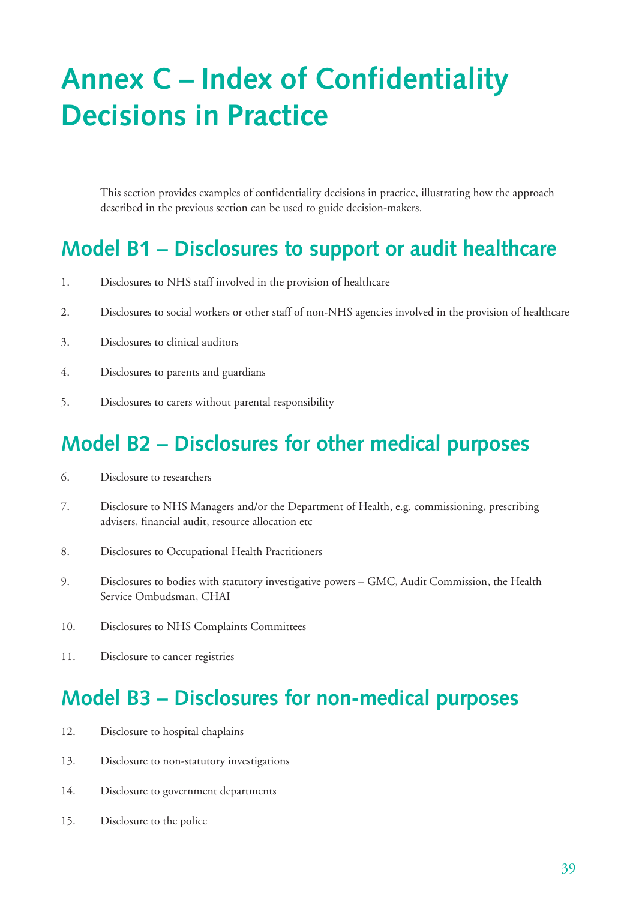# Annex C – Index of Confidentiality Decisions in Practice

This section provides examples of confidentiality decisions in practice, illustrating how the approach described in the previous section can be used to guide decision-makers.

## Model B1 – Disclosures to support or audit healthcare

1. Disclosures to NHS staff involved in the provision of healthcare
2. Disclosures to social workers or other staff of non-NHS agencies involved in the provision of healthcare
3. Disclosures to clinical auditors
4. Disclosures to parents and guardians
5. Disclosures to carers without parental responsibility

## Model B2 – Disclosures for other medical purposes

6. Disclosure to researchers
7. Disclosure to NHS Managers and/or the Department of Health, e.g. commissioning, prescribing advisers, financial audit, resource allocation etc
8. Disclosures to Occupational Health Practitioners
9. Disclosures to bodies with statutory investigative powers – GMC, Audit Commission, the Health Service Ombudsman, CHAI
10. Disclosures to NHS Complaints Committees
11. Disclosure to cancer registries

## Model B3 – Disclosures for non-medical purposes

12. Disclosure to hospital chaplains
13. Disclosure to non-statutory investigations
14. Disclosure to government departments
15. Disclosure to the police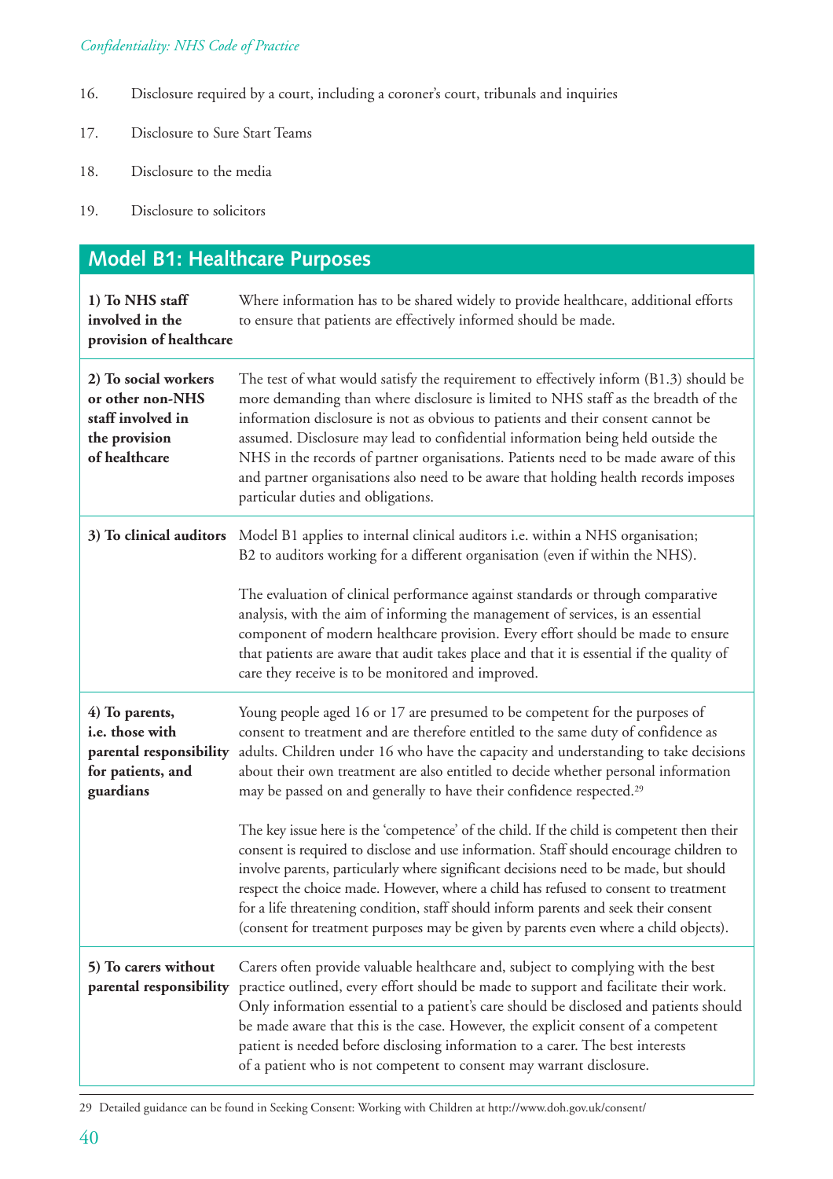16. Disclosure required by a court, including a coroner's court, tribunals and inquiries

17. Disclosure to Sure Start Teams

18. Disclosure to the media

19. Disclosure to solicitors

## Model B1: Healthcare Purposes

| | |
|---|---|
| **1) To NHS staff involved in the provision of healthcare** | Where information has to be shared widely to provide healthcare, additional efforts to ensure that patients are effectively informed should be made. |
| **2) To social workers or other non-NHS staff involved in the provision of healthcare** | The test of what would satisfy the requirement to effectively inform (B1.3) should be more demanding than where disclosure is limited to NHS staff as the breadth of the information disclosure is not as obvious to patients and their consent cannot be assumed. Disclosure may lead to confidential information being held outside the NHS in the records of partner organisations. Patients need to be made aware of this and partner organisations also need to be aware that holding health records imposes particular duties and obligations. |
| **3) To clinical auditors** | Model B1 applies to internal clinical auditors i.e. within a NHS organisation; B2 to auditors working for a different organisation (even if within the NHS).<br><br>The evaluation of clinical performance against standards or through comparative analysis, with the aim of informing the management of services, is an essential component of modern healthcare provision. Every effort should be made to ensure that patients are aware that audit takes place and that it is essential if the quality of care they receive is to be monitored and improved. |
| **4) To parents, i.e. those with parental responsibility for patients, and guardians** | Young people aged 16 or 17 are presumed to be competent for the purposes of consent to treatment and are therefore entitled to the same duty of confidence as adults. Children under 16 who have the capacity and understanding to take decisions about their own treatment are also entitled to decide whether personal information may be passed on and generally to have their confidence respected.[29]<br><br>The key issue here is the 'competence' of the child. If the child is competent then their consent is required to disclose and use information. Staff should encourage children to involve parents, particularly where significant decisions need to be made, but should respect the choice made. However, where a child has refused to consent to treatment for a life threatening condition, staff should inform parents and seek their consent (consent for treatment purposes may be given by parents even where a child objects). |
| **5) To carers without parental responsibility** | Carers often provide valuable healthcare and, subject to complying with the best practice outlined, every effort should be made to support and facilitate their work. Only information essential to a patient's care should be disclosed and patients should be made aware that this is the case. However, the explicit consent of a competent patient is needed before disclosing information to a carer. The best interests of a patient who is not competent to consent may warrant disclosure. |

29 Detailed guidance can be found in Seeking Consent: Working with Children at http://www.doh.gov.uk/consent/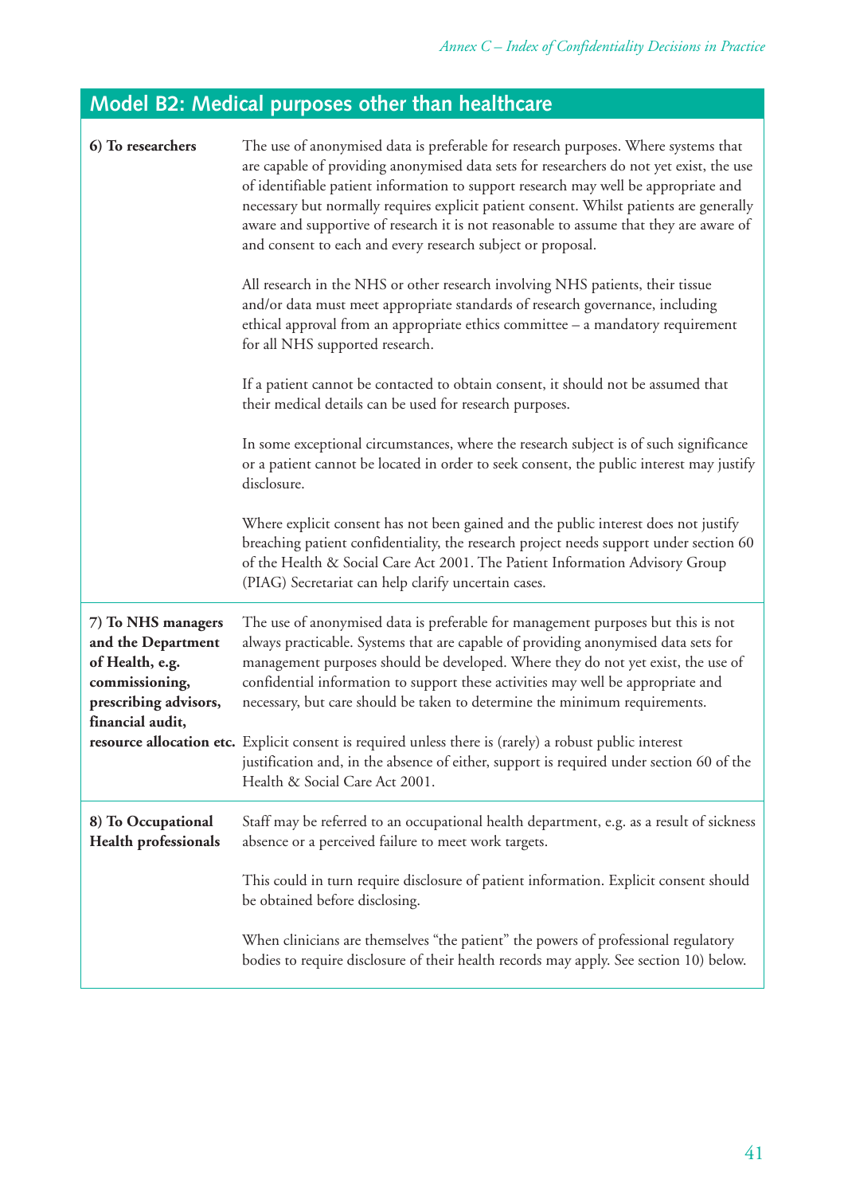## Model B2: Medical purposes other than healthcare

| | |
|---|---|
| **6) To researchers** | The use of anonymised data is preferable for research purposes. Where systems that are capable of providing anonymised data sets for researchers do not yet exist, the use of identifiable patient information to support research may well be appropriate and necessary but normally requires explicit patient consent. Whilst patients are generally aware and supportive of research it is not reasonable to assume that they are aware of and consent to each and every research subject or proposal.<br><br>All research in the NHS or other research involving NHS patients, their tissue and/or data must meet appropriate standards of research governance, including ethical approval from an appropriate ethics committee – a mandatory requirement for all NHS supported research.<br><br>If a patient cannot be contacted to obtain consent, it should not be assumed that their medical details can be used for research purposes.<br><br>In some exceptional circumstances, where the research subject is of such significance or a patient cannot be located in order to seek consent, the public interest may justify disclosure.<br><br>Where explicit consent has not been gained and the public interest does not justify breaching patient confidentiality, the research project needs support under section 60 of the Health & Social Care Act 2001. The Patient Information Advisory Group (PIAG) Secretariat can help clarify uncertain cases. |
| **7) To NHS managers and the Department of Health, e.g. commissioning, prescribing advisors, financial audit, resource allocation etc.** | The use of anonymised data is preferable for management purposes but this is not always practicable. Systems that are capable of providing anonymised data sets for management purposes should be developed. Where they do not yet exist, the use of confidential information to support these activities may well be appropriate and necessary, but care should be taken to determine the minimum requirements.<br><br>Explicit consent is required unless there is (rarely) a robust public interest justification and, in the absence of either, support is required under section 60 of the Health & Social Care Act 2001. |
| **8) To Occupational Health professionals** | Staff may be referred to an occupational health department, e.g. as a result of sickness absence or a perceived failure to meet work targets.<br><br>This could in turn require disclosure of patient information. Explicit consent should be obtained before disclosing.<br><br>When clinicians are themselves "the patient" the powers of professional regulatory bodies to require disclosure of their health records may apply. See section 10) below. |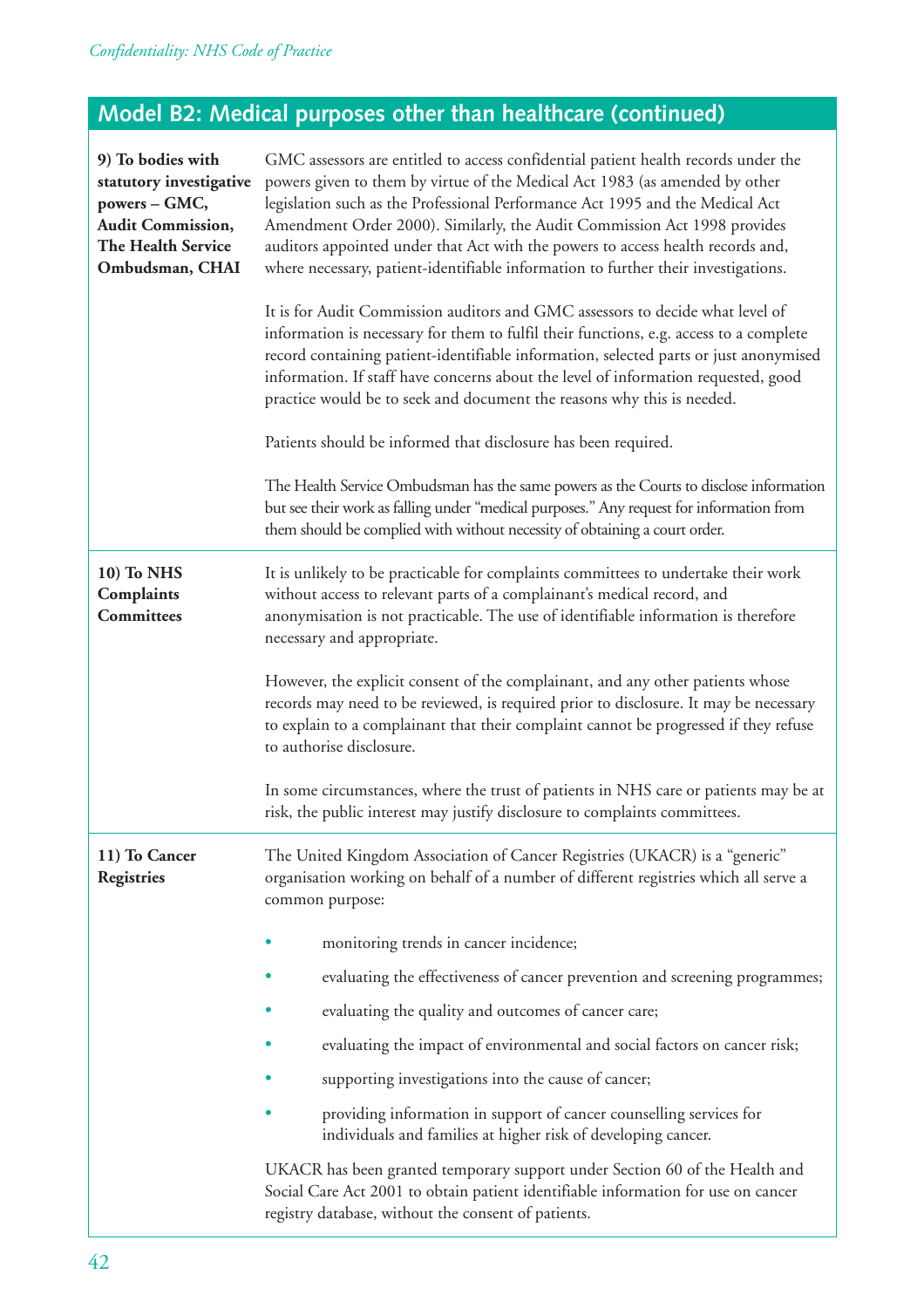## Model B2: Medical purposes other than healthcare (continued)

| | |
|---|---|
| **9) To bodies with statutory investigative powers – GMC, Audit Commission, The Health Service Ombudsman, CHAI** | GMC assessors are entitled to access confidential patient health records under the powers given to them by virtue of the Medical Act 1983 (as amended by other legislation such as the Professional Performance Act 1995 and the Medical Act Amendment Order 2000). Similarly, the Audit Commission Act 1998 provides auditors appointed under that Act with the powers to access health records and, where necessary, patient-identifiable information to further their investigations.<br><br>It is for Audit Commission auditors and GMC assessors to decide what level of information is necessary for them to fulfil their functions, e.g. access to a complete record containing patient-identifiable information, selected parts or just anonymised information. If staff have concerns about the level of information requested, good practice would be to seek and document the reasons why this is needed.<br><br>Patients should be informed that disclosure has been required.<br><br>The Health Service Ombudsman has the same powers as the Courts to disclose information but see their work as falling under "medical purposes." Any request for information from them should be complied with without necessity of obtaining a court order. |
| **10) To NHS Complaints Committees** | It is unlikely to be practicable for complaints committees to undertake their work without access to relevant parts of a complainant's medical record, and anonymisation is not practicable. The use of identifiable information is therefore necessary and appropriate.<br><br>However, the explicit consent of the complainant, and any other patients whose records may need to be reviewed, is required prior to disclosure. It may be necessary to explain to a complainant that their complaint cannot be progressed if they refuse to authorise disclosure.<br><br>In some circumstances, where the trust of patients in NHS care or patients may be at risk, the public interest may justify disclosure to complaints committees. |
| **11) To Cancer Registries** | The United Kingdom Association of Cancer Registries (UKACR) is a "generic" organisation working on behalf of a number of different registries which all serve a common purpose:<br><br>• monitoring trends in cancer incidence;<br>• evaluating the effectiveness of cancer prevention and screening programmes;<br>• evaluating the quality and outcomes of cancer care;<br>• evaluating the impact of environmental and social factors on cancer risk;<br>• supporting investigations into the cause of cancer;<br>• providing information in support of cancer counselling services for individuals and families at higher risk of developing cancer.<br><br>UKACR has been granted temporary support under Section 60 of the Health and Social Care Act 2001 to obtain patient identifiable information for use on cancer registry database, without the consent of patients. |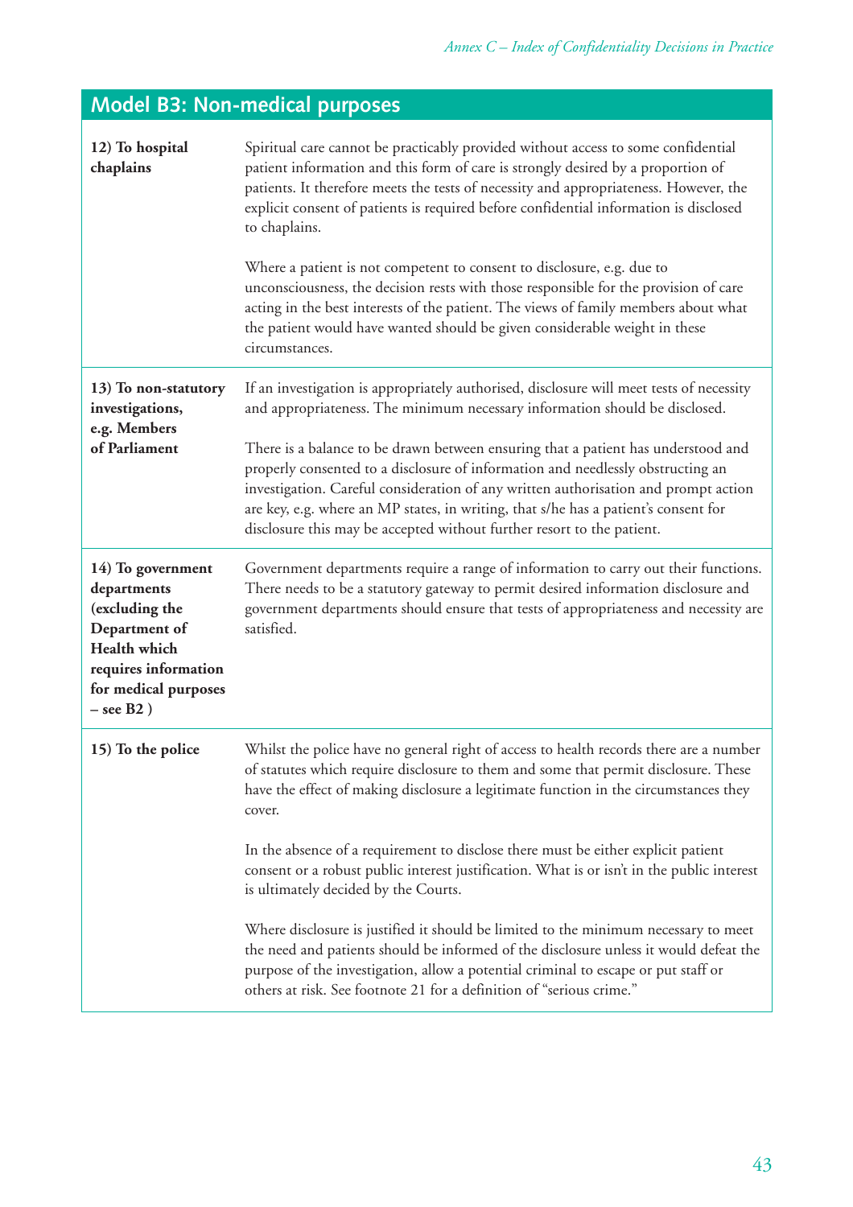## Model B3: Non-medical purposes

| | |
|---|---|
| **12) To hospital chaplains** | Spiritual care cannot be practicably provided without access to some confidential patient information and this form of care is strongly desired by a proportion of patients. It therefore meets the tests of necessity and appropriateness. However, the explicit consent of patients is required before confidential information is disclosed to chaplains.<br><br>Where a patient is not competent to consent to disclosure, e.g. due to unconsciousness, the decision rests with those responsible for the provision of care acting in the best interests of the patient. The views of family members about what the patient would have wanted should be given considerable weight in these circumstances. |
| **13) To non-statutory investigations, e.g. Members of Parliament** | If an investigation is appropriately authorised, disclosure will meet tests of necessity and appropriateness. The minimum necessary information should be disclosed.<br><br>There is a balance to be drawn between ensuring that a patient has understood and properly consented to a disclosure of information and needlessly obstructing an investigation. Careful consideration of any written authorisation and prompt action are key, e.g. where an MP states, in writing, that s/he has a patient's consent for disclosure this may be accepted without further resort to the patient. |
| **14) To government departments (excluding the Department of Health which requires information for medical purposes – see B2 )** | Government departments require a range of information to carry out their functions. There needs to be a statutory gateway to permit desired information disclosure and government departments should ensure that tests of appropriateness and necessity are satisfied. |
| **15) To the police** | Whilst the police have no general right of access to health records there are a number of statutes which require disclosure to them and some that permit disclosure. These have the effect of making disclosure a legitimate function in the circumstances they cover.<br><br>In the absence of a requirement to disclose there must be either explicit patient consent or a robust public interest justification. What is or isn't in the public interest is ultimately decided by the Courts.<br><br>Where disclosure is justified it should be limited to the minimum necessary to meet the need and patients should be informed of the disclosure unless it would defeat the purpose of the investigation, allow a potential criminal to escape or put staff or others at risk. See footnote 21 for a definition of "serious crime." |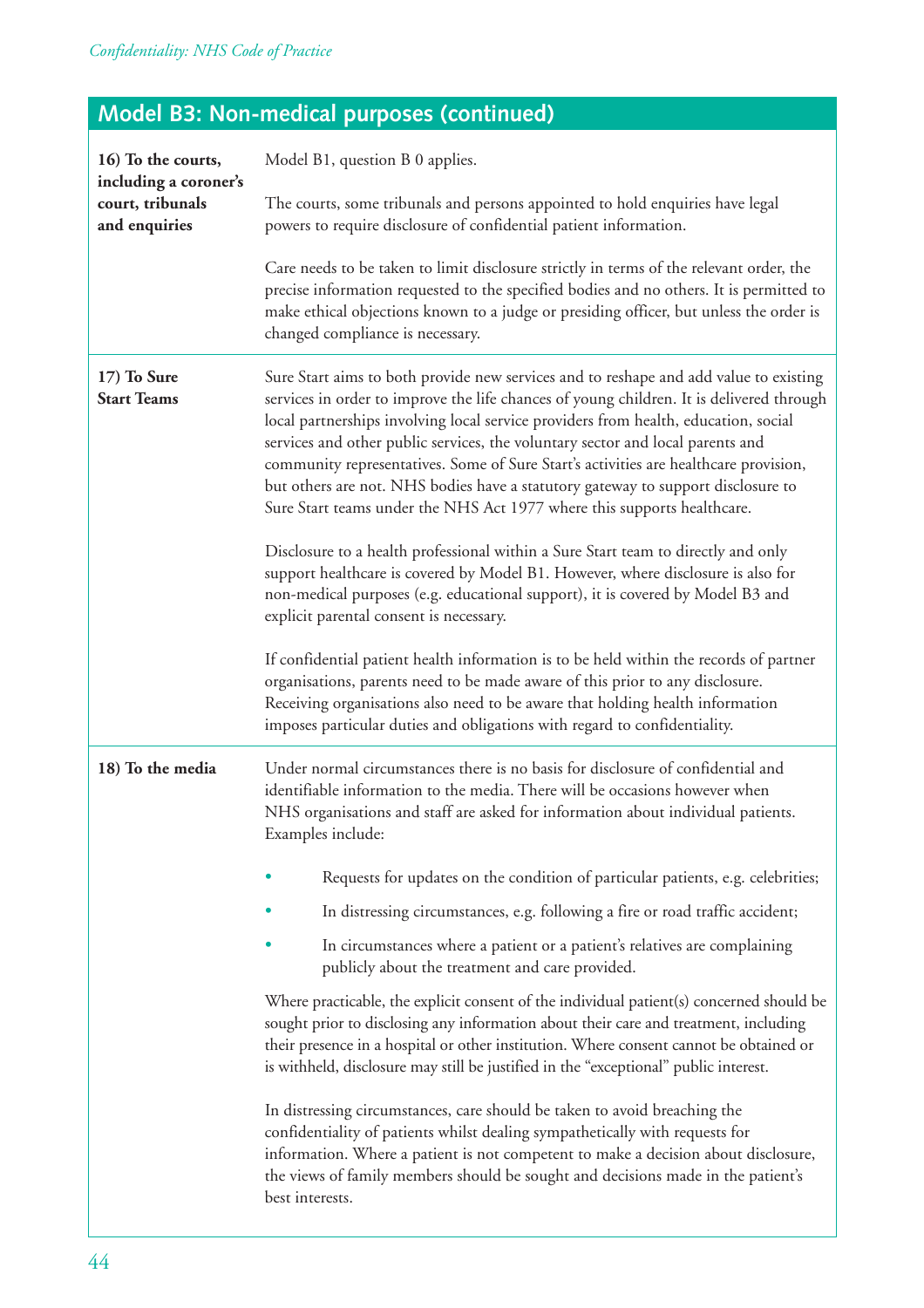## Model B3: Non-medical purposes (continued)

| | |
|---|---|
| **16) To the courts, including a coroner's court, tribunals and enquiries** | Model B1, question B 0 applies.<br><br>The courts, some tribunals and persons appointed to hold enquiries have legal powers to require disclosure of confidential patient information.<br><br>Care needs to be taken to limit disclosure strictly in terms of the relevant order, the precise information requested to the specified bodies and no others. It is permitted to make ethical objections known to a judge or presiding officer, but unless the order is changed compliance is necessary. |
| **17) To Sure Start Teams** | Sure Start aims to both provide new services and to reshape and add value to existing services in order to improve the life chances of young children. It is delivered through local partnerships involving local service providers from health, education, social services and other public services, the voluntary sector and local parents and community representatives. Some of Sure Start's activities are healthcare provision, but others are not. NHS bodies have a statutory gateway to support disclosure to Sure Start teams under the NHS Act 1977 where this supports healthcare.<br><br>Disclosure to a health professional within a Sure Start team to directly and only support healthcare is covered by Model B1. However, where disclosure is also for non-medical purposes (e.g. educational support), it is covered by Model B3 and explicit parental consent is necessary.<br><br>If confidential patient health information is to be held within the records of partner organisations, parents need to be made aware of this prior to any disclosure. Receiving organisations also need to be aware that holding health information imposes particular duties and obligations with regard to confidentiality. |
| **18) To the media** | Under normal circumstances there is no basis for disclosure of confidential and identifiable information to the media. There will be occasions however when NHS organisations and staff are asked for information about individual patients. Examples include:<br><br>• Requests for updates on the condition of particular patients, e.g. celebrities;<br>• In distressing circumstances, e.g. following a fire or road traffic accident;<br>• In circumstances where a patient or a patient's relatives are complaining publicly about the treatment and care provided.<br><br>Where practicable, the explicit consent of the individual patient(s) concerned should be sought prior to disclosing any information about their care and treatment, including their presence in a hospital or other institution. Where consent cannot be obtained or is withheld, disclosure may still be justified in the "exceptional" public interest.<br><br>In distressing circumstances, care should be taken to avoid breaching the confidentiality of patients whilst dealing sympathetically with requests for information. Where a patient is not competent to make a decision about disclosure, the views of family members should be sought and decisions made in the patient's best interests. |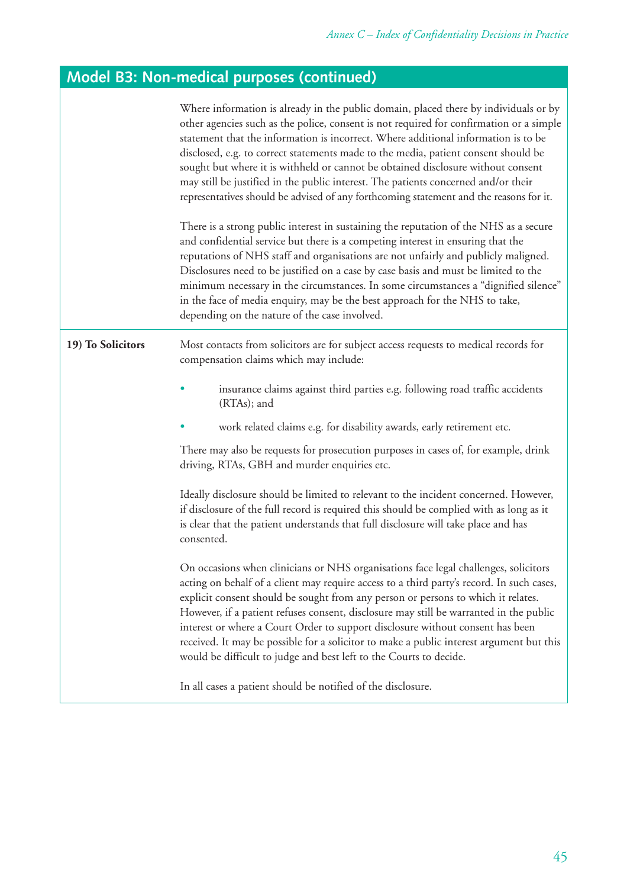## Model B3: Non-medical purposes (continued)

| | |
|---|---|
| | Where information is already in the public domain, placed there by individuals or by other agencies such as the police, consent is not required for confirmation or a simple statement that the information is incorrect. Where additional information is to be disclosed, e.g. to correct statements made to the media, patient consent should be sought but where it is withheld or cannot be obtained disclosure without consent may still be justified in the public interest. The patients concerned and/or their representatives should be advised of any forthcoming statement and the reasons for it.<br><br>There is a strong public interest in sustaining the reputation of the NHS as a secure and confidential service but there is a competing interest in ensuring that the reputations of NHS staff and organisations are not unfairly and publicly maligned. Disclosures need to be justified on a case by case basis and must be limited to the minimum necessary in the circumstances. In some circumstances a "dignified silence" in the face of media enquiry, may be the best approach for the NHS to take, depending on the nature of the case involved. |
| **19) To Solicitors** | Most contacts from solicitors are for subject access requests to medical records for compensation claims which may include:<br><br>• insurance claims against third parties e.g. following road traffic accidents (RTAs); and<br><br>• work related claims e.g. for disability awards, early retirement etc.<br><br>There may also be requests for prosecution purposes in cases of, for example, drink driving, RTAs, GBH and murder enquiries etc.<br><br>Ideally disclosure should be limited to relevant to the incident concerned. However, if disclosure of the full record is required this should be complied with as long as it is clear that the patient understands that full disclosure will take place and has consented.<br><br>On occasions when clinicians or NHS organisations face legal challenges, solicitors acting on behalf of a client may require access to a third party's record. In such cases, explicit consent should be sought from any person or persons to which it relates. However, if a patient refuses consent, disclosure may still be warranted in the public interest or where a Court Order to support disclosure without consent has been received. It may be possible for a solicitor to make a public interest argument but this would be difficult to judge and best left to the Courts to decide.<br><br>In all cases a patient should be notified of the disclosure. |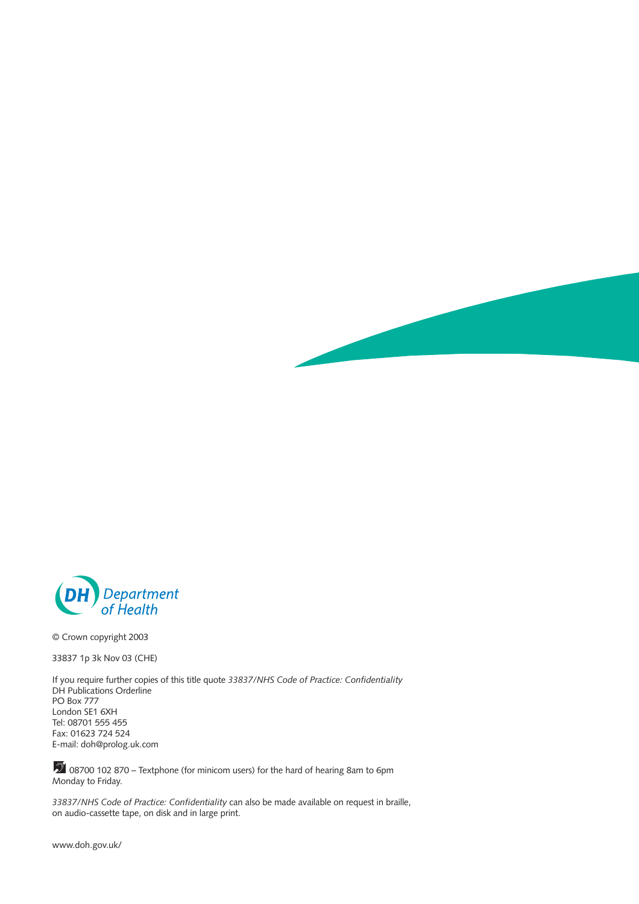DH Department of Health

© Crown copyright 2003

33837 1p 3k Nov 03 (CHE)

If you require further copies of this title quote *33837/NHS Code of Practice: Confidentiality*
DH Publications Orderline
PO Box 777
London SE1 6XH
Tel: 08701 555 455
Fax: 01623 724 524
E-mail: doh@prolog.uk.com

08700 102 870 – Textphone (for minicom users) for the hard of hearing 8am to 6pm Monday to Friday.

*33837/NHS Code of Practice: Confidentiality* can also be made available on request in braille, on audio-cassette tape, on disk and in large print.

www.doh.gov.uk/